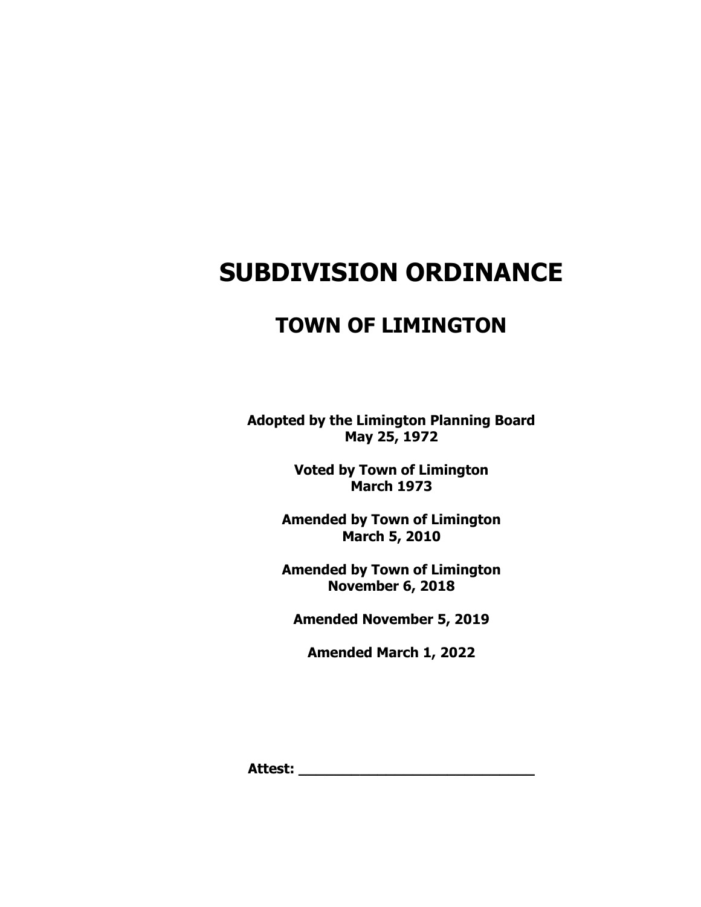# SUBDIVISION ORDINANCE

## TOWN OF LIMINGTON

**Adopted by the Limington Planning Board**
**May 25, 1972**

**Voted by Town of Limington**
**March 1973**

**Amended by Town of Limington**
**March 5, 2010**

**Amended by Town of Limington**
**November 6, 2018**

**Amended November 5, 2019**

**Amended March 1, 2022**

**Attest: ____________________________**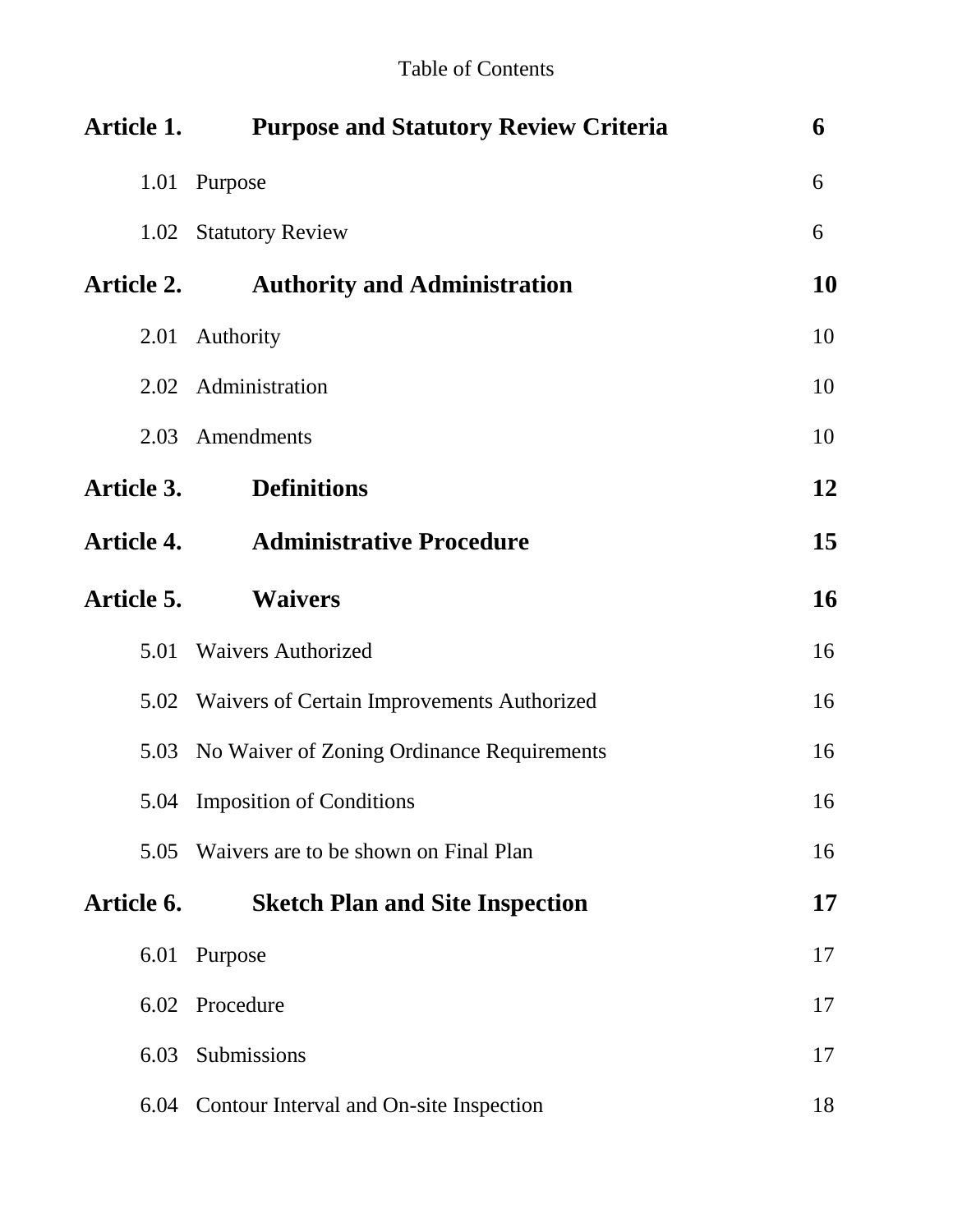Table of Contents

| | | |
|---|---|---|
| **Article 1.** | **Purpose and Statutory Review Criteria** | **6** |
| 1.01 | Purpose | 6 |
| 1.02 | Statutory Review | 6 |
| **Article 2.** | **Authority and Administration** | **10** |
| 2.01 | Authority | 10 |
| 2.02 | Administration | 10 |
| 2.03 | Amendments | 10 |
| **Article 3.** | **Definitions** | **12** |
| **Article 4.** | **Administrative Procedure** | **15** |
| **Article 5.** | **Waivers** | **16** |
| 5.01 | Waivers Authorized | 16 |
| 5.02 | Waivers of Certain Improvements Authorized | 16 |
| 5.03 | No Waiver of Zoning Ordinance Requirements | 16 |
| 5.04 | Imposition of Conditions | 16 |
| 5.05 | Waivers are to be shown on Final Plan | 16 |
| **Article 6.** | **Sketch Plan and Site Inspection** | **17** |
| 6.01 | Purpose | 17 |
| 6.02 | Procedure | 17 |
| 6.03 | Submissions | 17 |
| 6.04 | Contour Interval and On-site Inspection | 18 |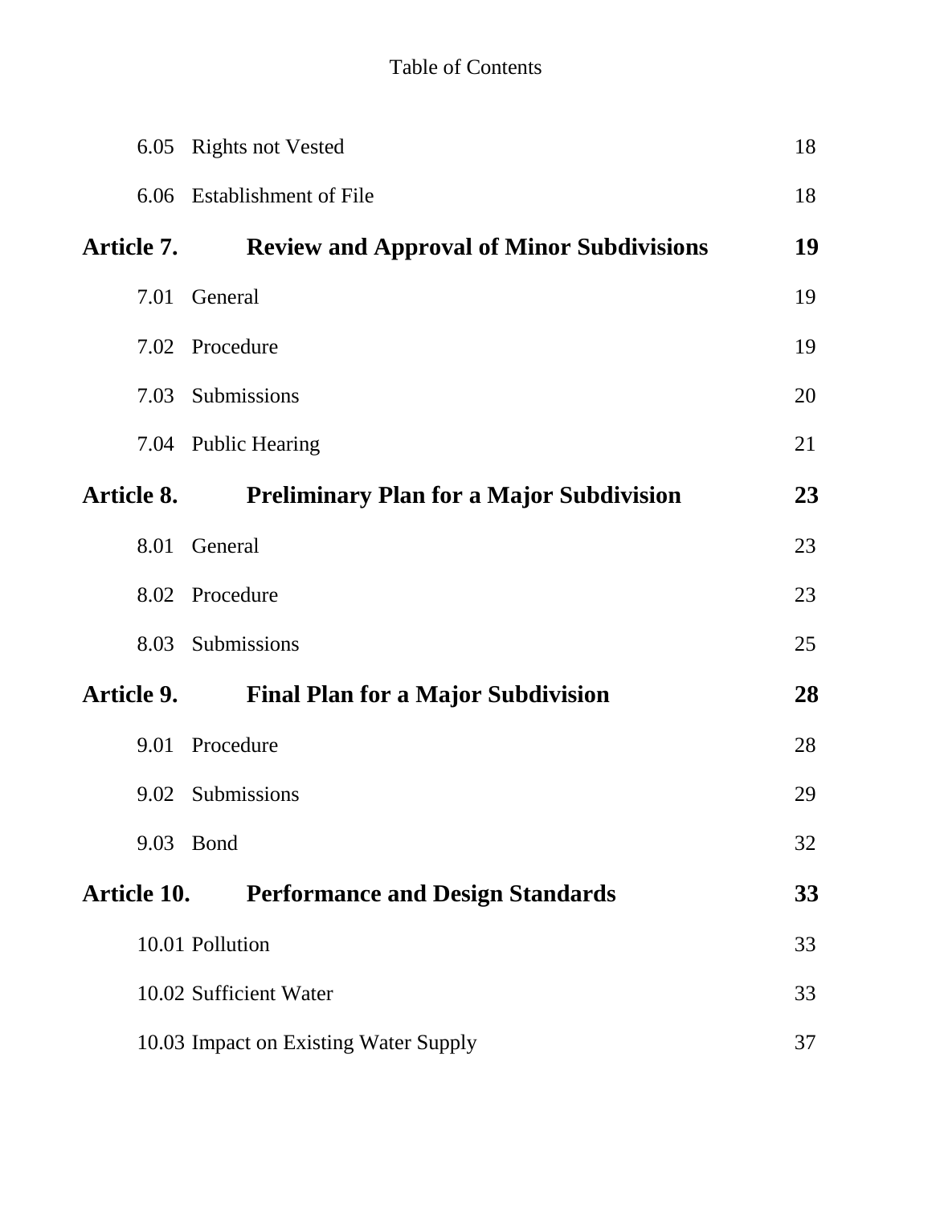Table of Contents

| | | |
|---|---|---|
| 6.05 | Rights not Vested | 18 |
| 6.06 | Establishment of File | 18 |
| **Article 7.** | **Review and Approval of Minor Subdivisions** | **19** |
| 7.01 | General | 19 |
| 7.02 | Procedure | 19 |
| 7.03 | Submissions | 20 |
| 7.04 | Public Hearing | 21 |
| **Article 8.** | **Preliminary Plan for a Major Subdivision** | **23** |
| 8.01 | General | 23 |
| 8.02 | Procedure | 23 |
| 8.03 | Submissions | 25 |
| **Article 9.** | **Final Plan for a Major Subdivision** | **28** |
| 9.01 | Procedure | 28 |
| 9.02 | Submissions | 29 |
| 9.03 | Bond | 32 |
| **Article 10.** | **Performance and Design Standards** | **33** |
| 10.01 | Pollution | 33 |
| 10.02 | Sufficient Water | 33 |
| 10.03 | Impact on Existing Water Supply | 37 |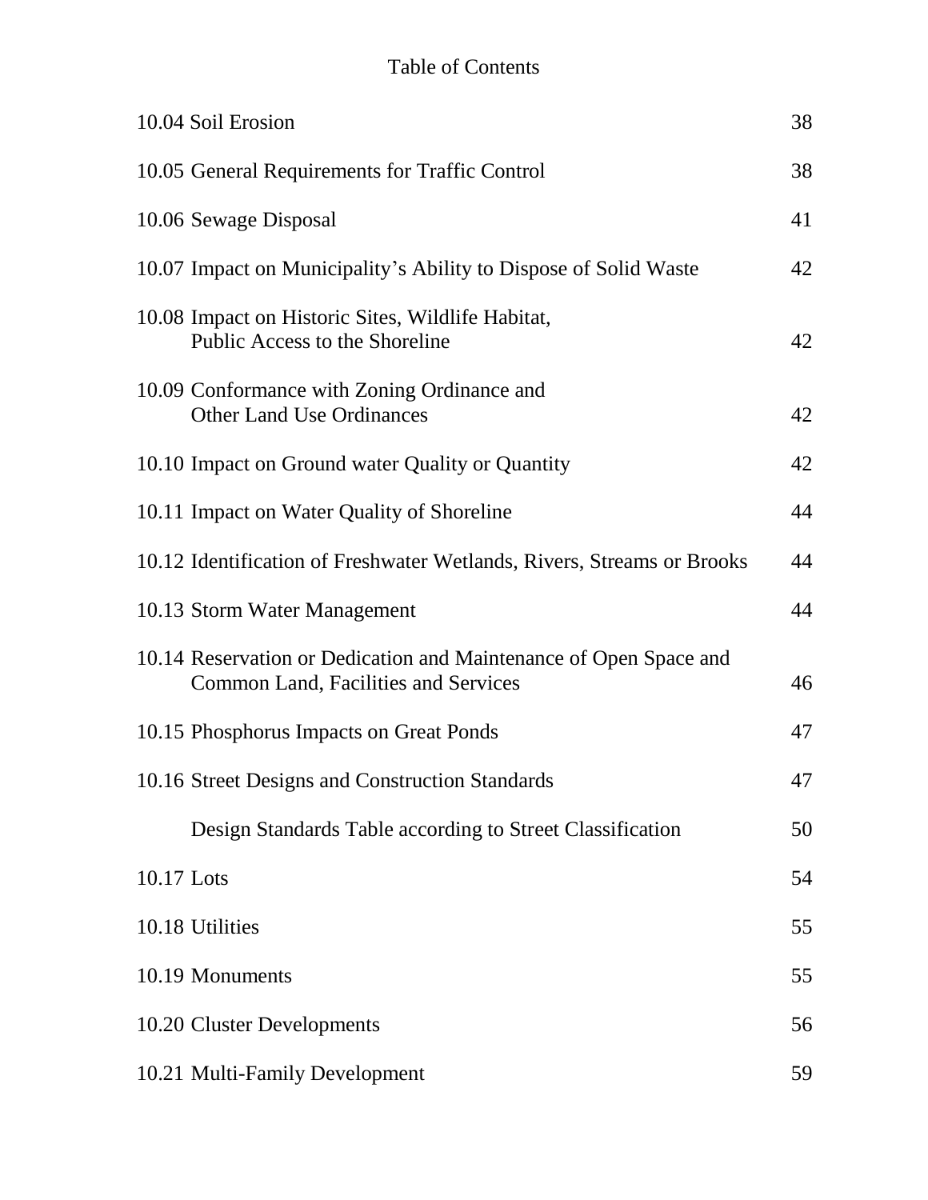Table of Contents

| | |
|---|---|
| 10.04 Soil Erosion | 38 |
| 10.05 General Requirements for Traffic Control | 38 |
| 10.06 Sewage Disposal | 41 |
| 10.07 Impact on Municipality's Ability to Dispose of Solid Waste | 42 |
| 10.08 Impact on Historic Sites, Wildlife Habitat, Public Access to the Shoreline | 42 |
| 10.09 Conformance with Zoning Ordinance and Other Land Use Ordinances | 42 |
| 10.10 Impact on Ground water Quality or Quantity | 42 |
| 10.11 Impact on Water Quality of Shoreline | 44 |
| 10.12 Identification of Freshwater Wetlands, Rivers, Streams or Brooks | 44 |
| 10.13 Storm Water Management | 44 |
| 10.14 Reservation or Dedication and Maintenance of Open Space and Common Land, Facilities and Services | 46 |
| 10.15 Phosphorus Impacts on Great Ponds | 47 |
| 10.16 Street Designs and Construction Standards | 47 |
| Design Standards Table according to Street Classification | 50 |
| 10.17 Lots | 54 |
| 10.18 Utilities | 55 |
| 10.19 Monuments | 55 |
| 10.20 Cluster Developments | 56 |
| 10.21 Multi-Family Development | 59 |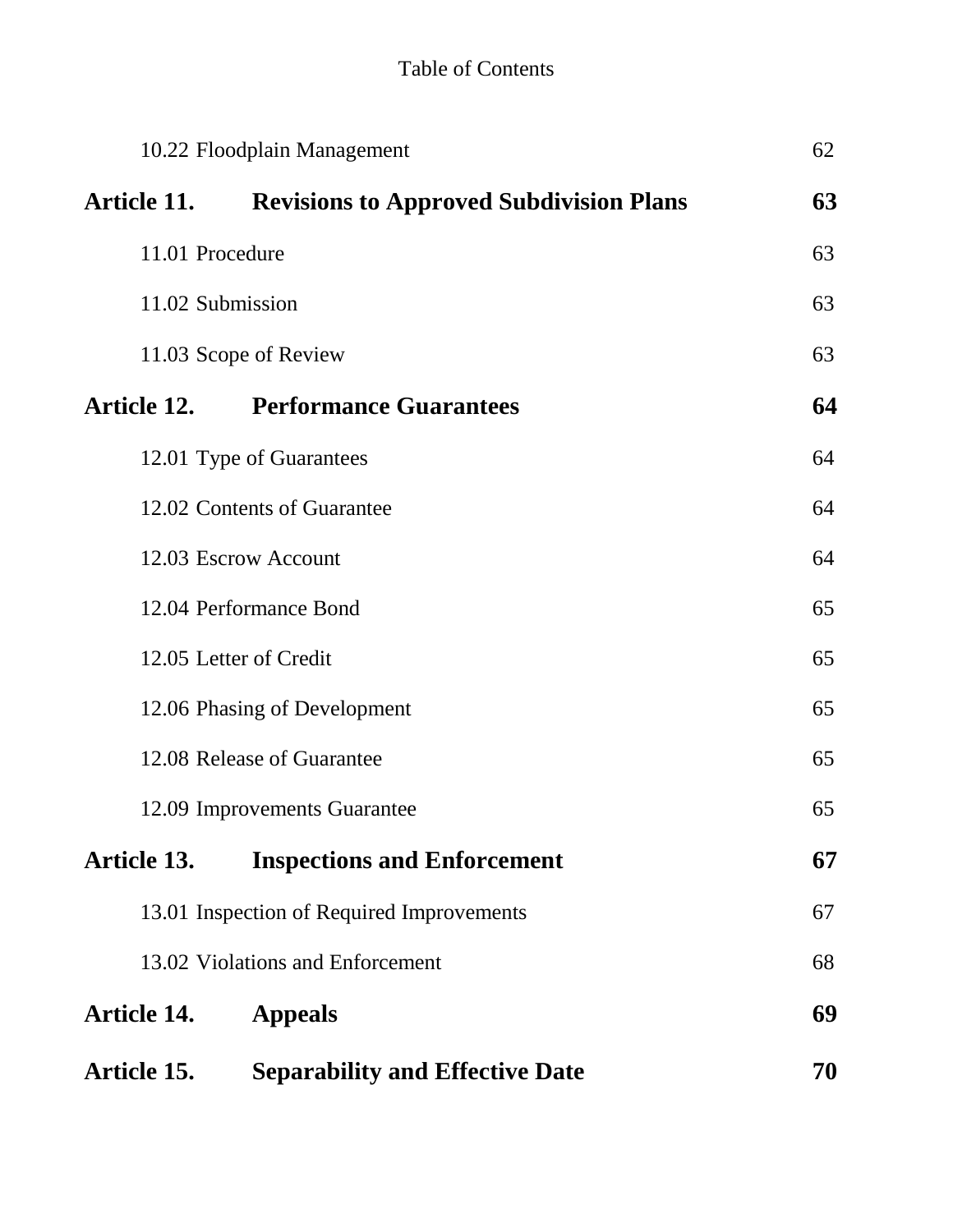Table of Contents

| | | |
|---|---|---|
| | 10.22 Floodplain Management | 62 |
| **Article 11.** | **Revisions to Approved Subdivision Plans** | **63** |
| | 11.01 Procedure | 63 |
| | 11.02 Submission | 63 |
| | 11.03 Scope of Review | 63 |
| **Article 12.** | **Performance Guarantees** | **64** |
| | 12.01 Type of Guarantees | 64 |
| | 12.02 Contents of Guarantee | 64 |
| | 12.03 Escrow Account | 64 |
| | 12.04 Performance Bond | 65 |
| | 12.05 Letter of Credit | 65 |
| | 12.06 Phasing of Development | 65 |
| | 12.08 Release of Guarantee | 65 |
| | 12.09 Improvements Guarantee | 65 |
| **Article 13.** | **Inspections and Enforcement** | **67** |
| | 13.01 Inspection of Required Improvements | 67 |
| | 13.02 Violations and Enforcement | 68 |
| **Article 14.** | **Appeals** | **69** |
| **Article 15.** | **Separability and Effective Date** | **70** |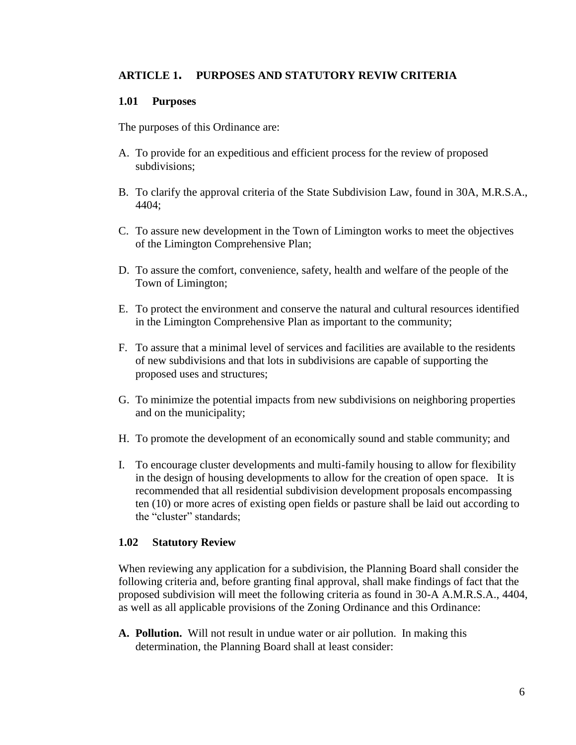## ARTICLE 1. PURPOSES AND STATUTORY REVIW CRITERIA

### 1.01 Purposes

The purposes of this Ordinance are:

A. To provide for an expeditious and efficient process for the review of proposed subdivisions;

B. To clarify the approval criteria of the State Subdivision Law, found in 30A, M.R.S.A., 4404;

C. To assure new development in the Town of Limington works to meet the objectives of the Limington Comprehensive Plan;

D. To assure the comfort, convenience, safety, health and welfare of the people of the Town of Limington;

E. To protect the environment and conserve the natural and cultural resources identified in the Limington Comprehensive Plan as important to the community;

F. To assure that a minimal level of services and facilities are available to the residents of new subdivisions and that lots in subdivisions are capable of supporting the proposed uses and structures;

G. To minimize the potential impacts from new subdivisions on neighboring properties and on the municipality;

H. To promote the development of an economically sound and stable community; and

I. To encourage cluster developments and multi-family housing to allow for flexibility in the design of housing developments to allow for the creation of open space. It is recommended that all residential subdivision development proposals encompassing ten (10) or more acres of existing open fields or pasture shall be laid out according to the "cluster" standards;

### 1.02 Statutory Review

When reviewing any application for a subdivision, the Planning Board shall consider the following criteria and, before granting final approval, shall make findings of fact that the proposed subdivision will meet the following criteria as found in 30-A A.M.R.S.A., 4404, as well as all applicable provisions of the Zoning Ordinance and this Ordinance:

**A. Pollution.** Will not result in undue water or air pollution. In making this determination, the Planning Board shall at least consider: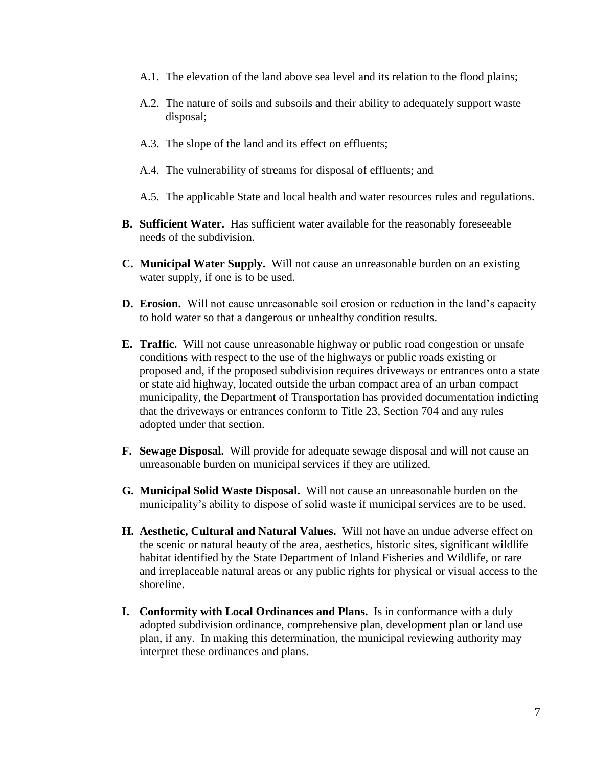- A.1. The elevation of the land above sea level and its relation to the flood plains;
- A.2. The nature of soils and subsoils and their ability to adequately support waste disposal;
- A.3. The slope of the land and its effect on effluents;
- A.4. The vulnerability of streams for disposal of effluents; and
- A.5. The applicable State and local health and water resources rules and regulations.

**B. Sufficient Water.** Has sufficient water available for the reasonably foreseeable needs of the subdivision.

**C. Municipal Water Supply.** Will not cause an unreasonable burden on an existing water supply, if one is to be used.

**D. Erosion.** Will not cause unreasonable soil erosion or reduction in the land's capacity to hold water so that a dangerous or unhealthy condition results.

**E. Traffic.** Will not cause unreasonable highway or public road congestion or unsafe conditions with respect to the use of the highways or public roads existing or proposed and, if the proposed subdivision requires driveways or entrances onto a state or state aid highway, located outside the urban compact area of an urban compact municipality, the Department of Transportation has provided documentation indicting that the driveways or entrances conform to Title 23, Section 704 and any rules adopted under that section.

**F. Sewage Disposal.** Will provide for adequate sewage disposal and will not cause an unreasonable burden on municipal services if they are utilized.

**G. Municipal Solid Waste Disposal.** Will not cause an unreasonable burden on the municipality's ability to dispose of solid waste if municipal services are to be used.

**H. Aesthetic, Cultural and Natural Values.** Will not have an undue adverse effect on the scenic or natural beauty of the area, aesthetics, historic sites, significant wildlife habitat identified by the State Department of Inland Fisheries and Wildlife, or rare and irreplaceable natural areas or any public rights for physical or visual access to the shoreline.

**I. Conformity with Local Ordinances and Plans.** Is in conformance with a duly adopted subdivision ordinance, comprehensive plan, development plan or land use plan, if any. In making this determination, the municipal reviewing authority may interpret these ordinances and plans.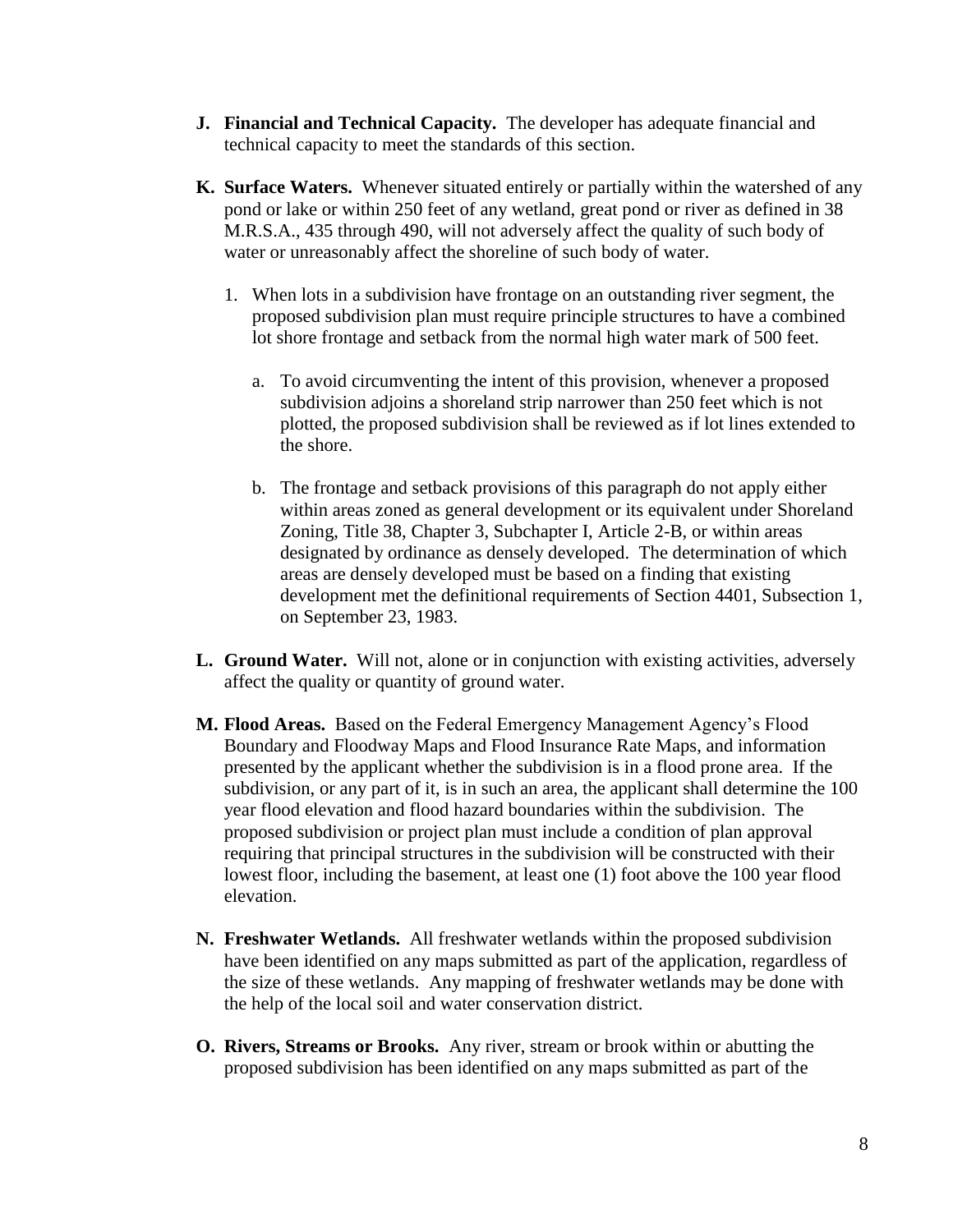**J. Financial and Technical Capacity.** The developer has adequate financial and technical capacity to meet the standards of this section.

**K. Surface Waters.** Whenever situated entirely or partially within the watershed of any pond or lake or within 250 feet of any wetland, great pond or river as defined in 38 M.R.S.A., 435 through 490, will not adversely affect the quality of such body of water or unreasonably affect the shoreline of such body of water.

1. When lots in a subdivision have frontage on an outstanding river segment, the proposed subdivision plan must require principle structures to have a combined lot shore frontage and setback from the normal high water mark of 500 feet.

   a. To avoid circumventing the intent of this provision, whenever a proposed subdivision adjoins a shoreland strip narrower than 250 feet which is not plotted, the proposed subdivision shall be reviewed as if lot lines extended to the shore.

   b. The frontage and setback provisions of this paragraph do not apply either within areas zoned as general development or its equivalent under Shoreland Zoning, Title 38, Chapter 3, Subchapter I, Article 2-B, or within areas designated by ordinance as densely developed. The determination of which areas are densely developed must be based on a finding that existing development met the definitional requirements of Section 4401, Subsection 1, on September 23, 1983.

**L. Ground Water.** Will not, alone or in conjunction with existing activities, adversely affect the quality or quantity of ground water.

**M. Flood Areas.** Based on the Federal Emergency Management Agency's Flood Boundary and Floodway Maps and Flood Insurance Rate Maps, and information presented by the applicant whether the subdivision is in a flood prone area. If the subdivision, or any part of it, is in such an area, the applicant shall determine the 100 year flood elevation and flood hazard boundaries within the subdivision. The proposed subdivision or project plan must include a condition of plan approval requiring that principal structures in the subdivision will be constructed with their lowest floor, including the basement, at least one (1) foot above the 100 year flood elevation.

**N. Freshwater Wetlands.** All freshwater wetlands within the proposed subdivision have been identified on any maps submitted as part of the application, regardless of the size of these wetlands. Any mapping of freshwater wetlands may be done with the help of the local soil and water conservation district.

**O. Rivers, Streams or Brooks.** Any river, stream or brook within or abutting the proposed subdivision has been identified on any maps submitted as part of the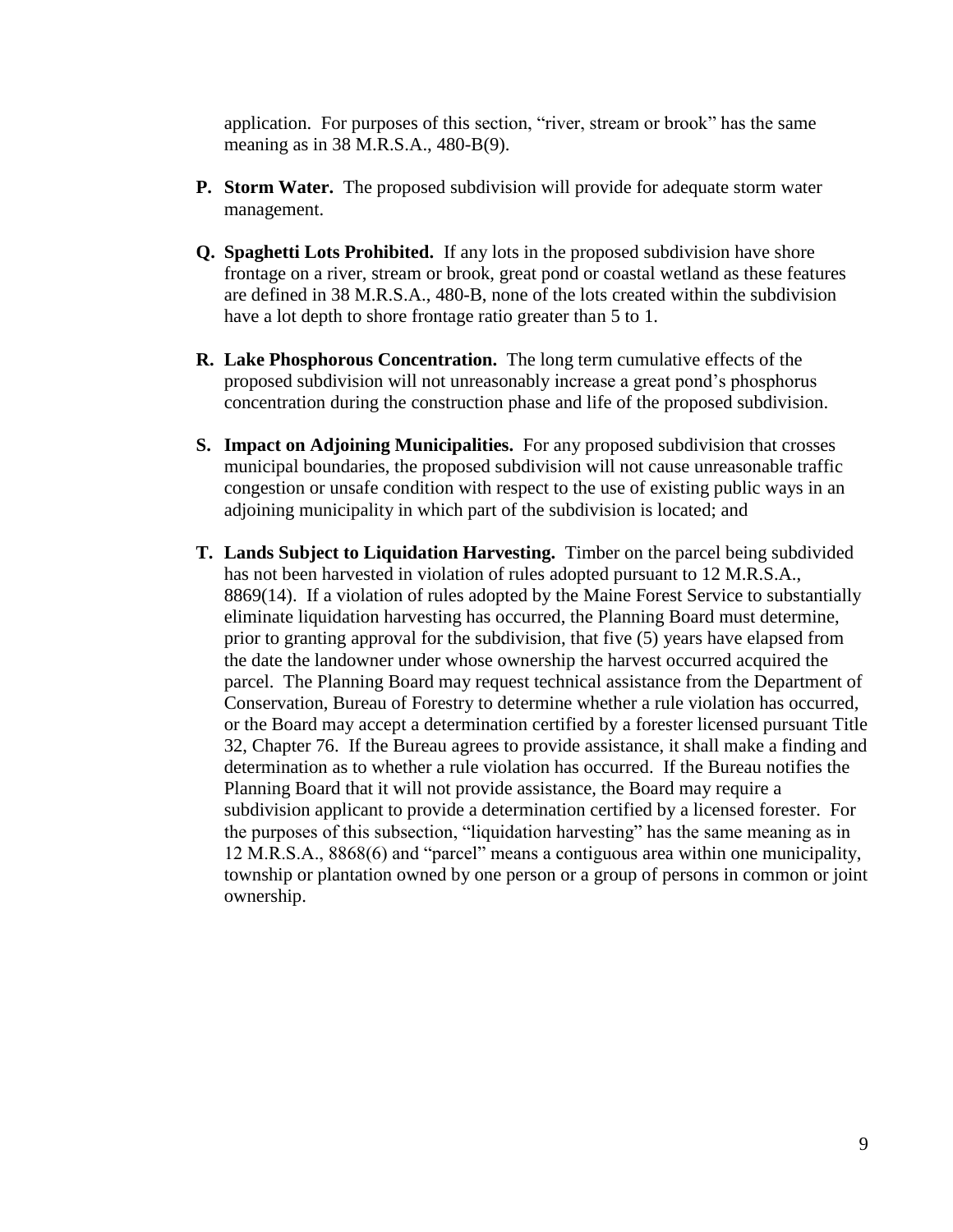application. For purposes of this section, "river, stream or brook" has the same meaning as in 38 M.R.S.A., 480-B(9).

**P. Storm Water.** The proposed subdivision will provide for adequate storm water management.

**Q. Spaghetti Lots Prohibited.** If any lots in the proposed subdivision have shore frontage on a river, stream or brook, great pond or coastal wetland as these features are defined in 38 M.R.S.A., 480-B, none of the lots created within the subdivision have a lot depth to shore frontage ratio greater than 5 to 1.

**R. Lake Phosphorous Concentration.** The long term cumulative effects of the proposed subdivision will not unreasonably increase a great pond's phosphorus concentration during the construction phase and life of the proposed subdivision.

**S. Impact on Adjoining Municipalities.** For any proposed subdivision that crosses municipal boundaries, the proposed subdivision will not cause unreasonable traffic congestion or unsafe condition with respect to the use of existing public ways in an adjoining municipality in which part of the subdivision is located; and

**T. Lands Subject to Liquidation Harvesting.** Timber on the parcel being subdivided has not been harvested in violation of rules adopted pursuant to 12 M.R.S.A., 8869(14). If a violation of rules adopted by the Maine Forest Service to substantially eliminate liquidation harvesting has occurred, the Planning Board must determine, prior to granting approval for the subdivision, that five (5) years have elapsed from the date the landowner under whose ownership the harvest occurred acquired the parcel. The Planning Board may request technical assistance from the Department of Conservation, Bureau of Forestry to determine whether a rule violation has occurred, or the Board may accept a determination certified by a forester licensed pursuant Title 32, Chapter 76. If the Bureau agrees to provide assistance, it shall make a finding and determination as to whether a rule violation has occurred. If the Bureau notifies the Planning Board that it will not provide assistance, the Board may require a subdivision applicant to provide a determination certified by a licensed forester. For the purposes of this subsection, "liquidation harvesting" has the same meaning as in 12 M.R.S.A., 8868(6) and "parcel" means a contiguous area within one municipality, township or plantation owned by one person or a group of persons in common or joint ownership.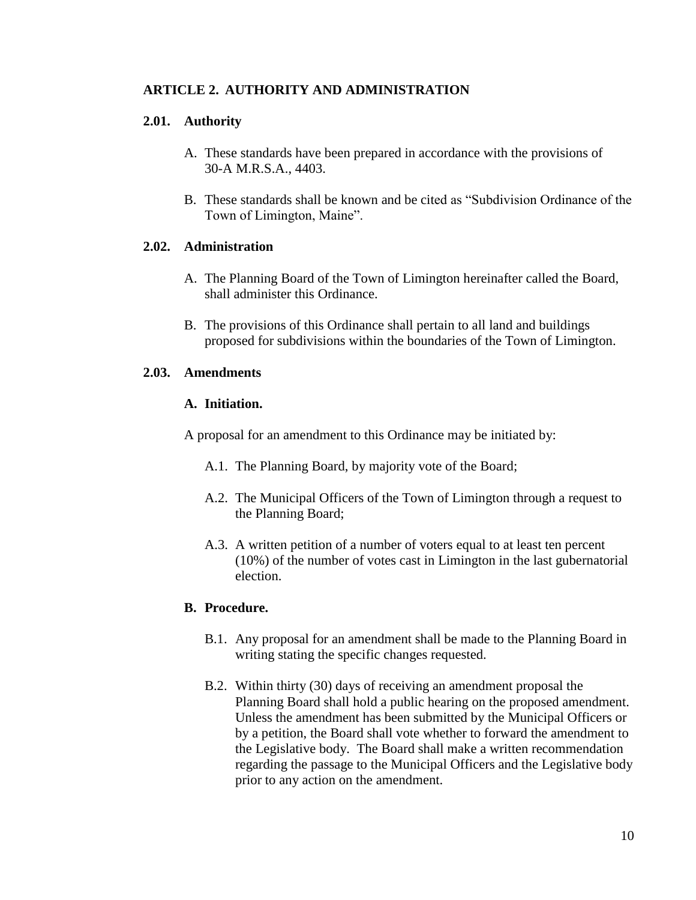## ARTICLE 2. AUTHORITY AND ADMINISTRATION

### 2.01. Authority

A. These standards have been prepared in accordance with the provisions of 30-A M.R.S.A., 4403.

B. These standards shall be known and be cited as "Subdivision Ordinance of the Town of Limington, Maine".

### 2.02. Administration

A. The Planning Board of the Town of Limington hereinafter called the Board, shall administer this Ordinance.

B. The provisions of this Ordinance shall pertain to all land and buildings proposed for subdivisions within the boundaries of the Town of Limington.

### 2.03. Amendments

**A. Initiation.**

A proposal for an amendment to this Ordinance may be initiated by:

A.1. The Planning Board, by majority vote of the Board;

A.2. The Municipal Officers of the Town of Limington through a request to the Planning Board;

A.3. A written petition of a number of voters equal to at least ten percent (10%) of the number of votes cast in Limington in the last gubernatorial election.

**B. Procedure.**

B.1. Any proposal for an amendment shall be made to the Planning Board in writing stating the specific changes requested.

B.2. Within thirty (30) days of receiving an amendment proposal the Planning Board shall hold a public hearing on the proposed amendment. Unless the amendment has been submitted by the Municipal Officers or by a petition, the Board shall vote whether to forward the amendment to the Legislative body. The Board shall make a written recommendation regarding the passage to the Municipal Officers and the Legislative body prior to any action on the amendment.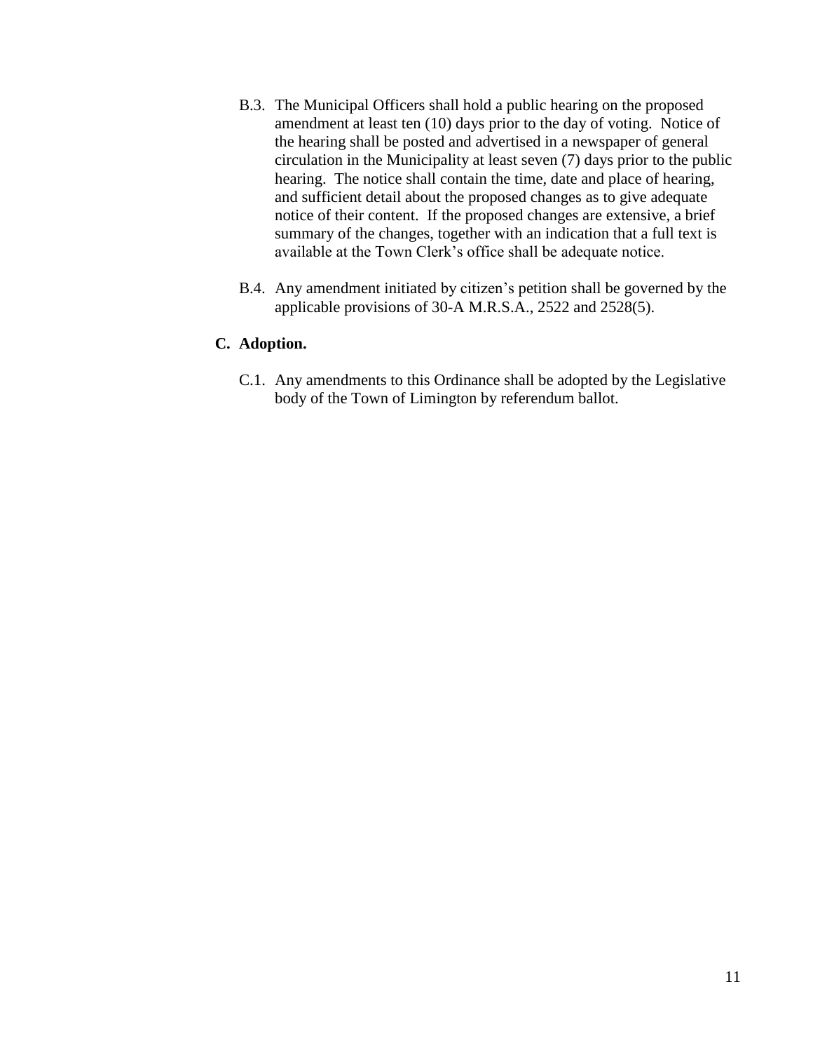B.3. The Municipal Officers shall hold a public hearing on the proposed amendment at least ten (10) days prior to the day of voting. Notice of the hearing shall be posted and advertised in a newspaper of general circulation in the Municipality at least seven (7) days prior to the public hearing. The notice shall contain the time, date and place of hearing, and sufficient detail about the proposed changes as to give adequate notice of their content. If the proposed changes are extensive, a brief summary of the changes, together with an indication that a full text is available at the Town Clerk's office shall be adequate notice.

B.4. Any amendment initiated by citizen's petition shall be governed by the applicable provisions of 30-A M.R.S.A., 2522 and 2528(5).

**C. Adoption.**

C.1. Any amendments to this Ordinance shall be adopted by the Legislative body of the Town of Limington by referendum ballot.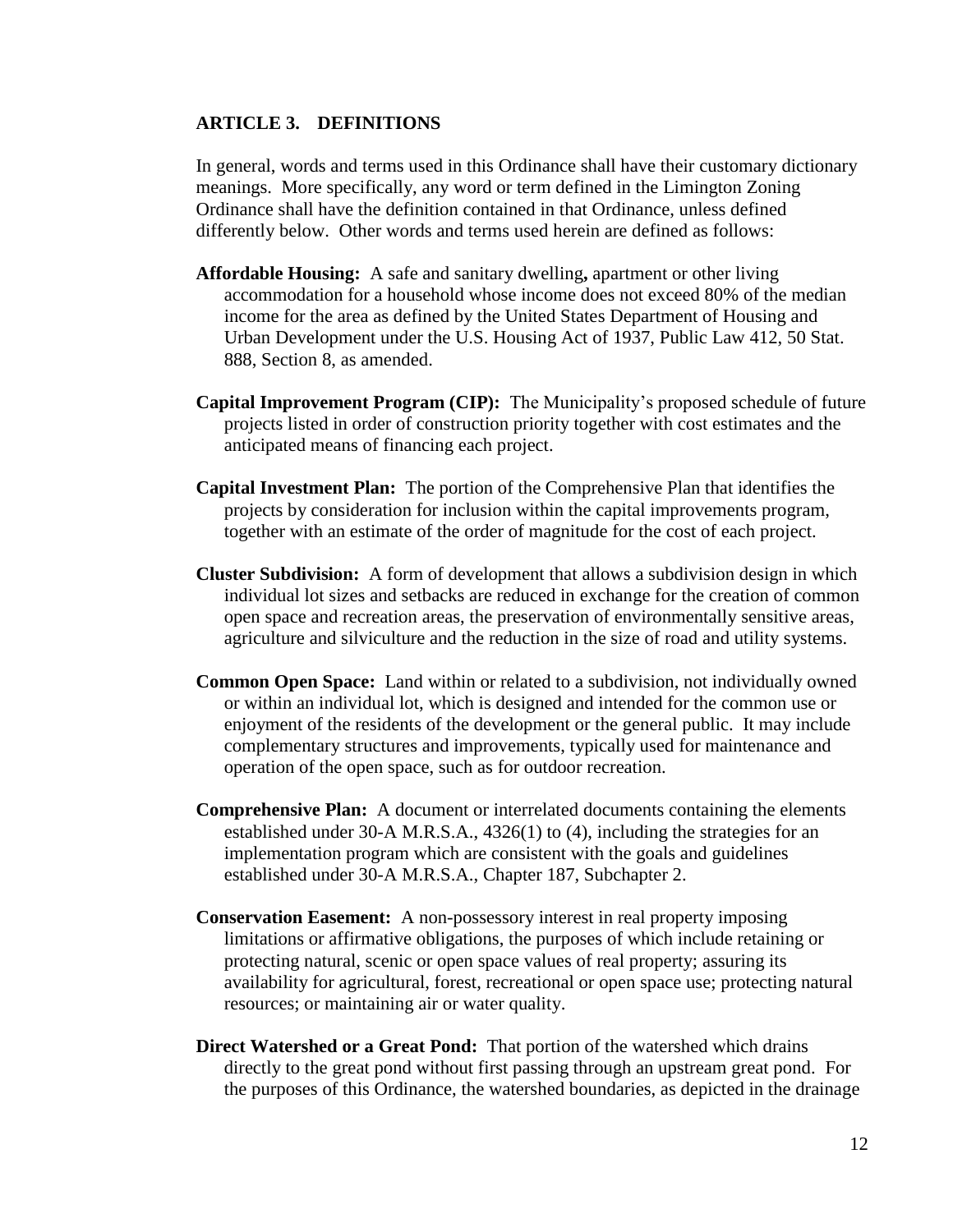## ARTICLE 3. DEFINITIONS

In general, words and terms used in this Ordinance shall have their customary dictionary meanings. More specifically, any word or term defined in the Limington Zoning Ordinance shall have the definition contained in that Ordinance, unless defined differently below. Other words and terms used herein are defined as follows:

**Affordable Housing:** A safe and sanitary dwelling**,** apartment or other living accommodation for a household whose income does not exceed 80% of the median income for the area as defined by the United States Department of Housing and Urban Development under the U.S. Housing Act of 1937, Public Law 412, 50 Stat. 888, Section 8, as amended.

**Capital Improvement Program (CIP):** The Municipality's proposed schedule of future projects listed in order of construction priority together with cost estimates and the anticipated means of financing each project.

**Capital Investment Plan:** The portion of the Comprehensive Plan that identifies the projects by consideration for inclusion within the capital improvements program, together with an estimate of the order of magnitude for the cost of each project.

**Cluster Subdivision:** A form of development that allows a subdivision design in which individual lot sizes and setbacks are reduced in exchange for the creation of common open space and recreation areas, the preservation of environmentally sensitive areas, agriculture and silviculture and the reduction in the size of road and utility systems.

**Common Open Space:** Land within or related to a subdivision, not individually owned or within an individual lot, which is designed and intended for the common use or enjoyment of the residents of the development or the general public. It may include complementary structures and improvements, typically used for maintenance and operation of the open space, such as for outdoor recreation.

**Comprehensive Plan:** A document or interrelated documents containing the elements established under 30-A M.R.S.A., 4326(1) to (4), including the strategies for an implementation program which are consistent with the goals and guidelines established under 30-A M.R.S.A., Chapter 187, Subchapter 2.

**Conservation Easement:** A non-possessory interest in real property imposing limitations or affirmative obligations, the purposes of which include retaining or protecting natural, scenic or open space values of real property; assuring its availability for agricultural, forest, recreational or open space use; protecting natural resources; or maintaining air or water quality.

**Direct Watershed or a Great Pond:** That portion of the watershed which drains directly to the great pond without first passing through an upstream great pond. For the purposes of this Ordinance, the watershed boundaries, as depicted in the drainage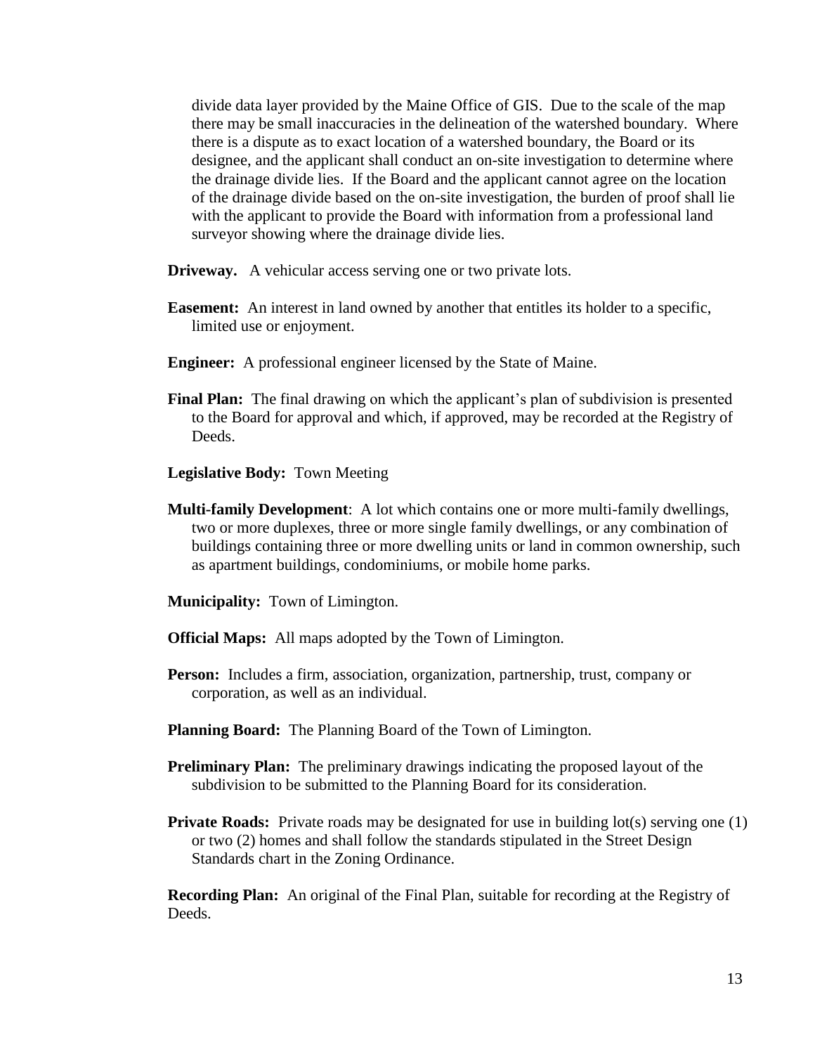divide data layer provided by the Maine Office of GIS. Due to the scale of the map there may be small inaccuracies in the delineation of the watershed boundary. Where there is a dispute as to exact location of a watershed boundary, the Board or its designee, and the applicant shall conduct an on-site investigation to determine where the drainage divide lies. If the Board and the applicant cannot agree on the location of the drainage divide based on the on-site investigation, the burden of proof shall lie with the applicant to provide the Board with information from a professional land surveyor showing where the drainage divide lies.

**Driveway.** A vehicular access serving one or two private lots.

**Easement:** An interest in land owned by another that entitles its holder to a specific, limited use or enjoyment.

**Engineer:** A professional engineer licensed by the State of Maine.

**Final Plan:** The final drawing on which the applicant's plan of subdivision is presented to the Board for approval and which, if approved, may be recorded at the Registry of Deeds.

**Legislative Body:** Town Meeting

**Multi-family Development**: A lot which contains one or more multi-family dwellings, two or more duplexes, three or more single family dwellings, or any combination of buildings containing three or more dwelling units or land in common ownership, such as apartment buildings, condominiums, or mobile home parks.

**Municipality:** Town of Limington.

**Official Maps:** All maps adopted by the Town of Limington.

**Person:** Includes a firm, association, organization, partnership, trust, company or corporation, as well as an individual.

**Planning Board:** The Planning Board of the Town of Limington.

**Preliminary Plan:** The preliminary drawings indicating the proposed layout of the subdivision to be submitted to the Planning Board for its consideration.

**Private Roads:** Private roads may be designated for use in building lot(s) serving one (1) or two (2) homes and shall follow the standards stipulated in the Street Design Standards chart in the Zoning Ordinance.

**Recording Plan:** An original of the Final Plan, suitable for recording at the Registry of Deeds.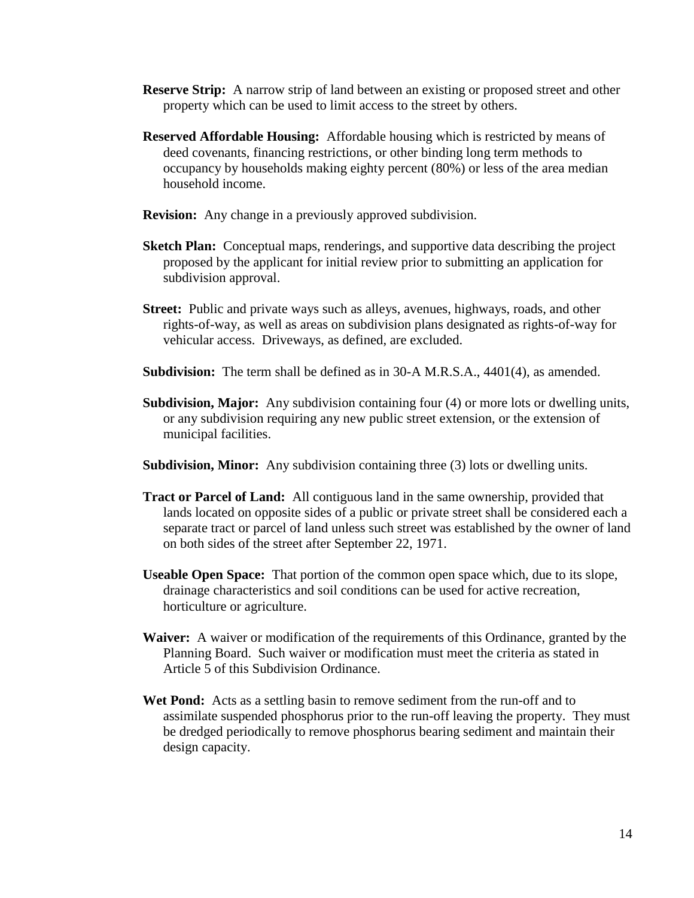**Reserve Strip:** A narrow strip of land between an existing or proposed street and other property which can be used to limit access to the street by others.

**Reserved Affordable Housing:** Affordable housing which is restricted by means of deed covenants, financing restrictions, or other binding long term methods to occupancy by households making eighty percent (80%) or less of the area median household income.

**Revision:** Any change in a previously approved subdivision.

**Sketch Plan:** Conceptual maps, renderings, and supportive data describing the project proposed by the applicant for initial review prior to submitting an application for subdivision approval.

**Street:** Public and private ways such as alleys, avenues, highways, roads, and other rights-of-way, as well as areas on subdivision plans designated as rights-of-way for vehicular access. Driveways, as defined, are excluded.

**Subdivision:** The term shall be defined as in 30-A M.R.S.A., 4401(4), as amended.

**Subdivision, Major:** Any subdivision containing four (4) or more lots or dwelling units, or any subdivision requiring any new public street extension, or the extension of municipal facilities.

**Subdivision, Minor:** Any subdivision containing three (3) lots or dwelling units.

**Tract or Parcel of Land:** All contiguous land in the same ownership, provided that lands located on opposite sides of a public or private street shall be considered each a separate tract or parcel of land unless such street was established by the owner of land on both sides of the street after September 22, 1971.

**Useable Open Space:** That portion of the common open space which, due to its slope, drainage characteristics and soil conditions can be used for active recreation, horticulture or agriculture.

**Waiver:** A waiver or modification of the requirements of this Ordinance, granted by the Planning Board. Such waiver or modification must meet the criteria as stated in Article 5 of this Subdivision Ordinance.

**Wet Pond:** Acts as a settling basin to remove sediment from the run-off and to assimilate suspended phosphorus prior to the run-off leaving the property. They must be dredged periodically to remove phosphorus bearing sediment and maintain their design capacity.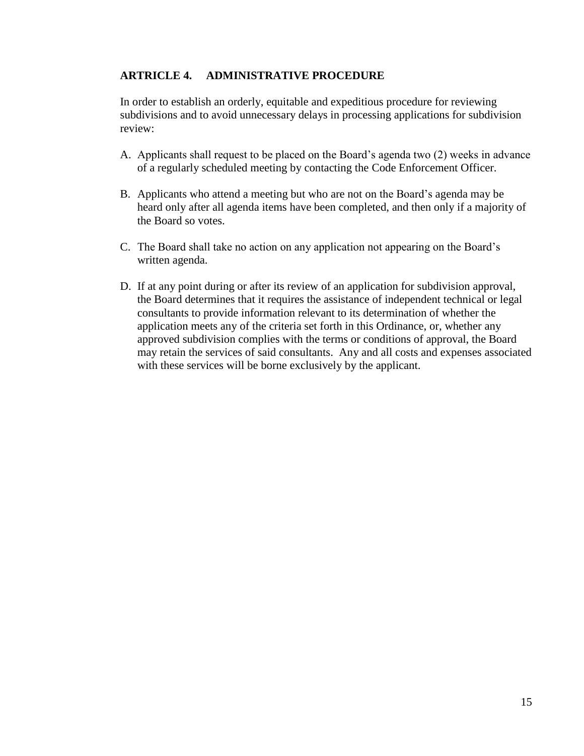## ARTRICLE 4. ADMINISTRATIVE PROCEDURE

In order to establish an orderly, equitable and expeditious procedure for reviewing subdivisions and to avoid unnecessary delays in processing applications for subdivision review:

A. Applicants shall request to be placed on the Board's agenda two (2) weeks in advance of a regularly scheduled meeting by contacting the Code Enforcement Officer.

B. Applicants who attend a meeting but who are not on the Board's agenda may be heard only after all agenda items have been completed, and then only if a majority of the Board so votes.

C. The Board shall take no action on any application not appearing on the Board's written agenda.

D. If at any point during or after its review of an application for subdivision approval, the Board determines that it requires the assistance of independent technical or legal consultants to provide information relevant to its determination of whether the application meets any of the criteria set forth in this Ordinance, or, whether any approved subdivision complies with the terms or conditions of approval, the Board may retain the services of said consultants. Any and all costs and expenses associated with these services will be borne exclusively by the applicant.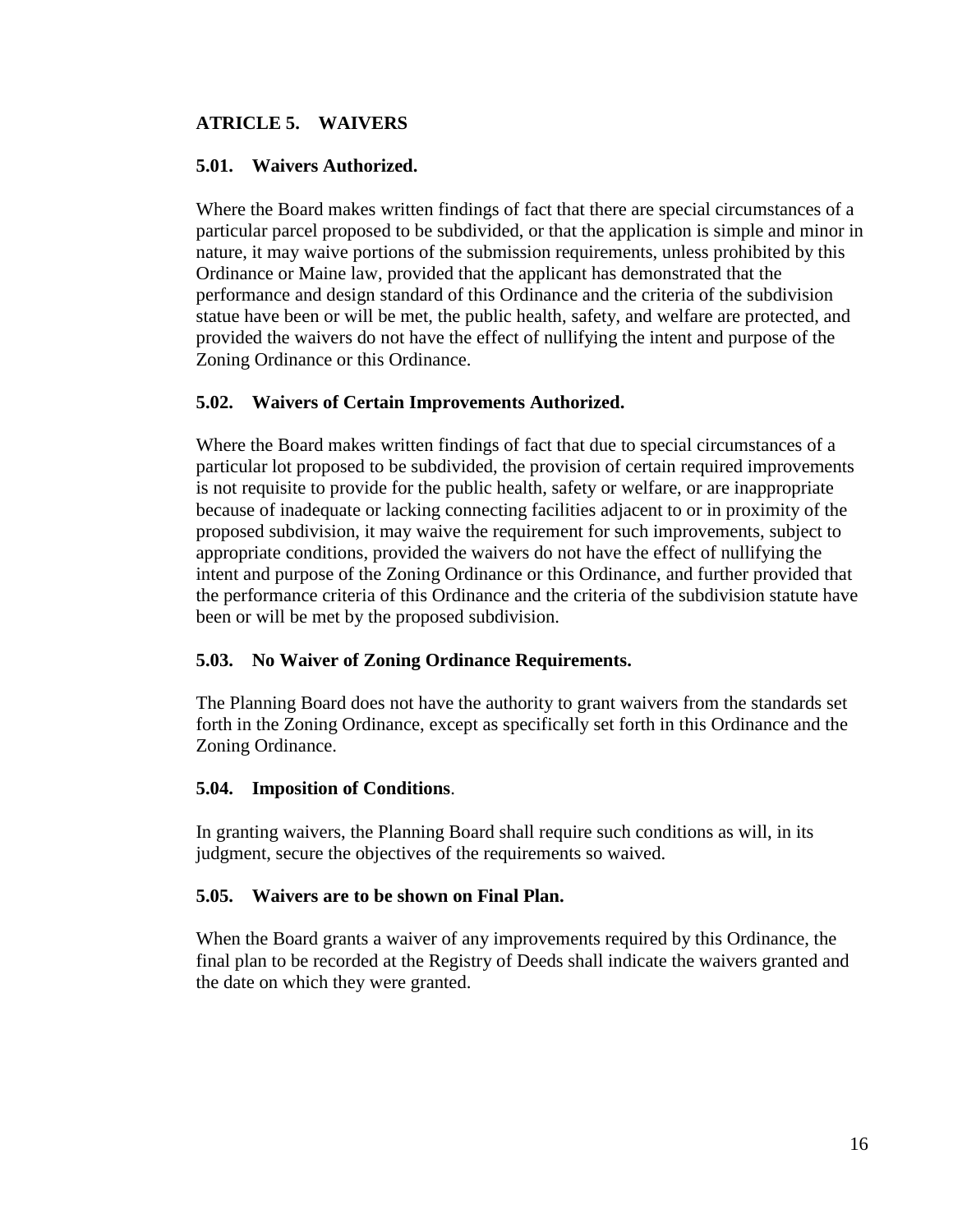## ATRICLE 5. WAIVERS

### 5.01. Waivers Authorized.

Where the Board makes written findings of fact that there are special circumstances of a particular parcel proposed to be subdivided, or that the application is simple and minor in nature, it may waive portions of the submission requirements, unless prohibited by this Ordinance or Maine law, provided that the applicant has demonstrated that the performance and design standard of this Ordinance and the criteria of the subdivision statue have been or will be met, the public health, safety, and welfare are protected, and provided the waivers do not have the effect of nullifying the intent and purpose of the Zoning Ordinance or this Ordinance.

### 5.02. Waivers of Certain Improvements Authorized.

Where the Board makes written findings of fact that due to special circumstances of a particular lot proposed to be subdivided, the provision of certain required improvements is not requisite to provide for the public health, safety or welfare, or are inappropriate because of inadequate or lacking connecting facilities adjacent to or in proximity of the proposed subdivision, it may waive the requirement for such improvements, subject to appropriate conditions, provided the waivers do not have the effect of nullifying the intent and purpose of the Zoning Ordinance or this Ordinance, and further provided that the performance criteria of this Ordinance and the criteria of the subdivision statute have been or will be met by the proposed subdivision.

### 5.03. No Waiver of Zoning Ordinance Requirements.

The Planning Board does not have the authority to grant waivers from the standards set forth in the Zoning Ordinance, except as specifically set forth in this Ordinance and the Zoning Ordinance.

### 5.04. Imposition of Conditions.

In granting waivers, the Planning Board shall require such conditions as will, in its judgment, secure the objectives of the requirements so waived.

### 5.05. Waivers are to be shown on Final Plan.

When the Board grants a waiver of any improvements required by this Ordinance, the final plan to be recorded at the Registry of Deeds shall indicate the waivers granted and the date on which they were granted.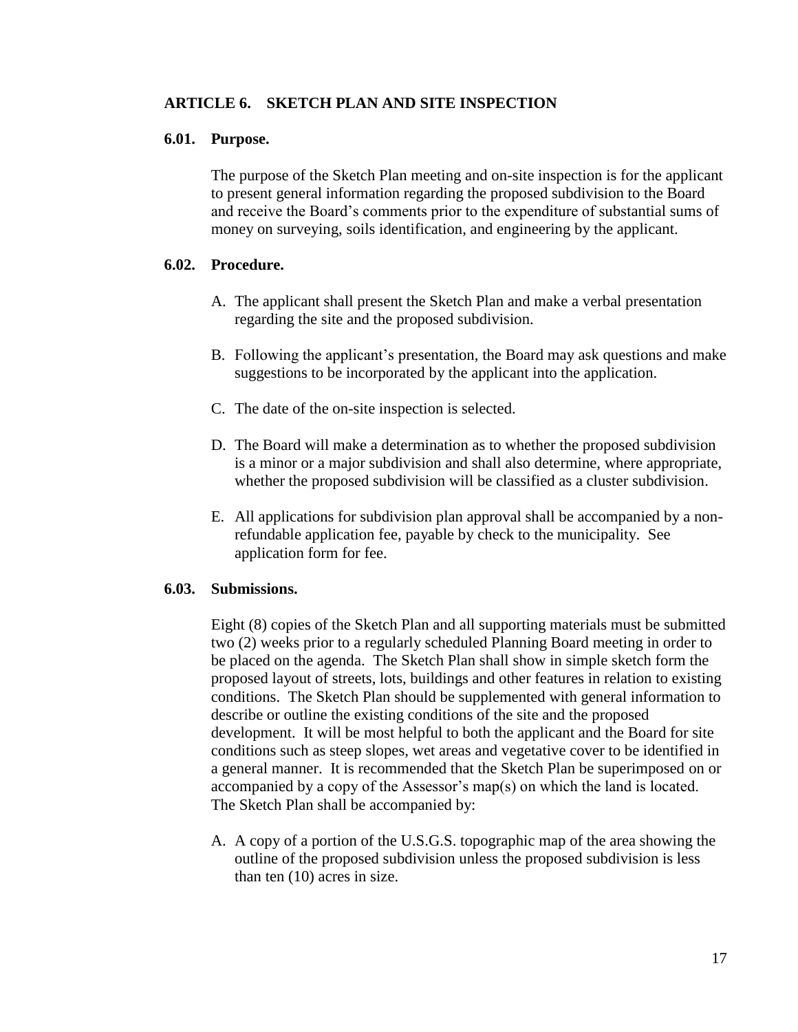## ARTICLE 6. SKETCH PLAN AND SITE INSPECTION

### 6.01. Purpose.

The purpose of the Sketch Plan meeting and on-site inspection is for the applicant to present general information regarding the proposed subdivision to the Board and receive the Board's comments prior to the expenditure of substantial sums of money on surveying, soils identification, and engineering by the applicant.

### 6.02. Procedure.

A. The applicant shall present the Sketch Plan and make a verbal presentation regarding the site and the proposed subdivision.

B. Following the applicant's presentation, the Board may ask questions and make suggestions to be incorporated by the applicant into the application.

C. The date of the on-site inspection is selected.

D. The Board will make a determination as to whether the proposed subdivision is a minor or a major subdivision and shall also determine, where appropriate, whether the proposed subdivision will be classified as a cluster subdivision.

E. All applications for subdivision plan approval shall be accompanied by a non-refundable application fee, payable by check to the municipality. See application form for fee.

### 6.03. Submissions.

Eight (8) copies of the Sketch Plan and all supporting materials must be submitted two (2) weeks prior to a regularly scheduled Planning Board meeting in order to be placed on the agenda. The Sketch Plan shall show in simple sketch form the proposed layout of streets, lots, buildings and other features in relation to existing conditions. The Sketch Plan should be supplemented with general information to describe or outline the existing conditions of the site and the proposed development. It will be most helpful to both the applicant and the Board for site conditions such as steep slopes, wet areas and vegetative cover to be identified in a general manner. It is recommended that the Sketch Plan be superimposed on or accompanied by a copy of the Assessor's map(s) on which the land is located. The Sketch Plan shall be accompanied by:

A. A copy of a portion of the U.S.G.S. topographic map of the area showing the outline of the proposed subdivision unless the proposed subdivision is less than ten (10) acres in size.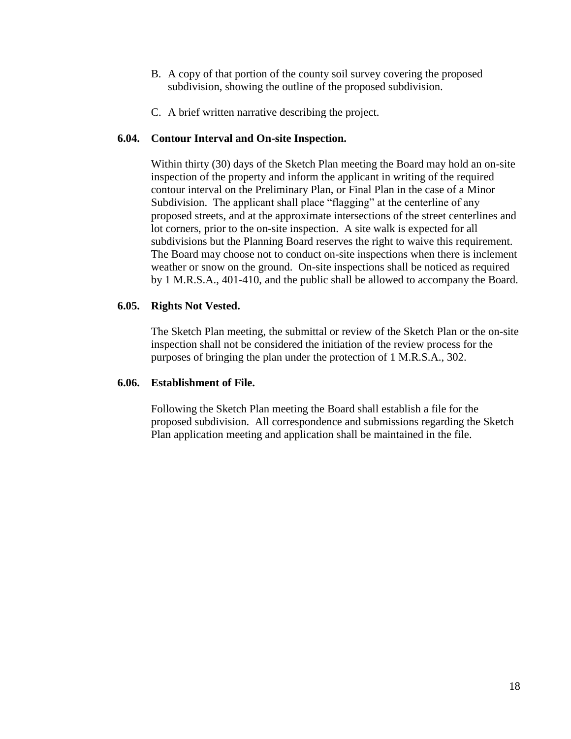B. A copy of that portion of the county soil survey covering the proposed subdivision, showing the outline of the proposed subdivision.

C. A brief written narrative describing the project.

### 6.04. Contour Interval and On-site Inspection.

Within thirty (30) days of the Sketch Plan meeting the Board may hold an on-site inspection of the property and inform the applicant in writing of the required contour interval on the Preliminary Plan, or Final Plan in the case of a Minor Subdivision. The applicant shall place "flagging" at the centerline of any proposed streets, and at the approximate intersections of the street centerlines and lot corners, prior to the on-site inspection. A site walk is expected for all subdivisions but the Planning Board reserves the right to waive this requirement. The Board may choose not to conduct on-site inspections when there is inclement weather or snow on the ground. On-site inspections shall be noticed as required by 1 M.R.S.A., 401-410, and the public shall be allowed to accompany the Board.

### 6.05. Rights Not Vested.

The Sketch Plan meeting, the submittal or review of the Sketch Plan or the on-site inspection shall not be considered the initiation of the review process for the purposes of bringing the plan under the protection of 1 M.R.S.A., 302.

### 6.06. Establishment of File.

Following the Sketch Plan meeting the Board shall establish a file for the proposed subdivision. All correspondence and submissions regarding the Sketch Plan application meeting and application shall be maintained in the file.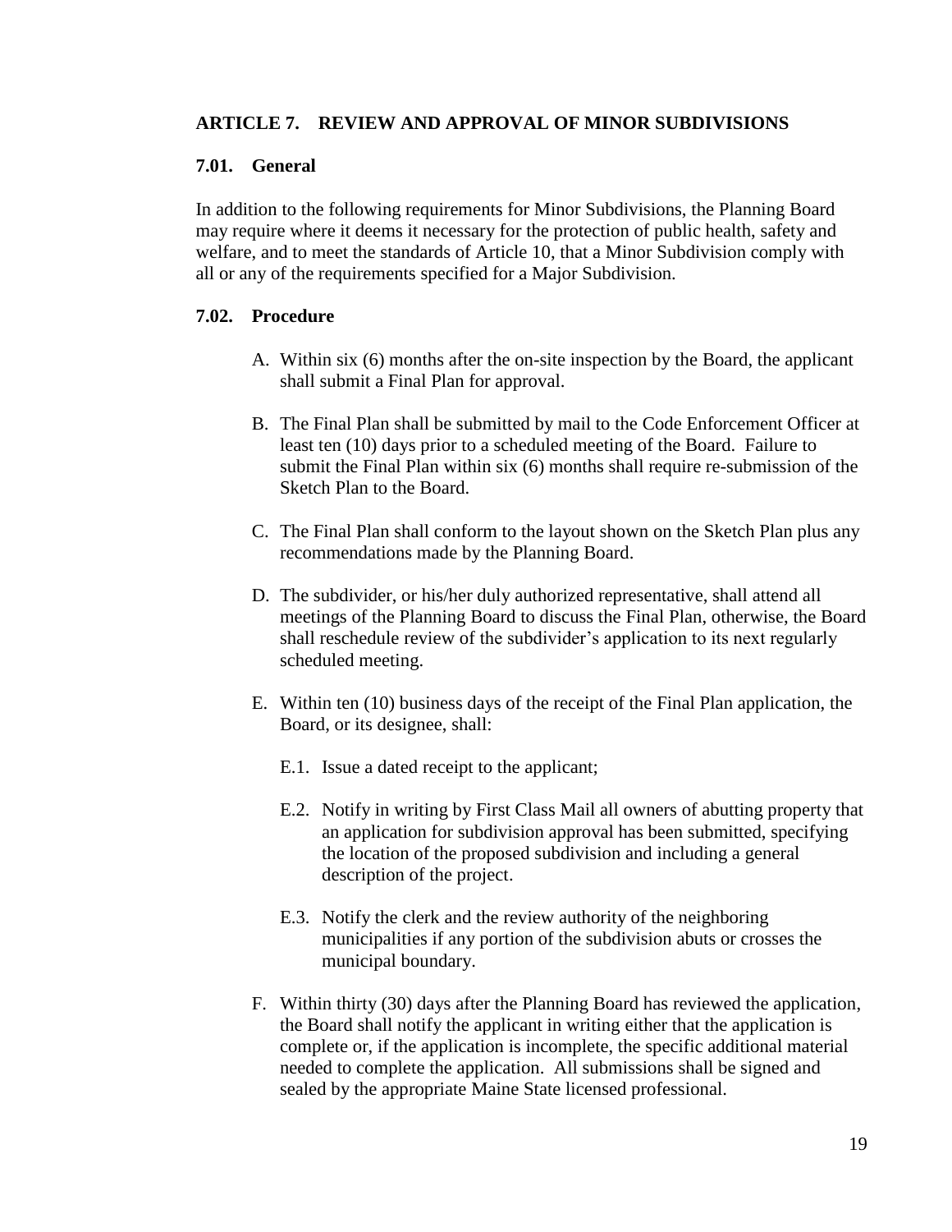## ARTICLE 7. REVIEW AND APPROVAL OF MINOR SUBDIVISIONS

### 7.01. General

In addition to the following requirements for Minor Subdivisions, the Planning Board may require where it deems it necessary for the protection of public health, safety and welfare, and to meet the standards of Article 10, that a Minor Subdivision comply with all or any of the requirements specified for a Major Subdivision.

### 7.02. Procedure

A. Within six (6) months after the on-site inspection by the Board, the applicant shall submit a Final Plan for approval.

B. The Final Plan shall be submitted by mail to the Code Enforcement Officer at least ten (10) days prior to a scheduled meeting of the Board. Failure to submit the Final Plan within six (6) months shall require re-submission of the Sketch Plan to the Board.

C. The Final Plan shall conform to the layout shown on the Sketch Plan plus any recommendations made by the Planning Board.

D. The subdivider, or his/her duly authorized representative, shall attend all meetings of the Planning Board to discuss the Final Plan, otherwise, the Board shall reschedule review of the subdivider's application to its next regularly scheduled meeting.

E. Within ten (10) business days of the receipt of the Final Plan application, the Board, or its designee, shall:

   E.1. Issue a dated receipt to the applicant;

   E.2. Notify in writing by First Class Mail all owners of abutting property that an application for subdivision approval has been submitted, specifying the location of the proposed subdivision and including a general description of the project.

   E.3. Notify the clerk and the review authority of the neighboring municipalities if any portion of the subdivision abuts or crosses the municipal boundary.

F. Within thirty (30) days after the Planning Board has reviewed the application, the Board shall notify the applicant in writing either that the application is complete or, if the application is incomplete, the specific additional material needed to complete the application. All submissions shall be signed and sealed by the appropriate Maine State licensed professional.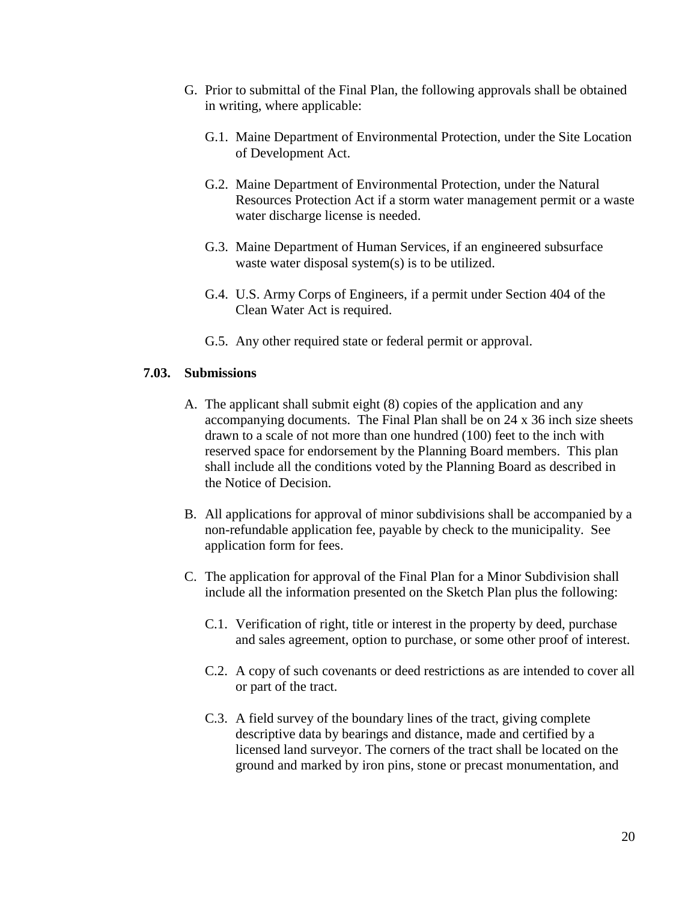G. Prior to submittal of the Final Plan, the following approvals shall be obtained in writing, where applicable:

   G.1. Maine Department of Environmental Protection, under the Site Location of Development Act.

   G.2. Maine Department of Environmental Protection, under the Natural Resources Protection Act if a storm water management permit or a waste water discharge license is needed.

   G.3. Maine Department of Human Services, if an engineered subsurface waste water disposal system(s) is to be utilized.

   G.4. U.S. Army Corps of Engineers, if a permit under Section 404 of the Clean Water Act is required.

   G.5. Any other required state or federal permit or approval.

**7.03. Submissions**

A. The applicant shall submit eight (8) copies of the application and any accompanying documents. The Final Plan shall be on 24 x 36 inch size sheets drawn to a scale of not more than one hundred (100) feet to the inch with reserved space for endorsement by the Planning Board members. This plan shall include all the conditions voted by the Planning Board as described in the Notice of Decision.

B. All applications for approval of minor subdivisions shall be accompanied by a non-refundable application fee, payable by check to the municipality. See application form for fees.

C. The application for approval of the Final Plan for a Minor Subdivision shall include all the information presented on the Sketch Plan plus the following:

   C.1. Verification of right, title or interest in the property by deed, purchase and sales agreement, option to purchase, or some other proof of interest.

   C.2. A copy of such covenants or deed restrictions as are intended to cover all or part of the tract.

   C.3. A field survey of the boundary lines of the tract, giving complete descriptive data by bearings and distance, made and certified by a licensed land surveyor. The corners of the tract shall be located on the ground and marked by iron pins, stone or precast monumentation, and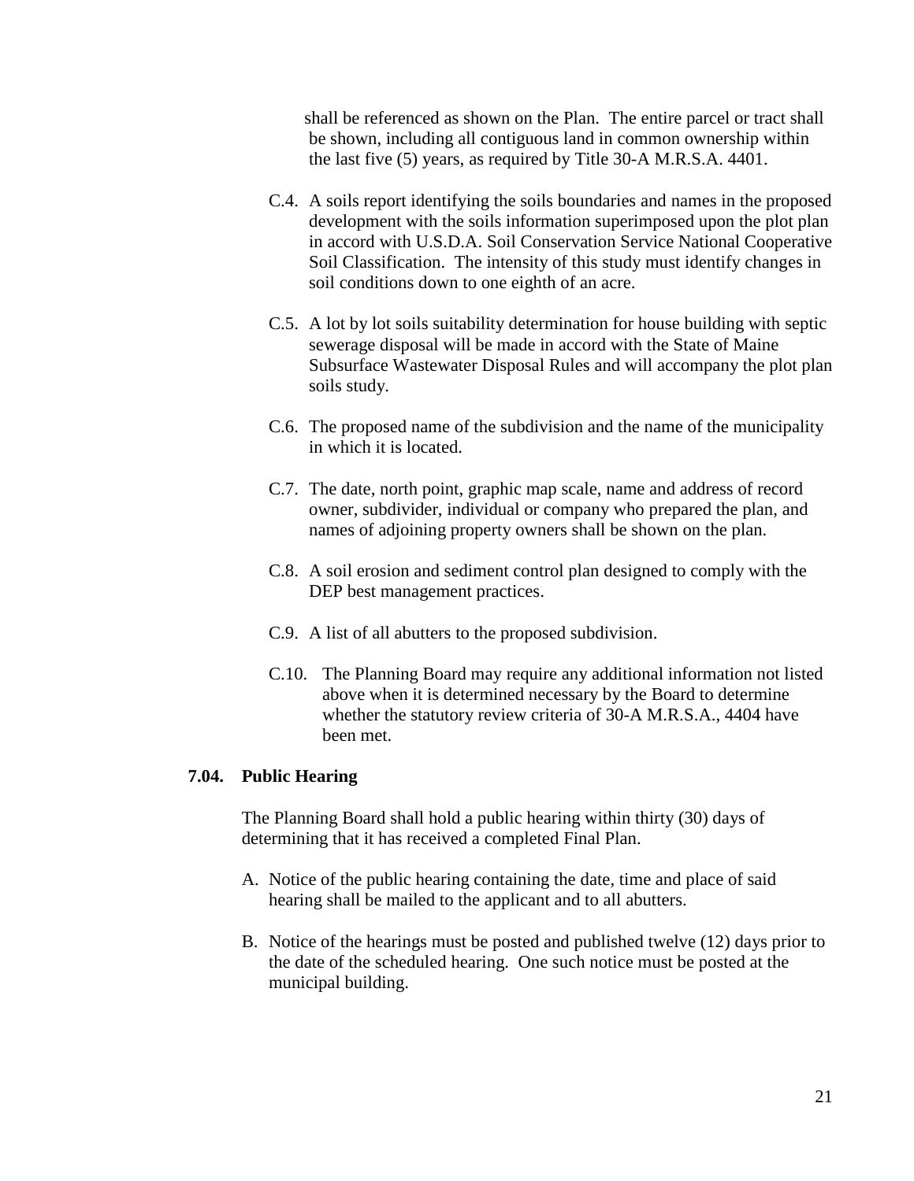shall be referenced as shown on the Plan. The entire parcel or tract shall be shown, including all contiguous land in common ownership within the last five (5) years, as required by Title 30-A M.R.S.A. 4401.

C.4. A soils report identifying the soils boundaries and names in the proposed development with the soils information superimposed upon the plot plan in accord with U.S.D.A. Soil Conservation Service National Cooperative Soil Classification. The intensity of this study must identify changes in soil conditions down to one eighth of an acre.

C.5. A lot by lot soils suitability determination for house building with septic sewerage disposal will be made in accord with the State of Maine Subsurface Wastewater Disposal Rules and will accompany the plot plan soils study.

C.6. The proposed name of the subdivision and the name of the municipality in which it is located.

C.7. The date, north point, graphic map scale, name and address of record owner, subdivider, individual or company who prepared the plan, and names of adjoining property owners shall be shown on the plan.

C.8. A soil erosion and sediment control plan designed to comply with the DEP best management practices.

C.9. A list of all abutters to the proposed subdivision.

C.10. The Planning Board may require any additional information not listed above when it is determined necessary by the Board to determine whether the statutory review criteria of 30-A M.R.S.A., 4404 have been met.

**7.04. Public Hearing**

The Planning Board shall hold a public hearing within thirty (30) days of determining that it has received a completed Final Plan.

A. Notice of the public hearing containing the date, time and place of said hearing shall be mailed to the applicant and to all abutters.

B. Notice of the hearings must be posted and published twelve (12) days prior to the date of the scheduled hearing. One such notice must be posted at the municipal building.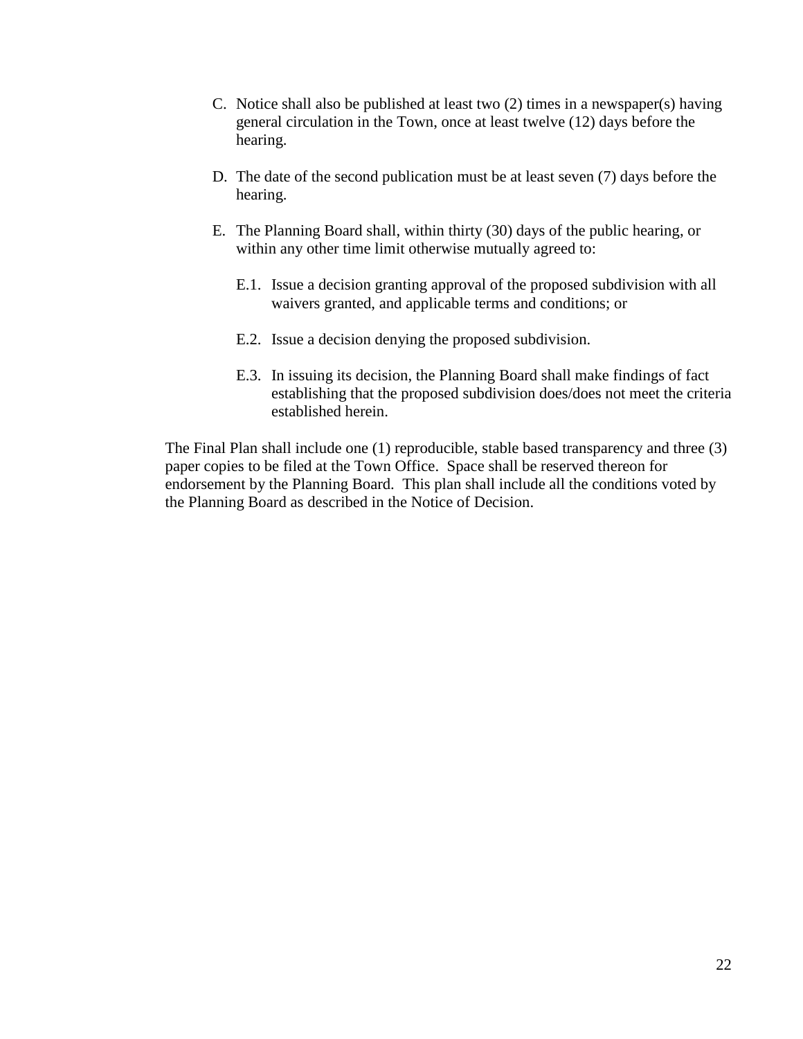C. Notice shall also be published at least two (2) times in a newspaper(s) having general circulation in the Town, once at least twelve (12) days before the hearing.

D. The date of the second publication must be at least seven (7) days before the hearing.

E. The Planning Board shall, within thirty (30) days of the public hearing, or within any other time limit otherwise mutually agreed to:

   E.1. Issue a decision granting approval of the proposed subdivision with all waivers granted, and applicable terms and conditions; or

   E.2. Issue a decision denying the proposed subdivision.

   E.3. In issuing its decision, the Planning Board shall make findings of fact establishing that the proposed subdivision does/does not meet the criteria established herein.

The Final Plan shall include one (1) reproducible, stable based transparency and three (3) paper copies to be filed at the Town Office. Space shall be reserved thereon for endorsement by the Planning Board. This plan shall include all the conditions voted by the Planning Board as described in the Notice of Decision.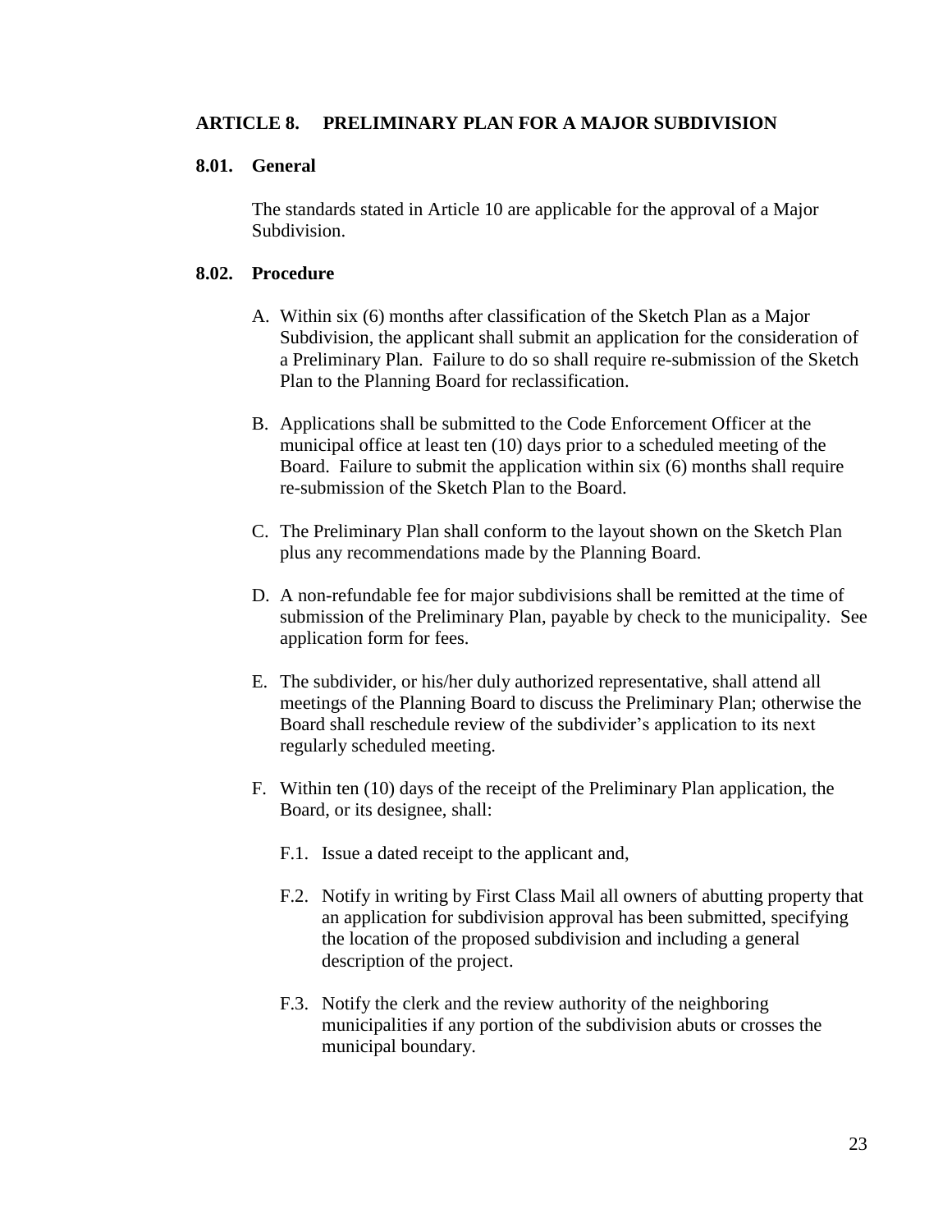## ARTICLE 8. PRELIMINARY PLAN FOR A MAJOR SUBDIVISION

### 8.01. General

The standards stated in Article 10 are applicable for the approval of a Major Subdivision.

### 8.02. Procedure

A. Within six (6) months after classification of the Sketch Plan as a Major Subdivision, the applicant shall submit an application for the consideration of a Preliminary Plan. Failure to do so shall require re-submission of the Sketch Plan to the Planning Board for reclassification.

B. Applications shall be submitted to the Code Enforcement Officer at the municipal office at least ten (10) days prior to a scheduled meeting of the Board. Failure to submit the application within six (6) months shall require re-submission of the Sketch Plan to the Board.

C. The Preliminary Plan shall conform to the layout shown on the Sketch Plan plus any recommendations made by the Planning Board.

D. A non-refundable fee for major subdivisions shall be remitted at the time of submission of the Preliminary Plan, payable by check to the municipality. See application form for fees.

E. The subdivider, or his/her duly authorized representative, shall attend all meetings of the Planning Board to discuss the Preliminary Plan; otherwise the Board shall reschedule review of the subdivider's application to its next regularly scheduled meeting.

F. Within ten (10) days of the receipt of the Preliminary Plan application, the Board, or its designee, shall:

   F.1. Issue a dated receipt to the applicant and,

   F.2. Notify in writing by First Class Mail all owners of abutting property that an application for subdivision approval has been submitted, specifying the location of the proposed subdivision and including a general description of the project.

   F.3. Notify the clerk and the review authority of the neighboring municipalities if any portion of the subdivision abuts or crosses the municipal boundary.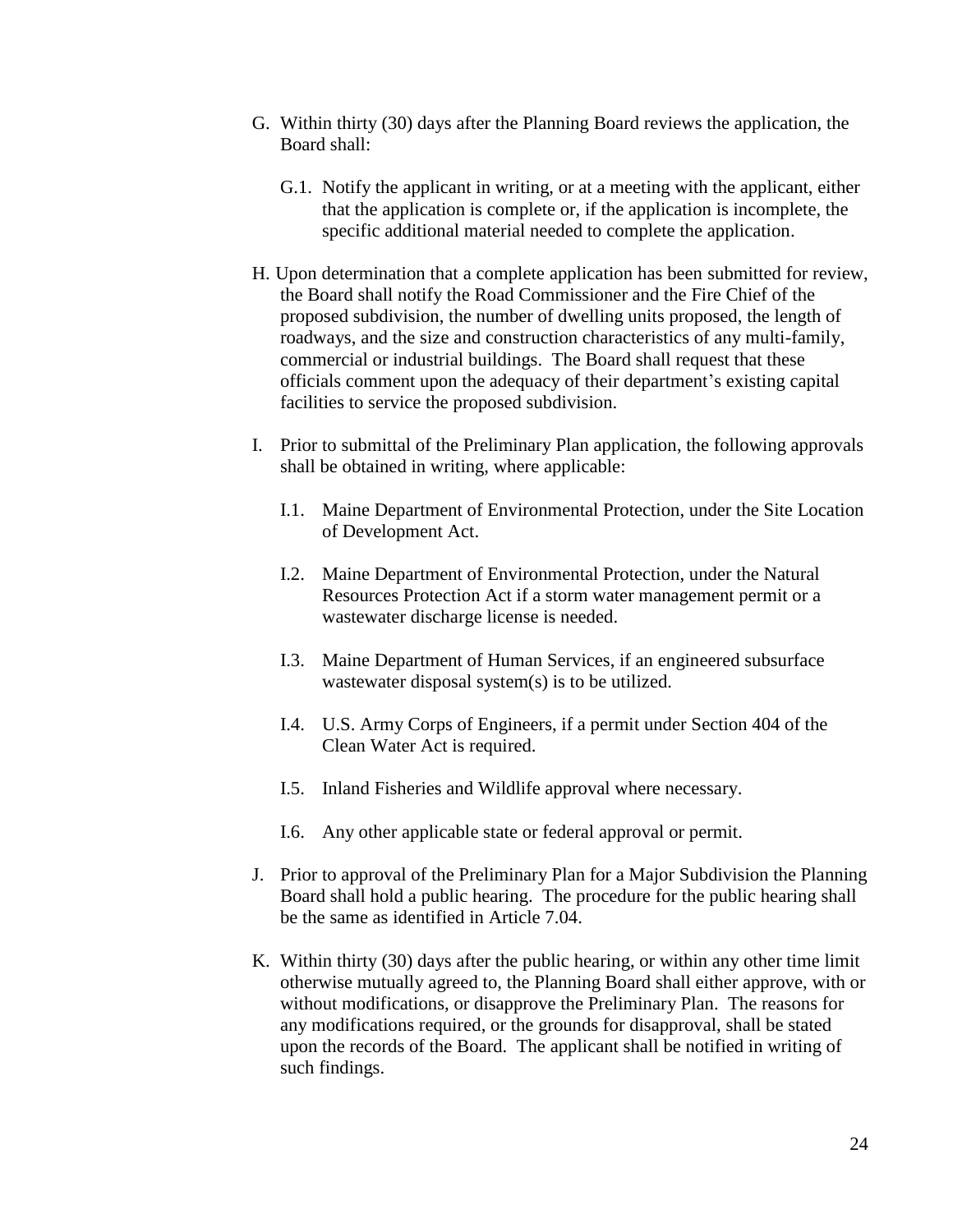G. Within thirty (30) days after the Planning Board reviews the application, the Board shall:

   G.1. Notify the applicant in writing, or at a meeting with the applicant, either that the application is complete or, if the application is incomplete, the specific additional material needed to complete the application.

H. Upon determination that a complete application has been submitted for review, the Board shall notify the Road Commissioner and the Fire Chief of the proposed subdivision, the number of dwelling units proposed, the length of roadways, and the size and construction characteristics of any multi-family, commercial or industrial buildings. The Board shall request that these officials comment upon the adequacy of their department's existing capital facilities to service the proposed subdivision.

I. Prior to submittal of the Preliminary Plan application, the following approvals shall be obtained in writing, where applicable:

   I.1. Maine Department of Environmental Protection, under the Site Location of Development Act.

   I.2. Maine Department of Environmental Protection, under the Natural Resources Protection Act if a storm water management permit or a wastewater discharge license is needed.

   I.3. Maine Department of Human Services, if an engineered subsurface wastewater disposal system(s) is to be utilized.

   I.4. U.S. Army Corps of Engineers, if a permit under Section 404 of the Clean Water Act is required.

   I.5. Inland Fisheries and Wildlife approval where necessary.

   I.6. Any other applicable state or federal approval or permit.

J. Prior to approval of the Preliminary Plan for a Major Subdivision the Planning Board shall hold a public hearing. The procedure for the public hearing shall be the same as identified in Article 7.04.

K. Within thirty (30) days after the public hearing, or within any other time limit otherwise mutually agreed to, the Planning Board shall either approve, with or without modifications, or disapprove the Preliminary Plan. The reasons for any modifications required, or the grounds for disapproval, shall be stated upon the records of the Board. The applicant shall be notified in writing of such findings.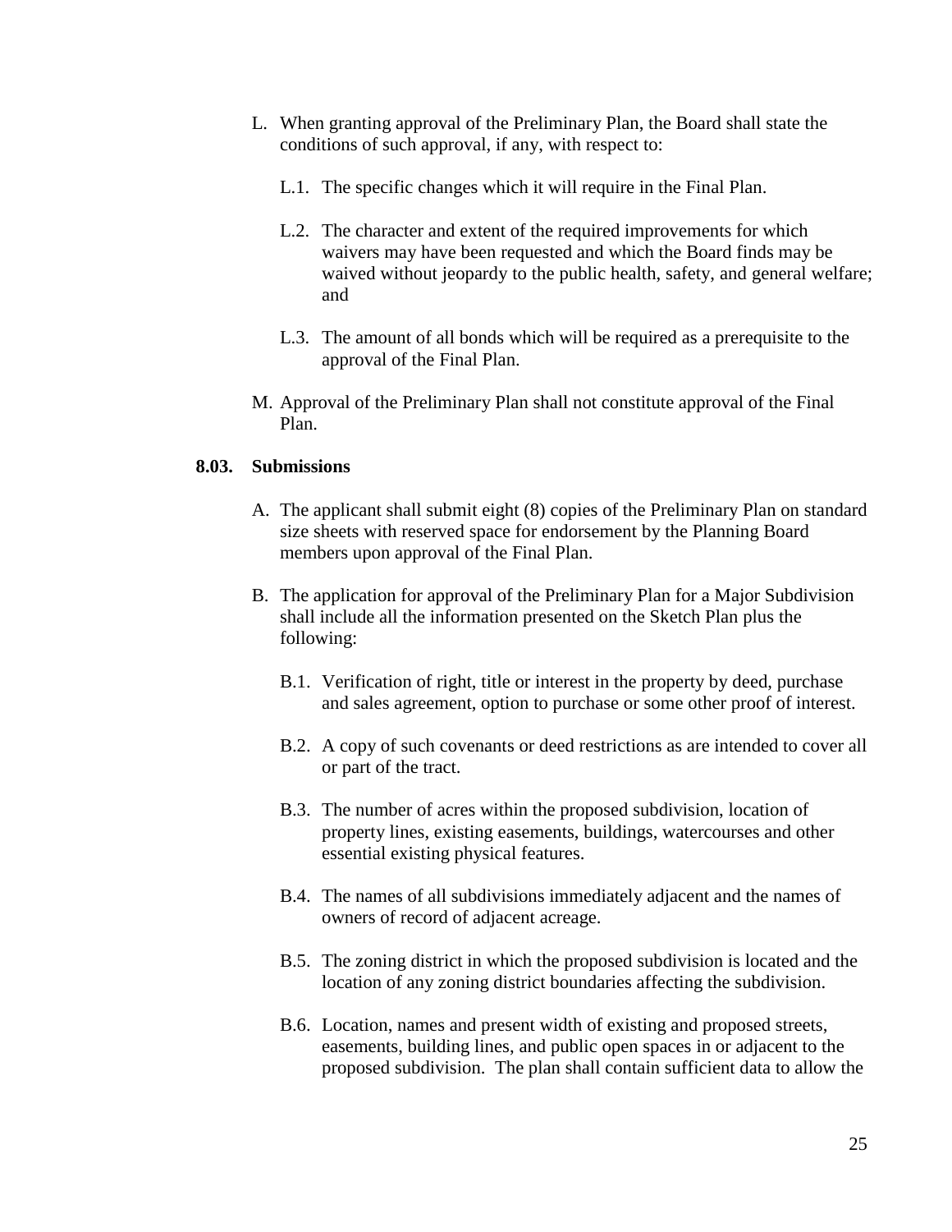L. When granting approval of the Preliminary Plan, the Board shall state the conditions of such approval, if any, with respect to:

   L.1. The specific changes which it will require in the Final Plan.

   L.2. The character and extent of the required improvements for which waivers may have been requested and which the Board finds may be waived without jeopardy to the public health, safety, and general welfare; and

   L.3. The amount of all bonds which will be required as a prerequisite to the approval of the Final Plan.

M. Approval of the Preliminary Plan shall not constitute approval of the Final Plan.

**8.03. Submissions**

A. The applicant shall submit eight (8) copies of the Preliminary Plan on standard size sheets with reserved space for endorsement by the Planning Board members upon approval of the Final Plan.

B. The application for approval of the Preliminary Plan for a Major Subdivision shall include all the information presented on the Sketch Plan plus the following:

   B.1. Verification of right, title or interest in the property by deed, purchase and sales agreement, option to purchase or some other proof of interest.

   B.2. A copy of such covenants or deed restrictions as are intended to cover all or part of the tract.

   B.3. The number of acres within the proposed subdivision, location of property lines, existing easements, buildings, watercourses and other essential existing physical features.

   B.4. The names of all subdivisions immediately adjacent and the names of owners of record of adjacent acreage.

   B.5. The zoning district in which the proposed subdivision is located and the location of any zoning district boundaries affecting the subdivision.

   B.6. Location, names and present width of existing and proposed streets, easements, building lines, and public open spaces in or adjacent to the proposed subdivision. The plan shall contain sufficient data to allow the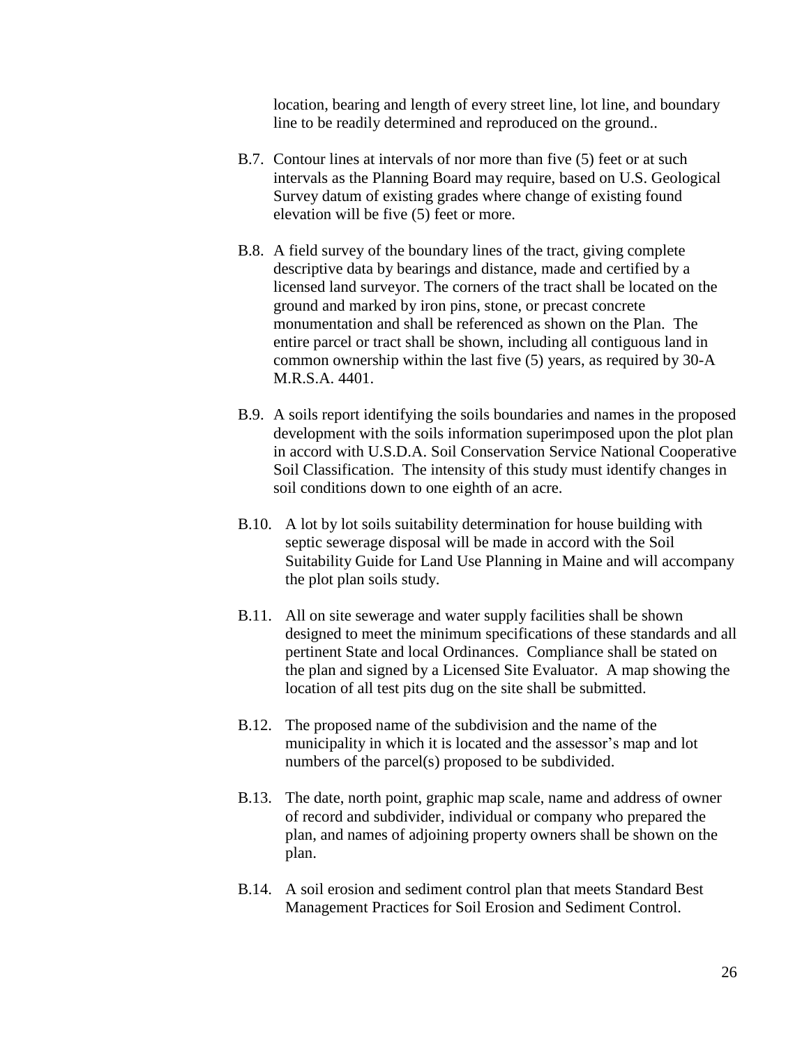location, bearing and length of every street line, lot line, and boundary line to be readily determined and reproduced on the ground..

B.7. Contour lines at intervals of nor more than five (5) feet or at such intervals as the Planning Board may require, based on U.S. Geological Survey datum of existing grades where change of existing found elevation will be five (5) feet or more.

B.8. A field survey of the boundary lines of the tract, giving complete descriptive data by bearings and distance, made and certified by a licensed land surveyor. The corners of the tract shall be located on the ground and marked by iron pins, stone, or precast concrete monumentation and shall be referenced as shown on the Plan. The entire parcel or tract shall be shown, including all contiguous land in common ownership within the last five (5) years, as required by 30-A M.R.S.A. 4401.

B.9. A soils report identifying the soils boundaries and names in the proposed development with the soils information superimposed upon the plot plan in accord with U.S.D.A. Soil Conservation Service National Cooperative Soil Classification. The intensity of this study must identify changes in soil conditions down to one eighth of an acre.

B.10. A lot by lot soils suitability determination for house building with septic sewerage disposal will be made in accord with the Soil Suitability Guide for Land Use Planning in Maine and will accompany the plot plan soils study.

B.11. All on site sewerage and water supply facilities shall be shown designed to meet the minimum specifications of these standards and all pertinent State and local Ordinances. Compliance shall be stated on the plan and signed by a Licensed Site Evaluator. A map showing the location of all test pits dug on the site shall be submitted.

B.12. The proposed name of the subdivision and the name of the municipality in which it is located and the assessor's map and lot numbers of the parcel(s) proposed to be subdivided.

B.13. The date, north point, graphic map scale, name and address of owner of record and subdivider, individual or company who prepared the plan, and names of adjoining property owners shall be shown on the plan.

B.14. A soil erosion and sediment control plan that meets Standard Best Management Practices for Soil Erosion and Sediment Control.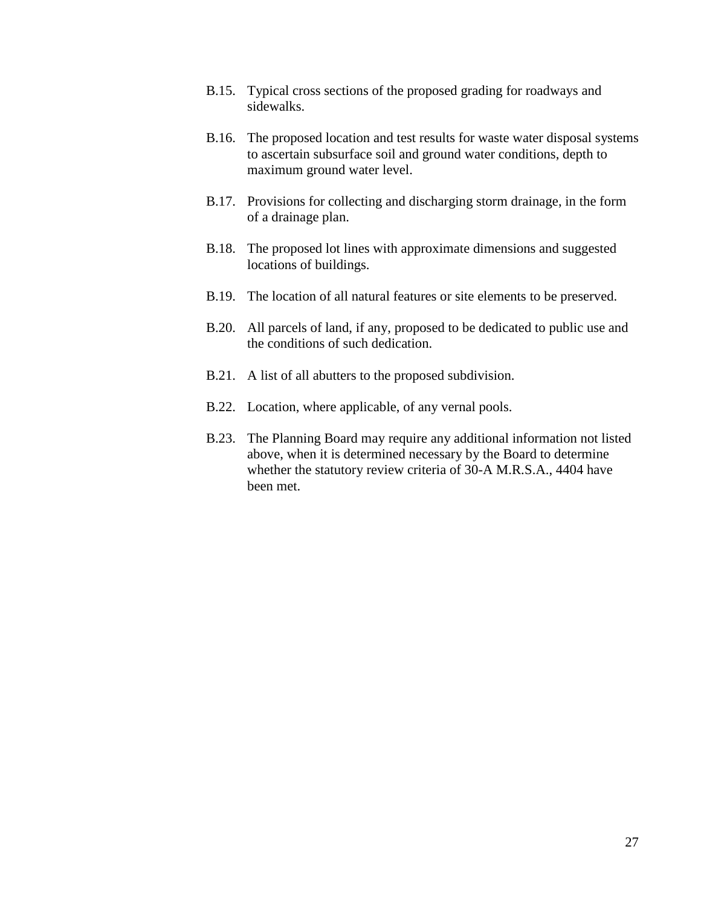B.15. Typical cross sections of the proposed grading for roadways and sidewalks.

B.16. The proposed location and test results for waste water disposal systems to ascertain subsurface soil and ground water conditions, depth to maximum ground water level.

B.17. Provisions for collecting and discharging storm drainage, in the form of a drainage plan.

B.18. The proposed lot lines with approximate dimensions and suggested locations of buildings.

B.19. The location of all natural features or site elements to be preserved.

B.20. All parcels of land, if any, proposed to be dedicated to public use and the conditions of such dedication.

B.21. A list of all abutters to the proposed subdivision.

B.22. Location, where applicable, of any vernal pools.

B.23. The Planning Board may require any additional information not listed above, when it is determined necessary by the Board to determine whether the statutory review criteria of 30-A M.R.S.A., 4404 have been met.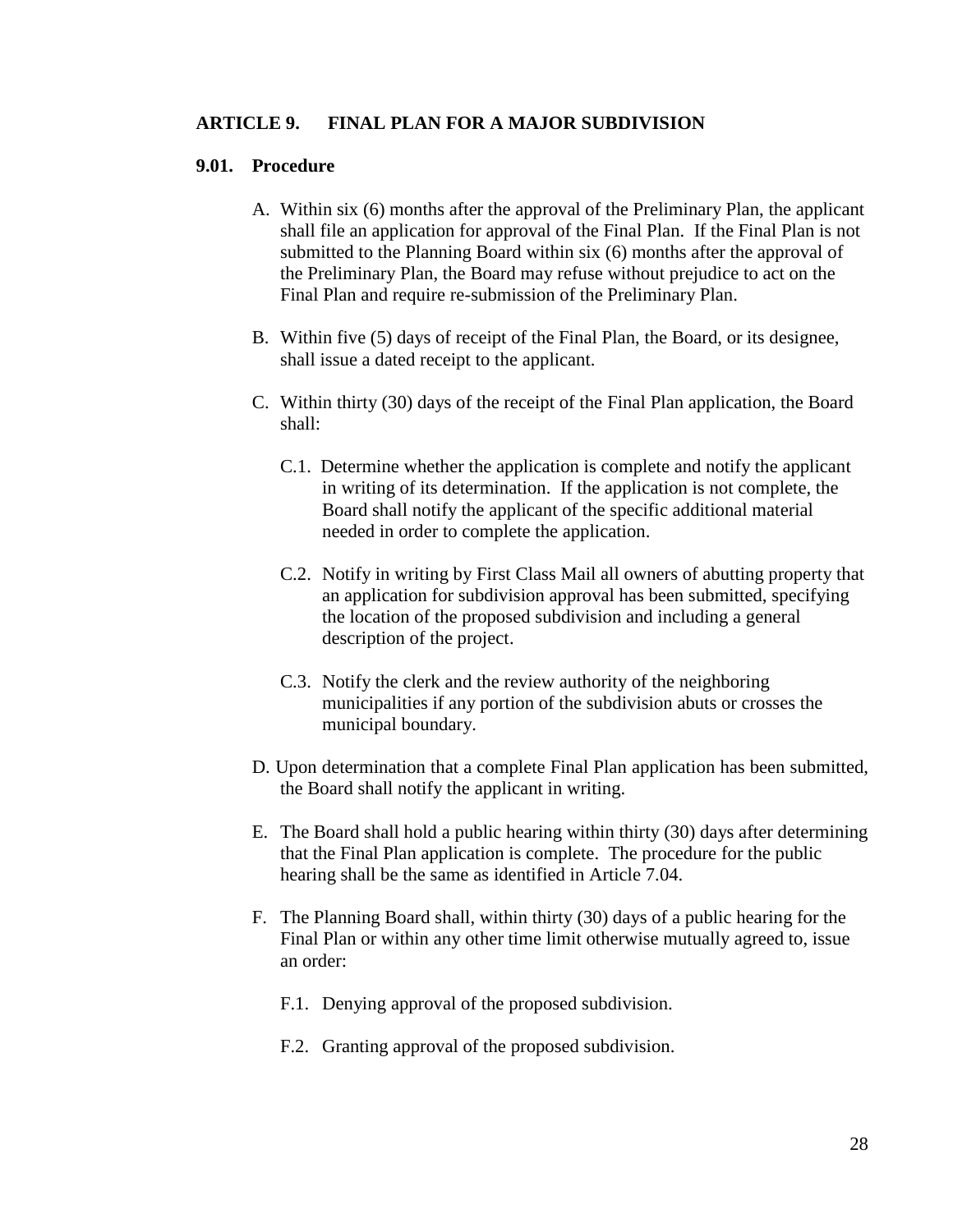## ARTICLE 9. FINAL PLAN FOR A MAJOR SUBDIVISION

### 9.01. Procedure

A. Within six (6) months after the approval of the Preliminary Plan, the applicant shall file an application for approval of the Final Plan. If the Final Plan is not submitted to the Planning Board within six (6) months after the approval of the Preliminary Plan, the Board may refuse without prejudice to act on the Final Plan and require re-submission of the Preliminary Plan.

B. Within five (5) days of receipt of the Final Plan, the Board, or its designee, shall issue a dated receipt to the applicant.

C. Within thirty (30) days of the receipt of the Final Plan application, the Board shall:

C.1. Determine whether the application is complete and notify the applicant in writing of its determination. If the application is not complete, the Board shall notify the applicant of the specific additional material needed in order to complete the application.

C.2. Notify in writing by First Class Mail all owners of abutting property that an application for subdivision approval has been submitted, specifying the location of the proposed subdivision and including a general description of the project.

C.3. Notify the clerk and the review authority of the neighboring municipalities if any portion of the subdivision abuts or crosses the municipal boundary.

D. Upon determination that a complete Final Plan application has been submitted, the Board shall notify the applicant in writing.

E. The Board shall hold a public hearing within thirty (30) days after determining that the Final Plan application is complete. The procedure for the public hearing shall be the same as identified in Article 7.04.

F. The Planning Board shall, within thirty (30) days of a public hearing for the Final Plan or within any other time limit otherwise mutually agreed to, issue an order:

F.1. Denying approval of the proposed subdivision.

F.2. Granting approval of the proposed subdivision.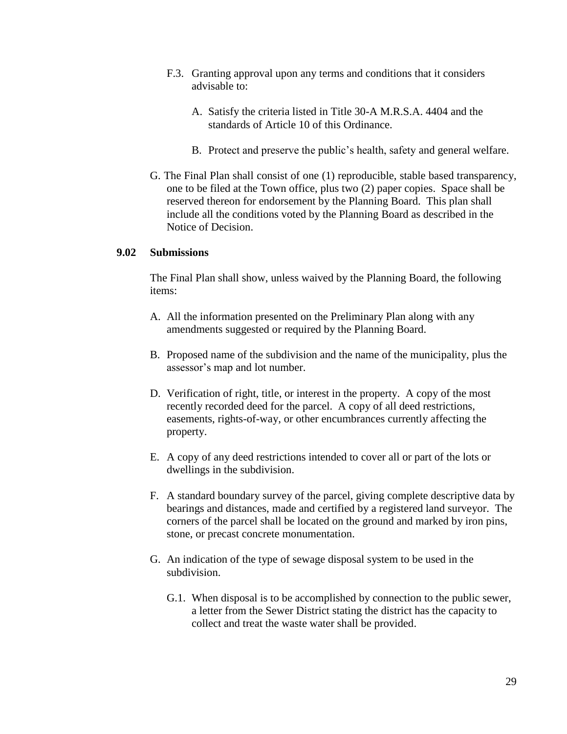F.3. Granting approval upon any terms and conditions that it considers advisable to:

A. Satisfy the criteria listed in Title 30-A M.R.S.A. 4404 and the standards of Article 10 of this Ordinance.

B. Protect and preserve the public's health, safety and general welfare.

G. The Final Plan shall consist of one (1) reproducible, stable based transparency, one to be filed at the Town office, plus two (2) paper copies. Space shall be reserved thereon for endorsement by the Planning Board. This plan shall include all the conditions voted by the Planning Board as described in the Notice of Decision.

### 9.02 Submissions

The Final Plan shall show, unless waived by the Planning Board, the following items:

A. All the information presented on the Preliminary Plan along with any amendments suggested or required by the Planning Board.

B. Proposed name of the subdivision and the name of the municipality, plus the assessor's map and lot number.

D. Verification of right, title, or interest in the property. A copy of the most recently recorded deed for the parcel. A copy of all deed restrictions, easements, rights-of-way, or other encumbrances currently affecting the property.

E. A copy of any deed restrictions intended to cover all or part of the lots or dwellings in the subdivision.

F. A standard boundary survey of the parcel, giving complete descriptive data by bearings and distances, made and certified by a registered land surveyor. The corners of the parcel shall be located on the ground and marked by iron pins, stone, or precast concrete monumentation.

G. An indication of the type of sewage disposal system to be used in the subdivision.

G.1. When disposal is to be accomplished by connection to the public sewer, a letter from the Sewer District stating the district has the capacity to collect and treat the waste water shall be provided.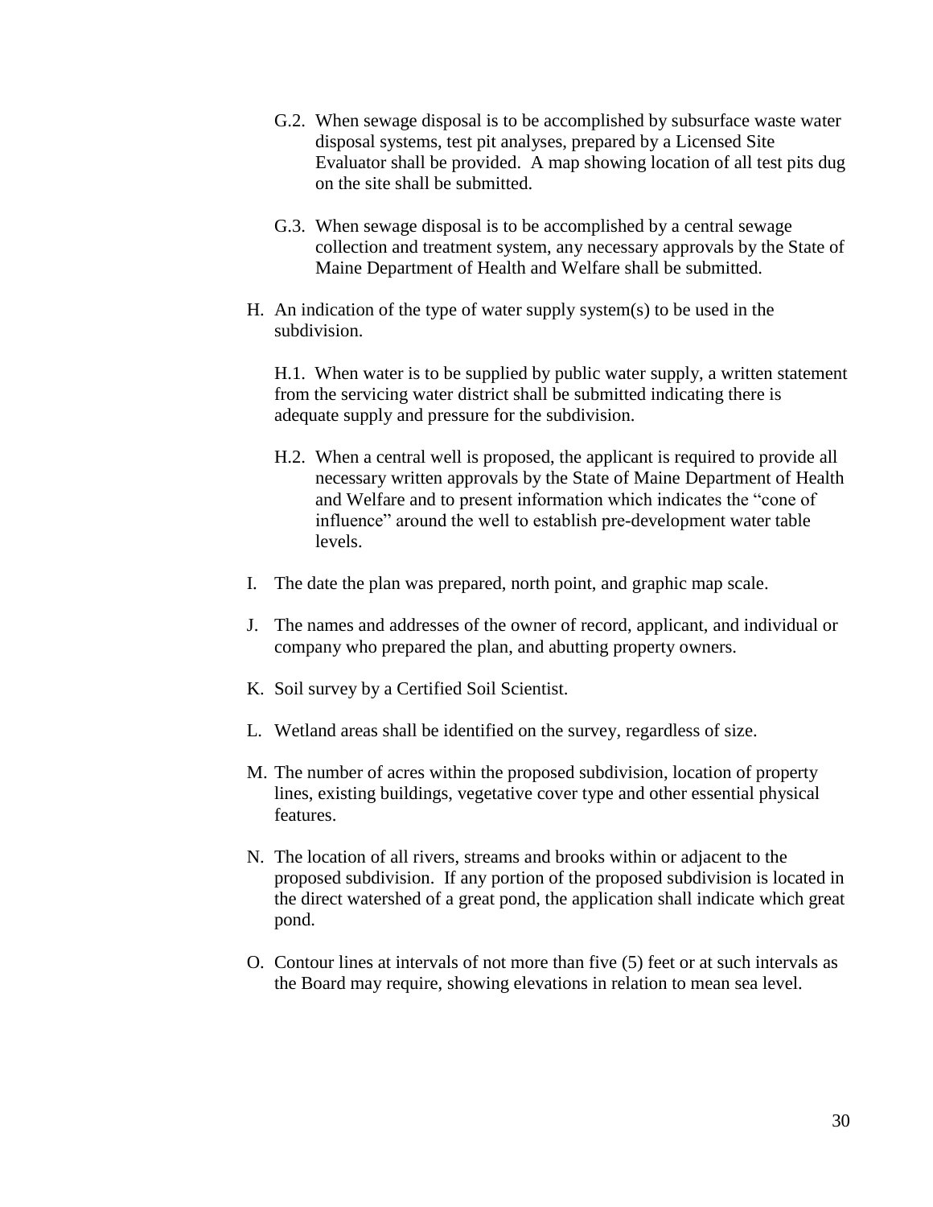G.2. When sewage disposal is to be accomplished by subsurface waste water disposal systems, test pit analyses, prepared by a Licensed Site Evaluator shall be provided. A map showing location of all test pits dug on the site shall be submitted.

G.3. When sewage disposal is to be accomplished by a central sewage collection and treatment system, any necessary approvals by the State of Maine Department of Health and Welfare shall be submitted.

H. An indication of the type of water supply system(s) to be used in the subdivision.

H.1. When water is to be supplied by public water supply, a written statement from the servicing water district shall be submitted indicating there is adequate supply and pressure for the subdivision.

H.2. When a central well is proposed, the applicant is required to provide all necessary written approvals by the State of Maine Department of Health and Welfare and to present information which indicates the "cone of influence" around the well to establish pre-development water table levels.

I. The date the plan was prepared, north point, and graphic map scale.

J. The names and addresses of the owner of record, applicant, and individual or company who prepared the plan, and abutting property owners.

K. Soil survey by a Certified Soil Scientist.

L. Wetland areas shall be identified on the survey, regardless of size.

M. The number of acres within the proposed subdivision, location of property lines, existing buildings, vegetative cover type and other essential physical features.

N. The location of all rivers, streams and brooks within or adjacent to the proposed subdivision. If any portion of the proposed subdivision is located in the direct watershed of a great pond, the application shall indicate which great pond.

O. Contour lines at intervals of not more than five (5) feet or at such intervals as the Board may require, showing elevations in relation to mean sea level.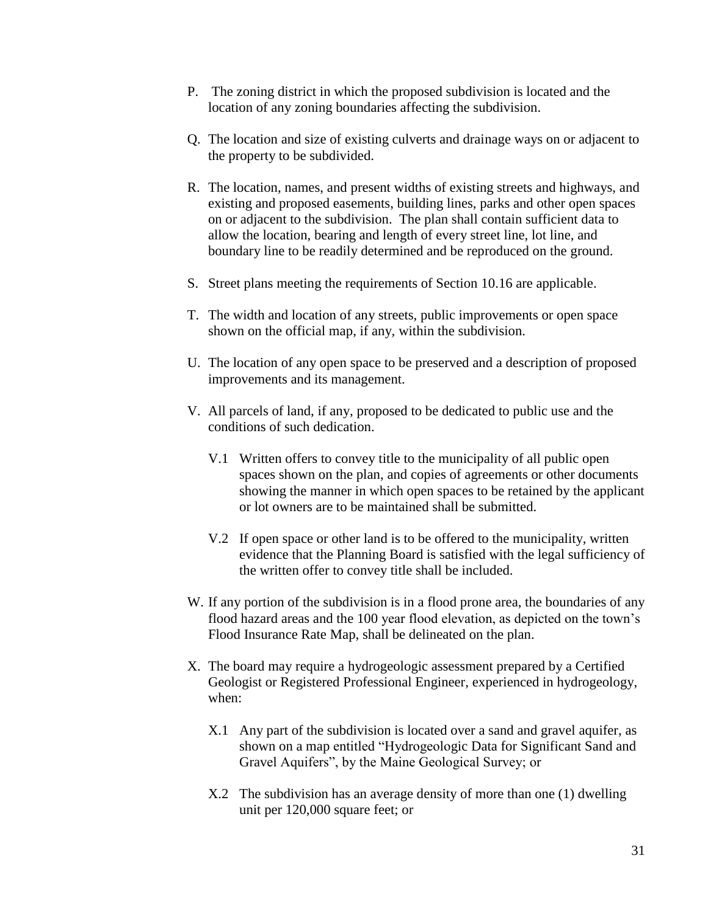P. The zoning district in which the proposed subdivision is located and the location of any zoning boundaries affecting the subdivision.

Q. The location and size of existing culverts and drainage ways on or adjacent to the property to be subdivided.

R. The location, names, and present widths of existing streets and highways, and existing and proposed easements, building lines, parks and other open spaces on or adjacent to the subdivision. The plan shall contain sufficient data to allow the location, bearing and length of every street line, lot line, and boundary line to be readily determined and be reproduced on the ground.

S. Street plans meeting the requirements of Section 10.16 are applicable.

T. The width and location of any streets, public improvements or open space shown on the official map, if any, within the subdivision.

U. The location of any open space to be preserved and a description of proposed improvements and its management.

V. All parcels of land, if any, proposed to be dedicated to public use and the conditions of such dedication.

   V.1 Written offers to convey title to the municipality of all public open spaces shown on the plan, and copies of agreements or other documents showing the manner in which open spaces to be retained by the applicant or lot owners are to be maintained shall be submitted.

   V.2 If open space or other land is to be offered to the municipality, written evidence that the Planning Board is satisfied with the legal sufficiency of the written offer to convey title shall be included.

W. If any portion of the subdivision is in a flood prone area, the boundaries of any flood hazard areas and the 100 year flood elevation, as depicted on the town's Flood Insurance Rate Map, shall be delineated on the plan.

X. The board may require a hydrogeologic assessment prepared by a Certified Geologist or Registered Professional Engineer, experienced in hydrogeology, when:

   X.1 Any part of the subdivision is located over a sand and gravel aquifer, as shown on a map entitled "Hydrogeologic Data for Significant Sand and Gravel Aquifers", by the Maine Geological Survey; or

   X.2 The subdivision has an average density of more than one (1) dwelling unit per 120,000 square feet; or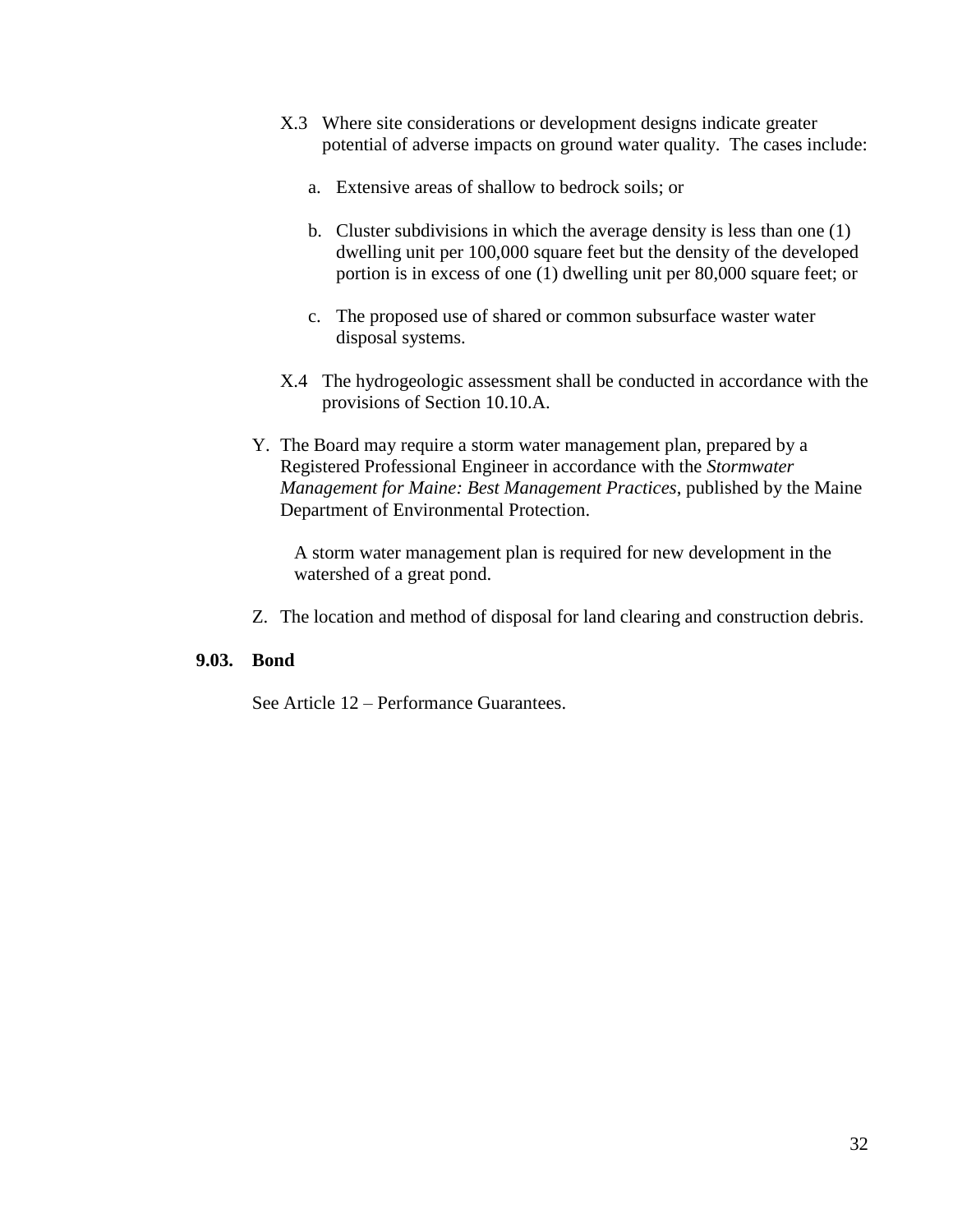X.3 Where site considerations or development designs indicate greater potential of adverse impacts on ground water quality. The cases include:

a. Extensive areas of shallow to bedrock soils; or

b. Cluster subdivisions in which the average density is less than one (1) dwelling unit per 100,000 square feet but the density of the developed portion is in excess of one (1) dwelling unit per 80,000 square feet; or

c. The proposed use of shared or common subsurface waster water disposal systems.

X.4 The hydrogeologic assessment shall be conducted in accordance with the provisions of Section 10.10.A.

Y. The Board may require a storm water management plan, prepared by a Registered Professional Engineer in accordance with the *Stormwater Management for Maine: Best Management Practices*, published by the Maine Department of Environmental Protection.

A storm water management plan is required for new development in the watershed of a great pond.

Z. The location and method of disposal for land clearing and construction debris.

**9.03. Bond**

See Article 12 – Performance Guarantees.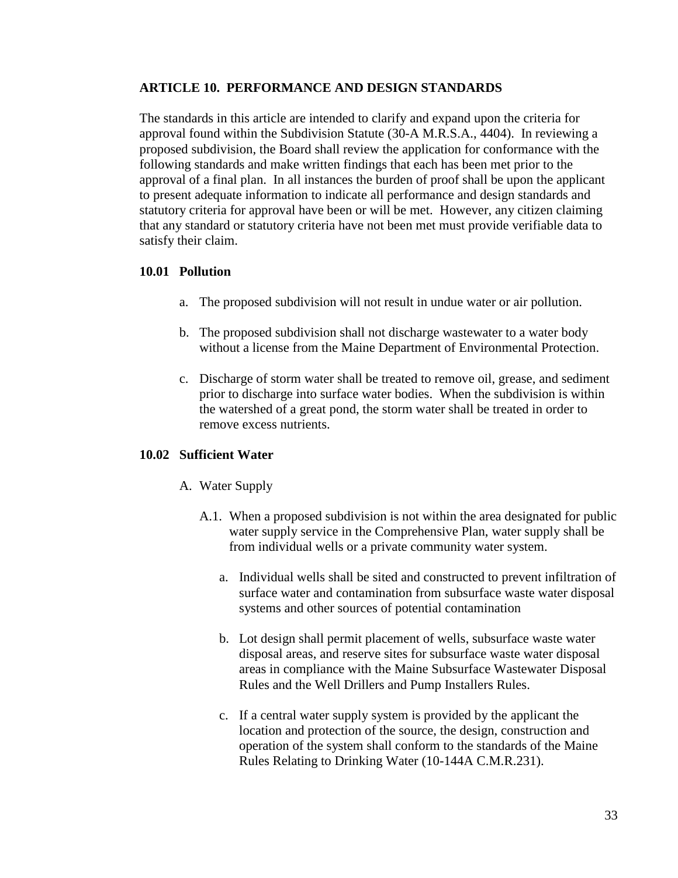## ARTICLE 10. PERFORMANCE AND DESIGN STANDARDS

The standards in this article are intended to clarify and expand upon the criteria for approval found within the Subdivision Statute (30-A M.R.S.A., 4404). In reviewing a proposed subdivision, the Board shall review the application for conformance with the following standards and make written findings that each has been met prior to the approval of a final plan. In all instances the burden of proof shall be upon the applicant to present adequate information to indicate all performance and design standards and statutory criteria for approval have been or will be met. However, any citizen claiming that any standard or statutory criteria have not been met must provide verifiable data to satisfy their claim.

### 10.01 Pollution

a. The proposed subdivision will not result in undue water or air pollution.

b. The proposed subdivision shall not discharge wastewater to a water body without a license from the Maine Department of Environmental Protection.

c. Discharge of storm water shall be treated to remove oil, grease, and sediment prior to discharge into surface water bodies. When the subdivision is within the watershed of a great pond, the storm water shall be treated in order to remove excess nutrients.

### 10.02 Sufficient Water

A. Water Supply

A.1. When a proposed subdivision is not within the area designated for public water supply service in the Comprehensive Plan, water supply shall be from individual wells or a private community water system.

a. Individual wells shall be sited and constructed to prevent infiltration of surface water and contamination from subsurface waste water disposal systems and other sources of potential contamination

b. Lot design shall permit placement of wells, subsurface waste water disposal areas, and reserve sites for subsurface waste water disposal areas in compliance with the Maine Subsurface Wastewater Disposal Rules and the Well Drillers and Pump Installers Rules.

c. If a central water supply system is provided by the applicant the location and protection of the source, the design, construction and operation of the system shall conform to the standards of the Maine Rules Relating to Drinking Water (10-144A C.M.R.231).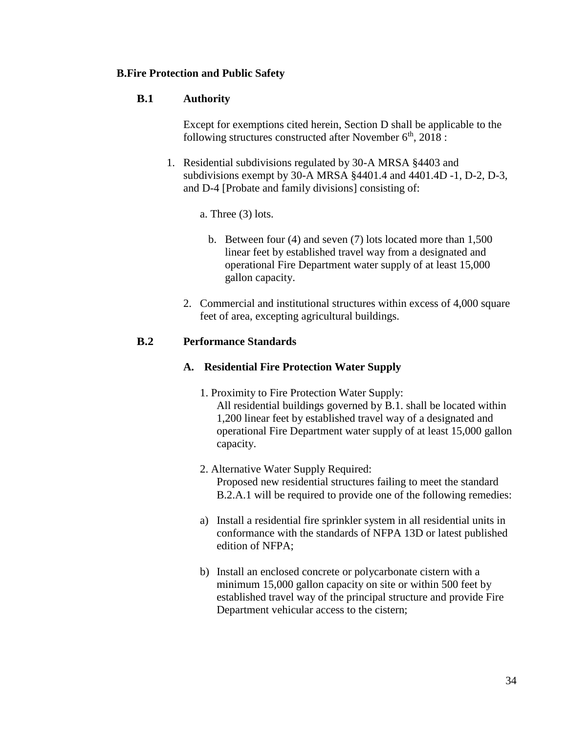## B. Fire Protection and Public Safety

### B.1 Authority

Except for exemptions cited herein, Section D shall be applicable to the following structures constructed after November 6th, 2018 :

1. Residential subdivisions regulated by 30-A MRSA §4403 and subdivisions exempt by 30-A MRSA §4401.4 and 4401.4D -1, D-2, D-3, and D-4 [Probate and family divisions] consisting of:

   a. Three (3) lots.

   b. Between four (4) and seven (7) lots located more than 1,500 linear feet by established travel way from a designated and operational Fire Department water supply of at least 15,000 gallon capacity.

2. Commercial and institutional structures within excess of 4,000 square feet of area, excepting agricultural buildings.

### B.2 Performance Standards

#### A. Residential Fire Protection Water Supply

1. Proximity to Fire Protection Water Supply:
   All residential buildings governed by B.1. shall be located within 1,200 linear feet by established travel way of a designated and operational Fire Department water supply of at least 15,000 gallon capacity.

2. Alternative Water Supply Required:
   Proposed new residential structures failing to meet the standard B.2.A.1 will be required to provide one of the following remedies:

   a) Install a residential fire sprinkler system in all residential units in conformance with the standards of NFPA 13D or latest published edition of NFPA;

   b) Install an enclosed concrete or polycarbonate cistern with a minimum 15,000 gallon capacity on site or within 500 feet by established travel way of the principal structure and provide Fire Department vehicular access to the cistern;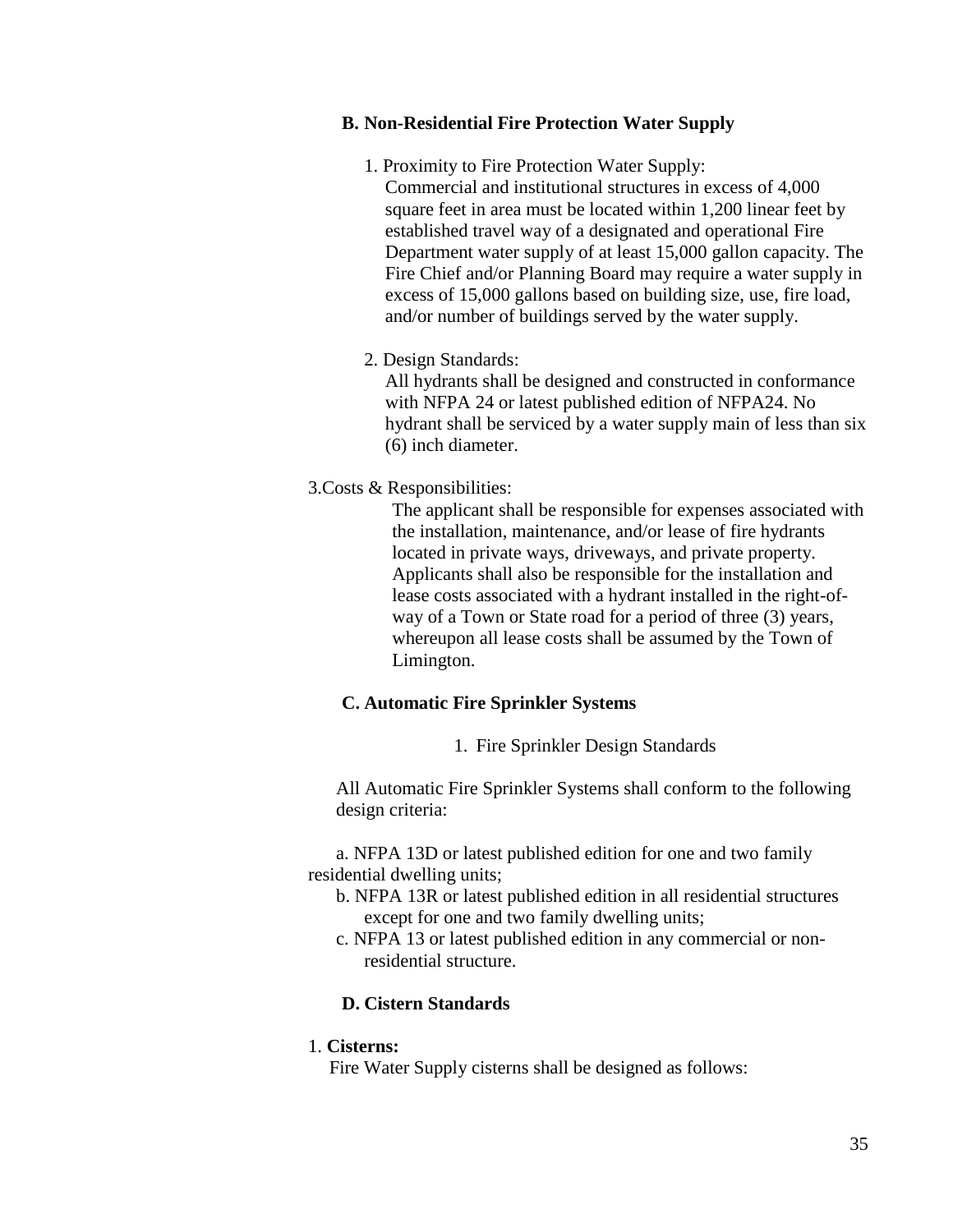### B. Non-Residential Fire Protection Water Supply

1. Proximity to Fire Protection Water Supply:
   Commercial and institutional structures in excess of 4,000 square feet in area must be located within 1,200 linear feet by established travel way of a designated and operational Fire Department water supply of at least 15,000 gallon capacity. The Fire Chief and/or Planning Board may require a water supply in excess of 15,000 gallons based on building size, use, fire load, and/or number of buildings served by the water supply.

2. Design Standards:
   All hydrants shall be designed and constructed in conformance with NFPA 24 or latest published edition of NFPA24. No hydrant shall be serviced by a water supply main of less than six (6) inch diameter.

3. Costs & Responsibilities:
   The applicant shall be responsible for expenses associated with the installation, maintenance, and/or lease of fire hydrants located in private ways, driveways, and private property. Applicants shall also be responsible for the installation and lease costs associated with a hydrant installed in the right-of-way of a Town or State road for a period of three (3) years, whereupon all lease costs shall be assumed by the Town of Limington.

### C. Automatic Fire Sprinkler Systems

1. Fire Sprinkler Design Standards

All Automatic Fire Sprinkler Systems shall conform to the following design criteria:

a. NFPA 13D or latest published edition for one and two family residential dwelling units;
b. NFPA 13R or latest published edition in all residential structures except for one and two family dwelling units;
c. NFPA 13 or latest published edition in any commercial or non-residential structure.

### D. Cistern Standards

1. **Cisterns:**
   Fire Water Supply cisterns shall be designed as follows: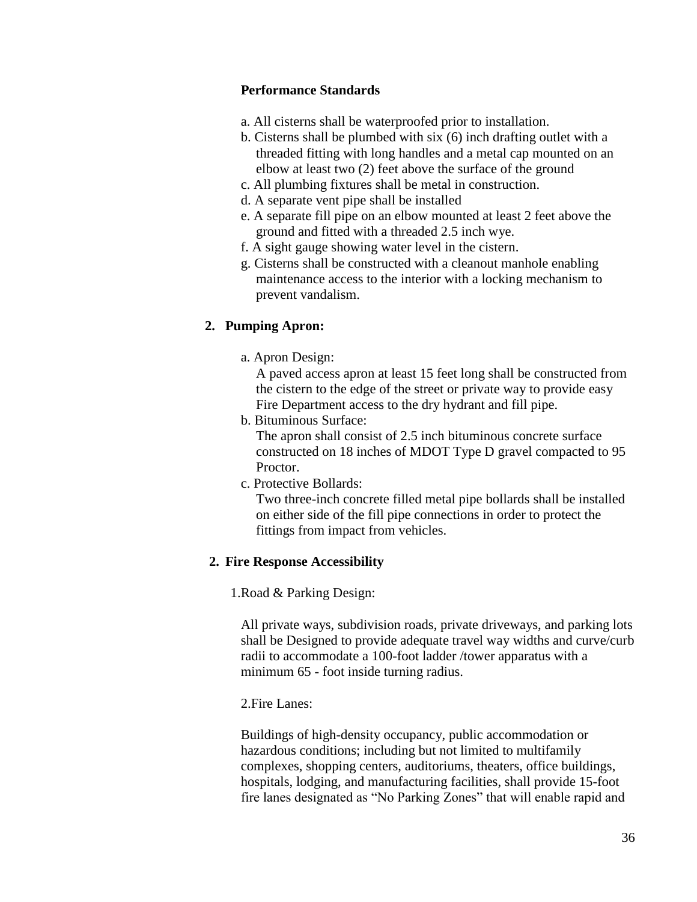**Performance Standards**

a. All cisterns shall be waterproofed prior to installation.
b. Cisterns shall be plumbed with six (6) inch drafting outlet with a threaded fitting with long handles and a metal cap mounted on an elbow at least two (2) feet above the surface of the ground
c. All plumbing fixtures shall be metal in construction.
d. A separate vent pipe shall be installed
e. A separate fill pipe on an elbow mounted at least 2 feet above the ground and fitted with a threaded 2.5 inch wye.
f. A sight gauge showing water level in the cistern.
g. Cisterns shall be constructed with a cleanout manhole enabling maintenance access to the interior with a locking mechanism to prevent vandalism.

**2. Pumping Apron:**

a. Apron Design:
A paved access apron at least 15 feet long shall be constructed from the cistern to the edge of the street or private way to provide easy Fire Department access to the dry hydrant and fill pipe.

b. Bituminous Surface:
The apron shall consist of 2.5 inch bituminous concrete surface constructed on 18 inches of MDOT Type D gravel compacted to 95 Proctor.

c. Protective Bollards:
Two three-inch concrete filled metal pipe bollards shall be installed on either side of the fill pipe connections in order to protect the fittings from impact from vehicles.

**2. Fire Response Accessibility**

1.Road & Parking Design:

All private ways, subdivision roads, private driveways, and parking lots shall be Designed to provide adequate travel way widths and curve/curb radii to accommodate a 100-foot ladder /tower apparatus with a minimum 65 - foot inside turning radius.

2.Fire Lanes:

Buildings of high-density occupancy, public accommodation or hazardous conditions; including but not limited to multifamily complexes, shopping centers, auditoriums, theaters, office buildings, hospitals, lodging, and manufacturing facilities, shall provide 15-foot fire lanes designated as "No Parking Zones" that will enable rapid and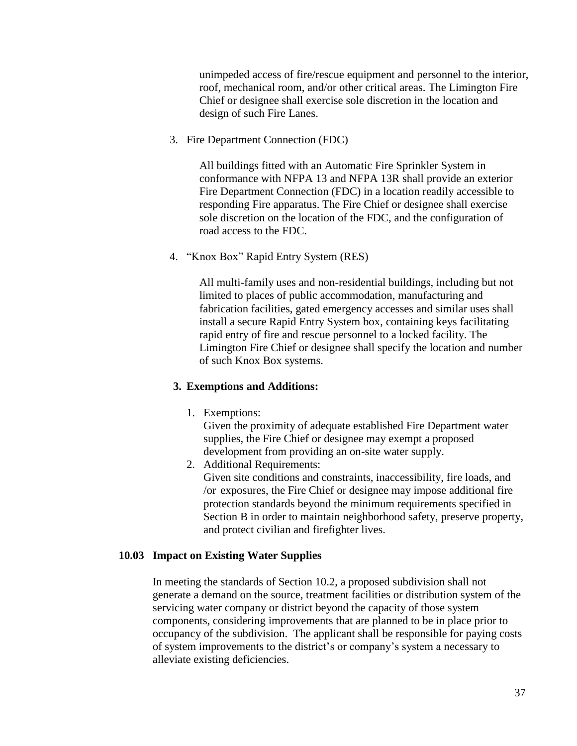unimpeded access of fire/rescue equipment and personnel to the interior, roof, mechanical room, and/or other critical areas. The Limington Fire Chief or designee shall exercise sole discretion in the location and design of such Fire Lanes.

3. Fire Department Connection (FDC)

   All buildings fitted with an Automatic Fire Sprinkler System in conformance with NFPA 13 and NFPA 13R shall provide an exterior Fire Department Connection (FDC) in a location readily accessible to responding Fire apparatus. The Fire Chief or designee shall exercise sole discretion on the location of the FDC, and the configuration of road access to the FDC.

4. "Knox Box" Rapid Entry System (RES)

   All multi-family uses and non-residential buildings, including but not limited to places of public accommodation, manufacturing and fabrication facilities, gated emergency accesses and similar uses shall install a secure Rapid Entry System box, containing keys facilitating rapid entry of fire and rescue personnel to a locked facility. The Limington Fire Chief or designee shall specify the location and number of such Knox Box systems.

**3. Exemptions and Additions:**

1. Exemptions:
   Given the proximity of adequate established Fire Department water supplies, the Fire Chief or designee may exempt a proposed development from providing an on-site water supply.
2. Additional Requirements:
   Given site conditions and constraints, inaccessibility, fire loads, and /or exposures, the Fire Chief or designee may impose additional fire protection standards beyond the minimum requirements specified in Section B in order to maintain neighborhood safety, preserve property, and protect civilian and firefighter lives.

## 10.03 Impact on Existing Water Supplies

In meeting the standards of Section 10.2, a proposed subdivision shall not generate a demand on the source, treatment facilities or distribution system of the servicing water company or district beyond the capacity of those system components, considering improvements that are planned to be in place prior to occupancy of the subdivision. The applicant shall be responsible for paying costs of system improvements to the district's or company's system a necessary to alleviate existing deficiencies.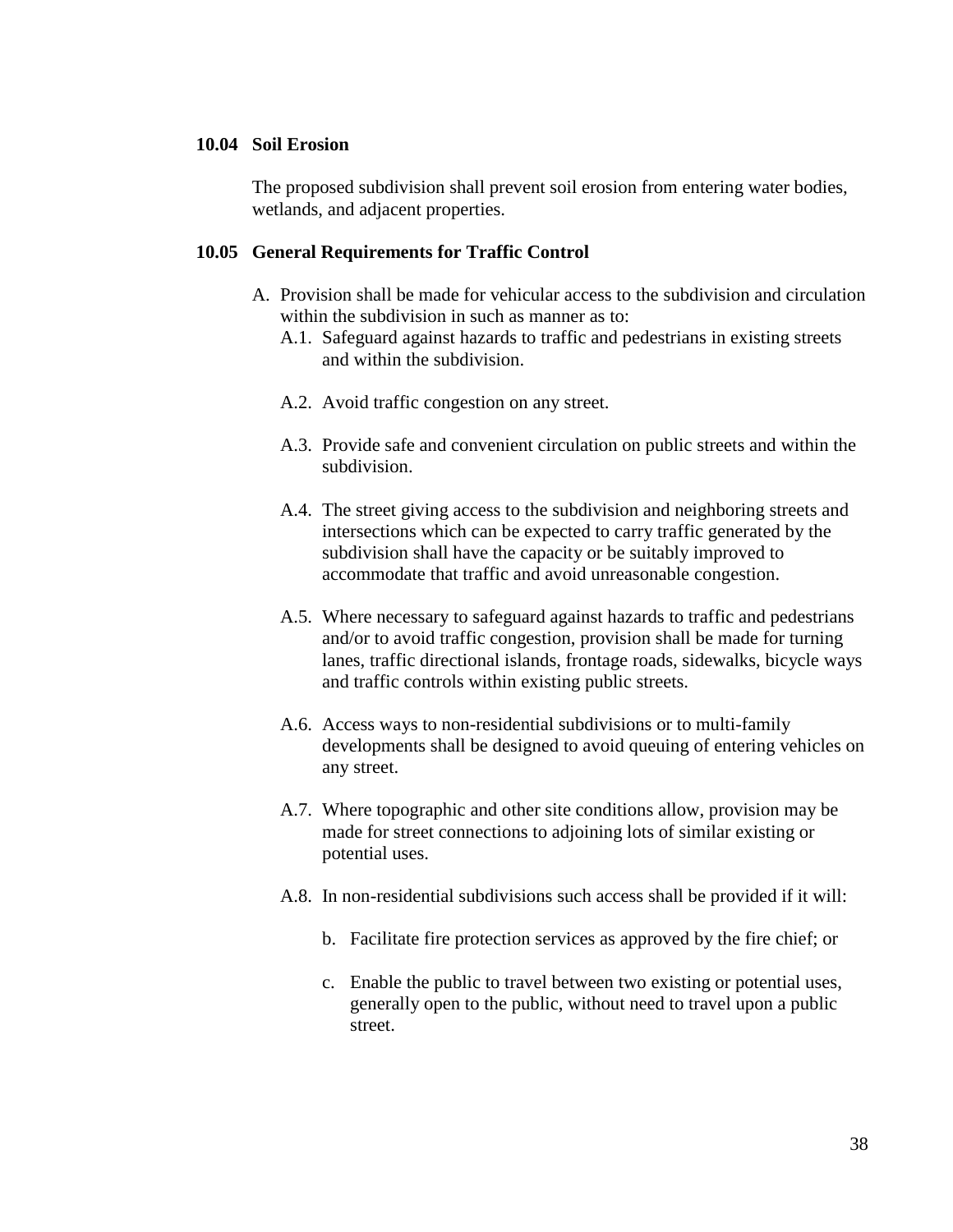### 10.04 Soil Erosion

The proposed subdivision shall prevent soil erosion from entering water bodies, wetlands, and adjacent properties.

### 10.05 General Requirements for Traffic Control

A. Provision shall be made for vehicular access to the subdivision and circulation within the subdivision in such as manner as to:

   A.1. Safeguard against hazards to traffic and pedestrians in existing streets and within the subdivision.

   A.2. Avoid traffic congestion on any street.

   A.3. Provide safe and convenient circulation on public streets and within the subdivision.

   A.4. The street giving access to the subdivision and neighboring streets and intersections which can be expected to carry traffic generated by the subdivision shall have the capacity or be suitably improved to accommodate that traffic and avoid unreasonable congestion.

   A.5. Where necessary to safeguard against hazards to traffic and pedestrians and/or to avoid traffic congestion, provision shall be made for turning lanes, traffic directional islands, frontage roads, sidewalks, bicycle ways and traffic controls within existing public streets.

   A.6. Access ways to non-residential subdivisions or to multi-family developments shall be designed to avoid queuing of entering vehicles on any street.

   A.7. Where topographic and other site conditions allow, provision may be made for street connections to adjoining lots of similar existing or potential uses.

   A.8. In non-residential subdivisions such access shall be provided if it will:

      b. Facilitate fire protection services as approved by the fire chief; or

      c. Enable the public to travel between two existing or potential uses, generally open to the public, without need to travel upon a public street.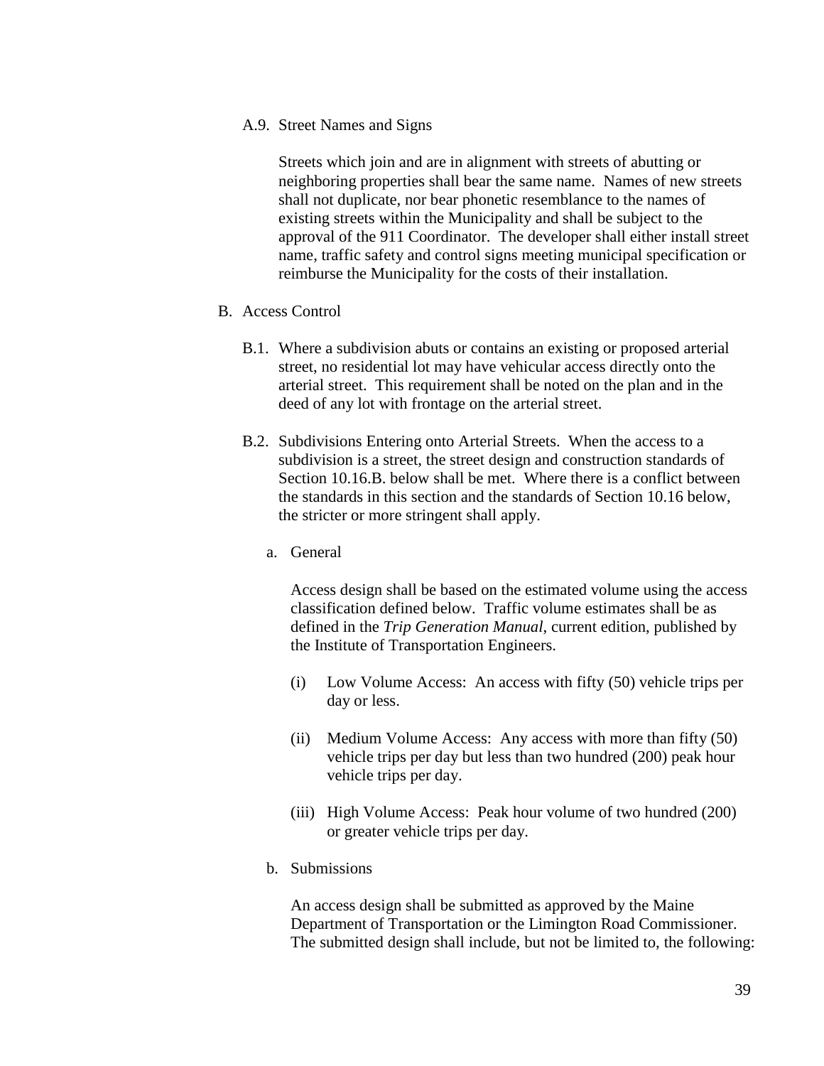A.9. Street Names and Signs

Streets which join and are in alignment with streets of abutting or neighboring properties shall bear the same name. Names of new streets shall not duplicate, nor bear phonetic resemblance to the names of existing streets within the Municipality and shall be subject to the approval of the 911 Coordinator. The developer shall either install street name, traffic safety and control signs meeting municipal specification or reimburse the Municipality for the costs of their installation.

B. Access Control

B.1. Where a subdivision abuts or contains an existing or proposed arterial street, no residential lot may have vehicular access directly onto the arterial street. This requirement shall be noted on the plan and in the deed of any lot with frontage on the arterial street.

B.2. Subdivisions Entering onto Arterial Streets. When the access to a subdivision is a street, the street design and construction standards of Section 10.16.B. below shall be met. Where there is a conflict between the standards in this section and the standards of Section 10.16 below, the stricter or more stringent shall apply.

a. General

Access design shall be based on the estimated volume using the access classification defined below. Traffic volume estimates shall be as defined in the *Trip Generation Manual*, current edition, published by the Institute of Transportation Engineers.

(i) Low Volume Access: An access with fifty (50) vehicle trips per day or less.

(ii) Medium Volume Access: Any access with more than fifty (50) vehicle trips per day but less than two hundred (200) peak hour vehicle trips per day.

(iii) High Volume Access: Peak hour volume of two hundred (200) or greater vehicle trips per day.

b. Submissions

An access design shall be submitted as approved by the Maine Department of Transportation or the Limington Road Commissioner. The submitted design shall include, but not be limited to, the following: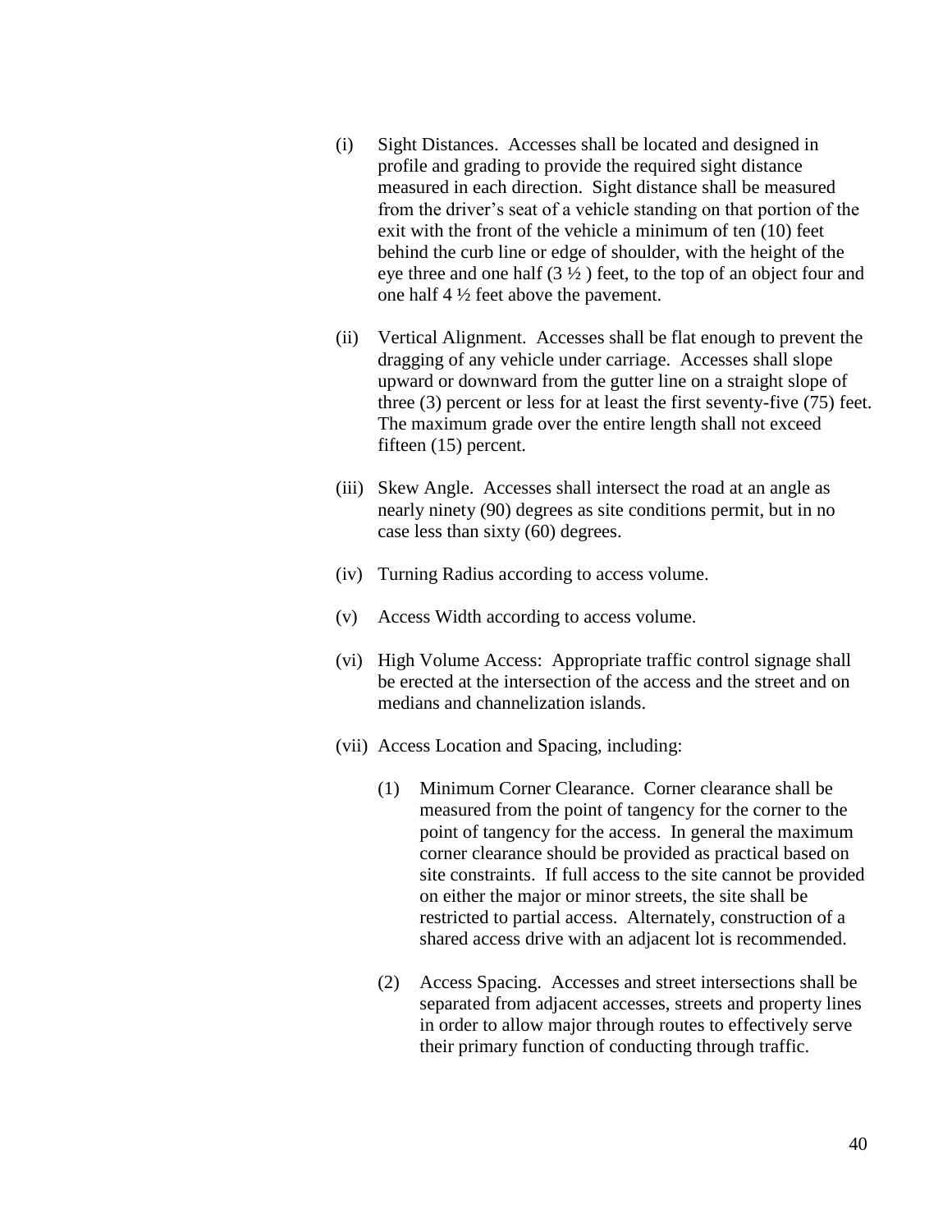(i) Sight Distances. Accesses shall be located and designed in profile and grading to provide the required sight distance measured in each direction. Sight distance shall be measured from the driver's seat of a vehicle standing on that portion of the exit with the front of the vehicle a minimum of ten (10) feet behind the curb line or edge of shoulder, with the height of the eye three and one half (3 ½ ) feet, to the top of an object four and one half 4 ½ feet above the pavement.

(ii) Vertical Alignment. Accesses shall be flat enough to prevent the dragging of any vehicle under carriage. Accesses shall slope upward or downward from the gutter line on a straight slope of three (3) percent or less for at least the first seventy-five (75) feet. The maximum grade over the entire length shall not exceed fifteen (15) percent.

(iii) Skew Angle. Accesses shall intersect the road at an angle as nearly ninety (90) degrees as site conditions permit, but in no case less than sixty (60) degrees.

(iv) Turning Radius according to access volume.

(v) Access Width according to access volume.

(vi) High Volume Access: Appropriate traffic control signage shall be erected at the intersection of the access and the street and on medians and channelization islands.

(vii) Access Location and Spacing, including:

(1) Minimum Corner Clearance. Corner clearance shall be measured from the point of tangency for the corner to the point of tangency for the access. In general the maximum corner clearance should be provided as practical based on site constraints. If full access to the site cannot be provided on either the major or minor streets, the site shall be restricted to partial access. Alternately, construction of a shared access drive with an adjacent lot is recommended.

(2) Access Spacing. Accesses and street intersections shall be separated from adjacent accesses, streets and property lines in order to allow major through routes to effectively serve their primary function of conducting through traffic.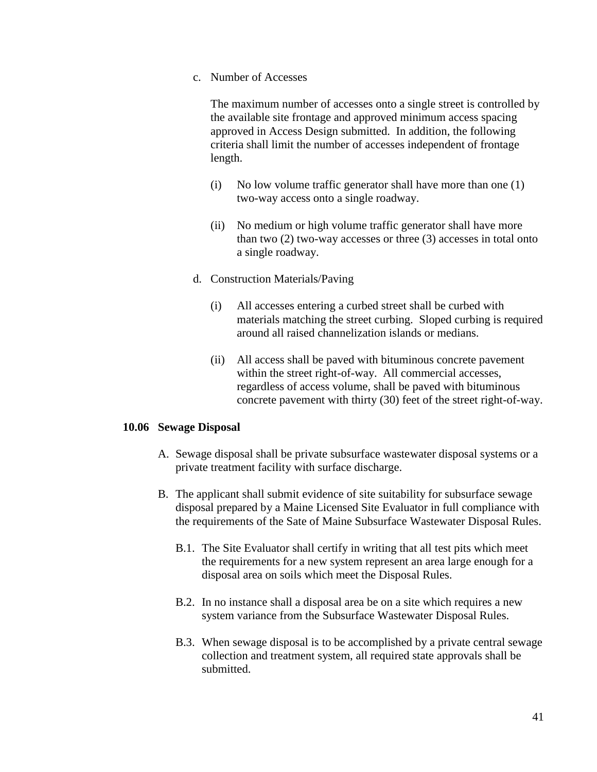c. Number of Accesses

   The maximum number of accesses onto a single street is controlled by the available site frontage and approved minimum access spacing approved in Access Design submitted. In addition, the following criteria shall limit the number of accesses independent of frontage length.

   (i) No low volume traffic generator shall have more than one (1) two-way access onto a single roadway.

   (ii) No medium or high volume traffic generator shall have more than two (2) two-way accesses or three (3) accesses in total onto a single roadway.

d. Construction Materials/Paving

   (i) All accesses entering a curbed street shall be curbed with materials matching the street curbing. Sloped curbing is required around all raised channelization islands or medians.

   (ii) All access shall be paved with bituminous concrete pavement within the street right-of-way. All commercial accesses, regardless of access volume, shall be paved with bituminous concrete pavement with thirty (30) feet of the street right-of-way.

## 10.06 Sewage Disposal

A. Sewage disposal shall be private subsurface wastewater disposal systems or a private treatment facility with surface discharge.

B. The applicant shall submit evidence of site suitability for subsurface sewage disposal prepared by a Maine Licensed Site Evaluator in full compliance with the requirements of the Sate of Maine Subsurface Wastewater Disposal Rules.

   B.1. The Site Evaluator shall certify in writing that all test pits which meet the requirements for a new system represent an area large enough for a disposal area on soils which meet the Disposal Rules.

   B.2. In no instance shall a disposal area be on a site which requires a new system variance from the Subsurface Wastewater Disposal Rules.

   B.3. When sewage disposal is to be accomplished by a private central sewage collection and treatment system, all required state approvals shall be submitted.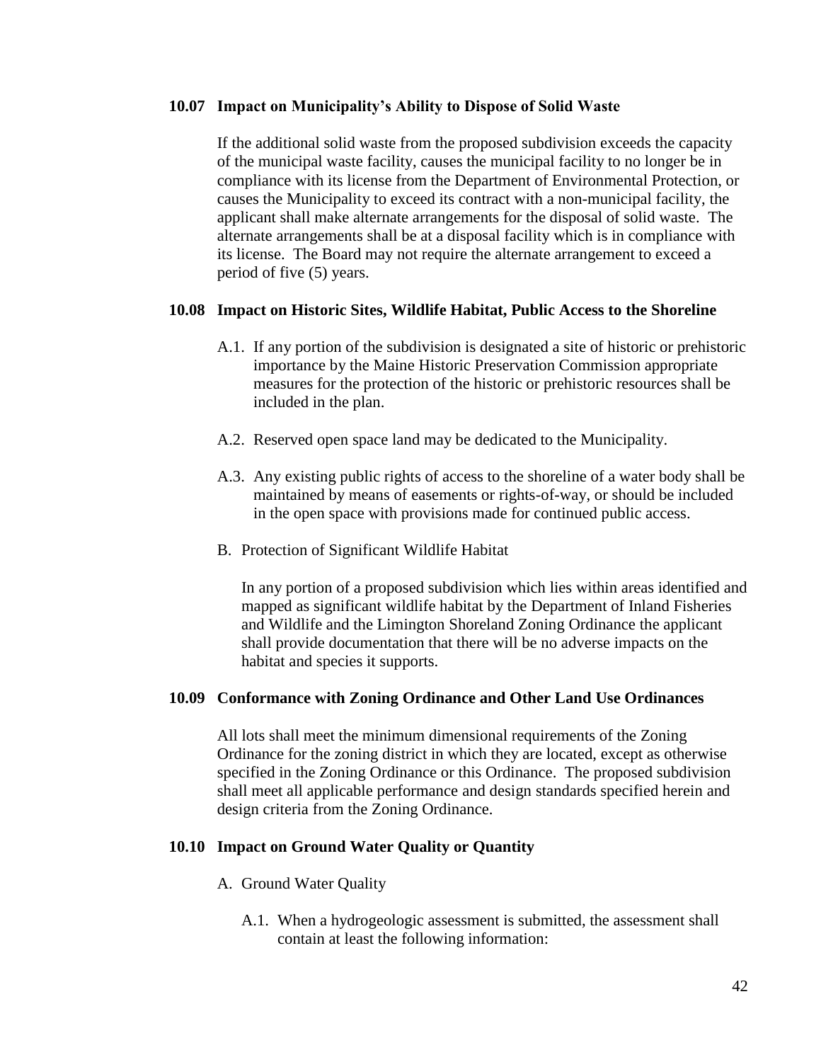### 10.07 Impact on Municipality's Ability to Dispose of Solid Waste

If the additional solid waste from the proposed subdivision exceeds the capacity of the municipal waste facility, causes the municipal facility to no longer be in compliance with its license from the Department of Environmental Protection, or causes the Municipality to exceed its contract with a non-municipal facility, the applicant shall make alternate arrangements for the disposal of solid waste. The alternate arrangements shall be at a disposal facility which is in compliance with its license. The Board may not require the alternate arrangement to exceed a period of five (5) years.

### 10.08 Impact on Historic Sites, Wildlife Habitat, Public Access to the Shoreline

A.1. If any portion of the subdivision is designated a site of historic or prehistoric importance by the Maine Historic Preservation Commission appropriate measures for the protection of the historic or prehistoric resources shall be included in the plan.

A.2. Reserved open space land may be dedicated to the Municipality.

A.3. Any existing public rights of access to the shoreline of a water body shall be maintained by means of easements or rights-of-way, or should be included in the open space with provisions made for continued public access.

B. Protection of Significant Wildlife Habitat

In any portion of a proposed subdivision which lies within areas identified and mapped as significant wildlife habitat by the Department of Inland Fisheries and Wildlife and the Limington Shoreland Zoning Ordinance the applicant shall provide documentation that there will be no adverse impacts on the habitat and species it supports.

### 10.09 Conformance with Zoning Ordinance and Other Land Use Ordinances

All lots shall meet the minimum dimensional requirements of the Zoning Ordinance for the zoning district in which they are located, except as otherwise specified in the Zoning Ordinance or this Ordinance. The proposed subdivision shall meet all applicable performance and design standards specified herein and design criteria from the Zoning Ordinance.

### 10.10 Impact on Ground Water Quality or Quantity

A. Ground Water Quality

A.1. When a hydrogeologic assessment is submitted, the assessment shall contain at least the following information: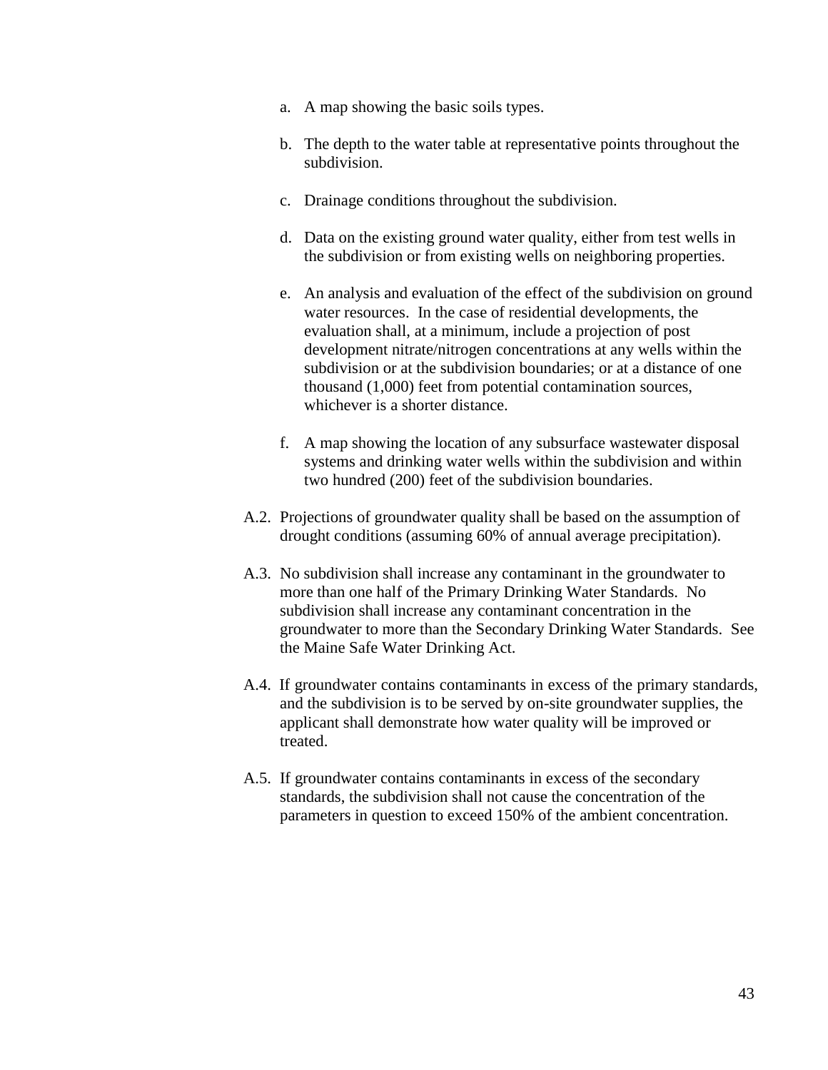a. A map showing the basic soils types.

b. The depth to the water table at representative points throughout the subdivision.

c. Drainage conditions throughout the subdivision.

d. Data on the existing ground water quality, either from test wells in the subdivision or from existing wells on neighboring properties.

e. An analysis and evaluation of the effect of the subdivision on ground water resources. In the case of residential developments, the evaluation shall, at a minimum, include a projection of post development nitrate/nitrogen concentrations at any wells within the subdivision or at the subdivision boundaries; or at a distance of one thousand (1,000) feet from potential contamination sources, whichever is a shorter distance.

f. A map showing the location of any subsurface wastewater disposal systems and drinking water wells within the subdivision and within two hundred (200) feet of the subdivision boundaries.

A.2. Projections of groundwater quality shall be based on the assumption of drought conditions (assuming 60% of annual average precipitation).

A.3. No subdivision shall increase any contaminant in the groundwater to more than one half of the Primary Drinking Water Standards. No subdivision shall increase any contaminant concentration in the groundwater to more than the Secondary Drinking Water Standards. See the Maine Safe Water Drinking Act.

A.4. If groundwater contains contaminants in excess of the primary standards, and the subdivision is to be served by on-site groundwater supplies, the applicant shall demonstrate how water quality will be improved or treated.

A.5. If groundwater contains contaminants in excess of the secondary standards, the subdivision shall not cause the concentration of the parameters in question to exceed 150% of the ambient concentration.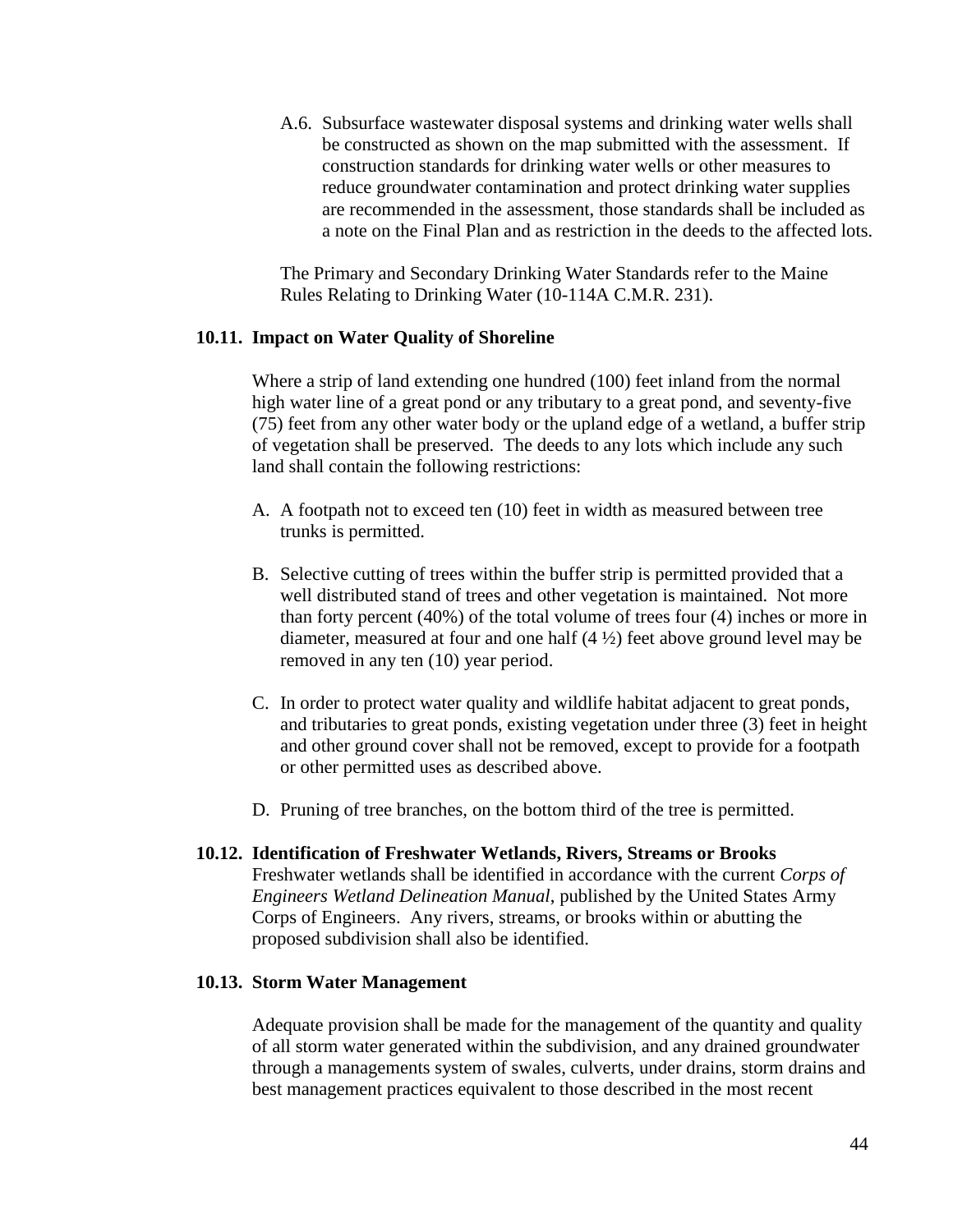A.6. Subsurface wastewater disposal systems and drinking water wells shall be constructed as shown on the map submitted with the assessment. If construction standards for drinking water wells or other measures to reduce groundwater contamination and protect drinking water supplies are recommended in the assessment, those standards shall be included as a note on the Final Plan and as restriction in the deeds to the affected lots.

The Primary and Secondary Drinking Water Standards refer to the Maine Rules Relating to Drinking Water (10-114A C.M.R. 231).

### 10.11. Impact on Water Quality of Shoreline

Where a strip of land extending one hundred (100) feet inland from the normal high water line of a great pond or any tributary to a great pond, and seventy-five (75) feet from any other water body or the upland edge of a wetland, a buffer strip of vegetation shall be preserved. The deeds to any lots which include any such land shall contain the following restrictions:

A. A footpath not to exceed ten (10) feet in width as measured between tree trunks is permitted.

B. Selective cutting of trees within the buffer strip is permitted provided that a well distributed stand of trees and other vegetation is maintained. Not more than forty percent (40%) of the total volume of trees four (4) inches or more in diameter, measured at four and one half (4 ½) feet above ground level may be removed in any ten (10) year period.

C. In order to protect water quality and wildlife habitat adjacent to great ponds, and tributaries to great ponds, existing vegetation under three (3) feet in height and other ground cover shall not be removed, except to provide for a footpath or other permitted uses as described above.

D. Pruning of tree branches, on the bottom third of the tree is permitted.

### 10.12. Identification of Freshwater Wetlands, Rivers, Streams or Brooks

Freshwater wetlands shall be identified in accordance with the current *Corps of Engineers Wetland Delineation Manual*, published by the United States Army Corps of Engineers. Any rivers, streams, or brooks within or abutting the proposed subdivision shall also be identified.

### 10.13. Storm Water Management

Adequate provision shall be made for the management of the quantity and quality of all storm water generated within the subdivision, and any drained groundwater through a managements system of swales, culverts, under drains, storm drains and best management practices equivalent to those described in the most recent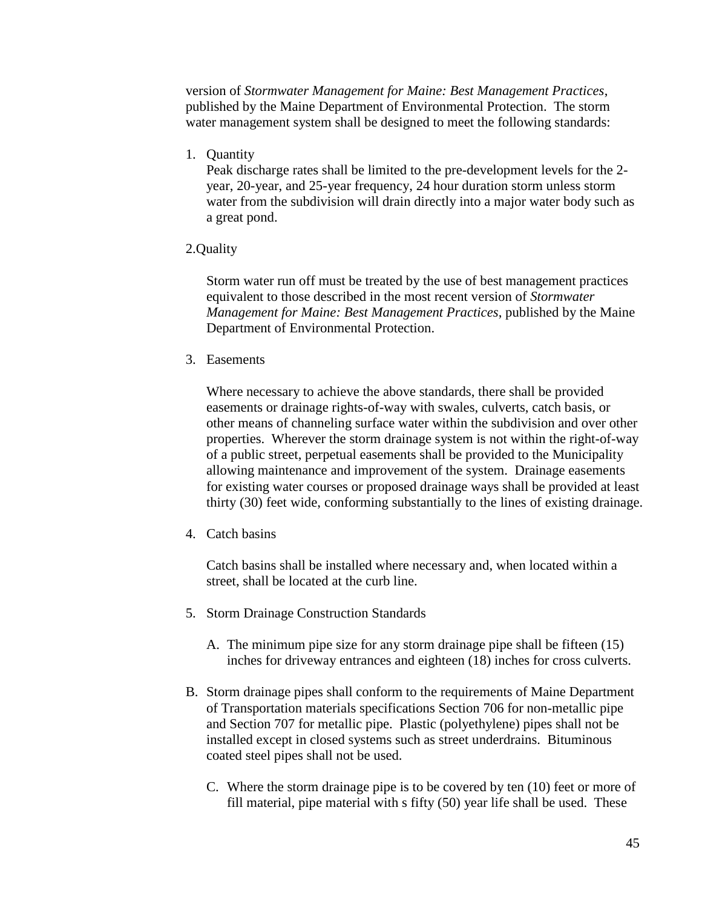version of *Stormwater Management for Maine: Best Management Practices*, published by the Maine Department of Environmental Protection. The storm water management system shall be designed to meet the following standards:

1. Quantity
   Peak discharge rates shall be limited to the pre-development levels for the 2-year, 20-year, and 25-year frequency, 24 hour duration storm unless storm water from the subdivision will drain directly into a major water body such as a great pond.

2. Quality

   Storm water run off must be treated by the use of best management practices equivalent to those described in the most recent version of *Stormwater Management for Maine: Best Management Practices*, published by the Maine Department of Environmental Protection.

3. Easements

   Where necessary to achieve the above standards, there shall be provided easements or drainage rights-of-way with swales, culverts, catch basis, or other means of channeling surface water within the subdivision and over other properties. Wherever the storm drainage system is not within the right-of-way of a public street, perpetual easements shall be provided to the Municipality allowing maintenance and improvement of the system. Drainage easements for existing water courses or proposed drainage ways shall be provided at least thirty (30) feet wide, conforming substantially to the lines of existing drainage.

4. Catch basins

   Catch basins shall be installed where necessary and, when located within a street, shall be located at the curb line.

5. Storm Drainage Construction Standards

   A. The minimum pipe size for any storm drainage pipe shall be fifteen (15) inches for driveway entrances and eighteen (18) inches for cross culverts.

   B. Storm drainage pipes shall conform to the requirements of Maine Department of Transportation materials specifications Section 706 for non-metallic pipe and Section 707 for metallic pipe. Plastic (polyethylene) pipes shall not be installed except in closed systems such as street underdrains. Bituminous coated steel pipes shall not be used.

   C. Where the storm drainage pipe is to be covered by ten (10) feet or more of fill material, pipe material with s fifty (50) year life shall be used. These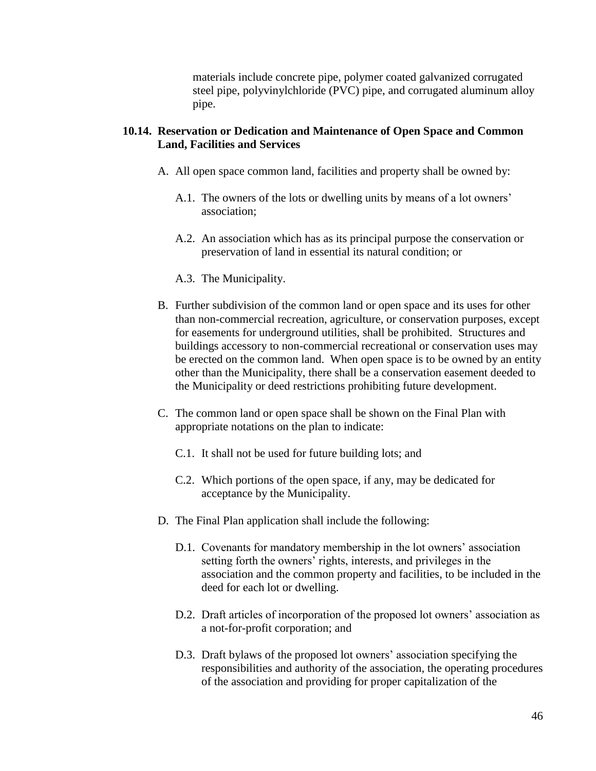materials include concrete pipe, polymer coated galvanized corrugated steel pipe, polyvinylchloride (PVC) pipe, and corrugated aluminum alloy pipe.

### 10.14. Reservation or Dedication and Maintenance of Open Space and Common Land, Facilities and Services

A. All open space common land, facilities and property shall be owned by:

A.1. The owners of the lots or dwelling units by means of a lot owners' association;

A.2. An association which has as its principal purpose the conservation or preservation of land in essential its natural condition; or

A.3. The Municipality.

B. Further subdivision of the common land or open space and its uses for other than non-commercial recreation, agriculture, or conservation purposes, except for easements for underground utilities, shall be prohibited. Structures and buildings accessory to non-commercial recreational or conservation uses may be erected on the common land. When open space is to be owned by an entity other than the Municipality, there shall be a conservation easement deeded to the Municipality or deed restrictions prohibiting future development.

C. The common land or open space shall be shown on the Final Plan with appropriate notations on the plan to indicate:

C.1. It shall not be used for future building lots; and

C.2. Which portions of the open space, if any, may be dedicated for acceptance by the Municipality.

D. The Final Plan application shall include the following:

D.1. Covenants for mandatory membership in the lot owners' association setting forth the owners' rights, interests, and privileges in the association and the common property and facilities, to be included in the deed for each lot or dwelling.

D.2. Draft articles of incorporation of the proposed lot owners' association as a not-for-profit corporation; and

D.3. Draft bylaws of the proposed lot owners' association specifying the responsibilities and authority of the association, the operating procedures of the association and providing for proper capitalization of the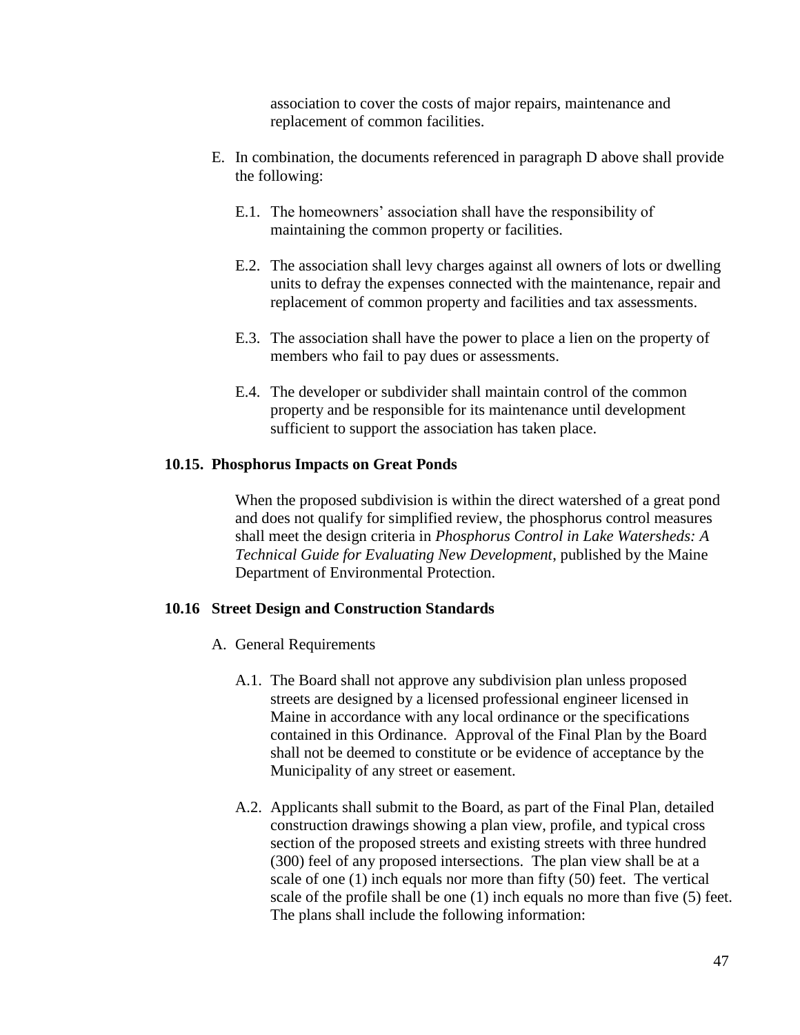association to cover the costs of major repairs, maintenance and replacement of common facilities.

E. In combination, the documents referenced in paragraph D above shall provide the following:

E.1. The homeowners' association shall have the responsibility of maintaining the common property or facilities.

E.2. The association shall levy charges against all owners of lots or dwelling units to defray the expenses connected with the maintenance, repair and replacement of common property and facilities and tax assessments.

E.3. The association shall have the power to place a lien on the property of members who fail to pay dues or assessments.

E.4. The developer or subdivider shall maintain control of the common property and be responsible for its maintenance until development sufficient to support the association has taken place.

### 10.15. Phosphorus Impacts on Great Ponds

When the proposed subdivision is within the direct watershed of a great pond and does not qualify for simplified review, the phosphorus control measures shall meet the design criteria in *Phosphorus Control in Lake Watersheds: A Technical Guide for Evaluating New Development*, published by the Maine Department of Environmental Protection.

### 10.16 Street Design and Construction Standards

A. General Requirements

A.1. The Board shall not approve any subdivision plan unless proposed streets are designed by a licensed professional engineer licensed in Maine in accordance with any local ordinance or the specifications contained in this Ordinance. Approval of the Final Plan by the Board shall not be deemed to constitute or be evidence of acceptance by the Municipality of any street or easement.

A.2. Applicants shall submit to the Board, as part of the Final Plan, detailed construction drawings showing a plan view, profile, and typical cross section of the proposed streets and existing streets with three hundred (300) feel of any proposed intersections. The plan view shall be at a scale of one (1) inch equals nor more than fifty (50) feet. The vertical scale of the profile shall be one (1) inch equals no more than five (5) feet. The plans shall include the following information: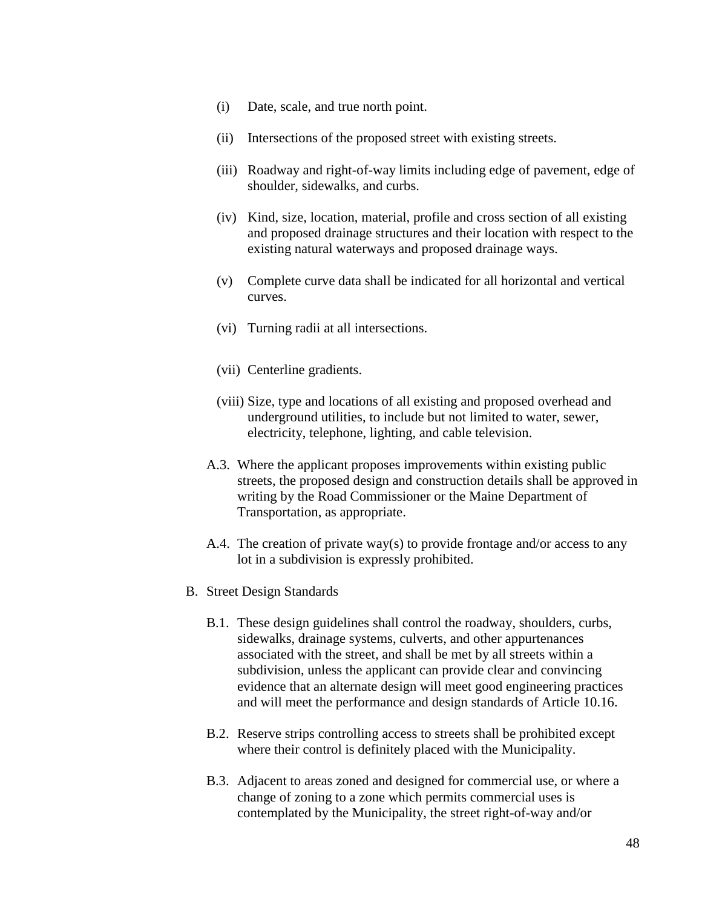(i) Date, scale, and true north point.

(ii) Intersections of the proposed street with existing streets.

(iii) Roadway and right-of-way limits including edge of pavement, edge of shoulder, sidewalks, and curbs.

(iv) Kind, size, location, material, profile and cross section of all existing and proposed drainage structures and their location with respect to the existing natural waterways and proposed drainage ways.

(v) Complete curve data shall be indicated for all horizontal and vertical curves.

(vi) Turning radii at all intersections.

(vii) Centerline gradients.

(viii) Size, type and locations of all existing and proposed overhead and underground utilities, to include but not limited to water, sewer, electricity, telephone, lighting, and cable television.

A.3. Where the applicant proposes improvements within existing public streets, the proposed design and construction details shall be approved in writing by the Road Commissioner or the Maine Department of Transportation, as appropriate.

A.4. The creation of private way(s) to provide frontage and/or access to any lot in a subdivision is expressly prohibited.

B. Street Design Standards

B.1. These design guidelines shall control the roadway, shoulders, curbs, sidewalks, drainage systems, culverts, and other appurtenances associated with the street, and shall be met by all streets within a subdivision, unless the applicant can provide clear and convincing evidence that an alternate design will meet good engineering practices and will meet the performance and design standards of Article 10.16.

B.2. Reserve strips controlling access to streets shall be prohibited except where their control is definitely placed with the Municipality.

B.3. Adjacent to areas zoned and designed for commercial use, or where a change of zoning to a zone which permits commercial uses is contemplated by the Municipality, the street right-of-way and/or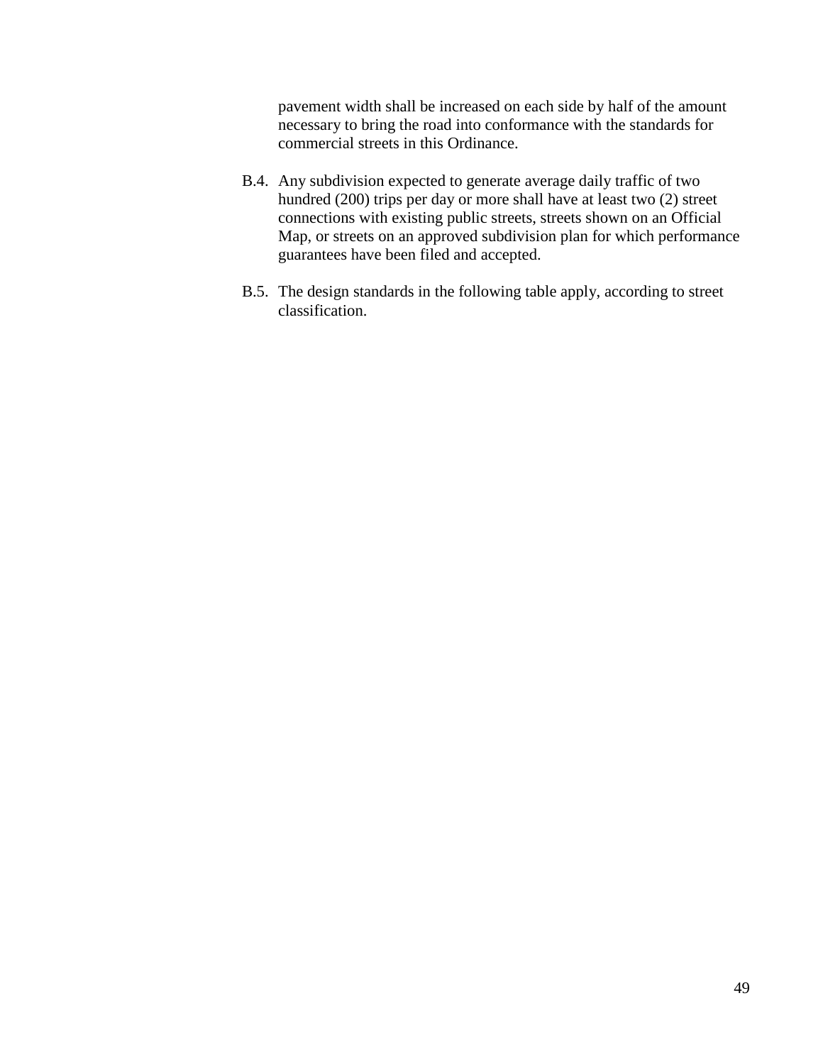pavement width shall be increased on each side by half of the amount necessary to bring the road into conformance with the standards for commercial streets in this Ordinance.

B.4. Any subdivision expected to generate average daily traffic of two hundred (200) trips per day or more shall have at least two (2) street connections with existing public streets, streets shown on an Official Map, or streets on an approved subdivision plan for which performance guarantees have been filed and accepted.

B.5. The design standards in the following table apply, according to street classification.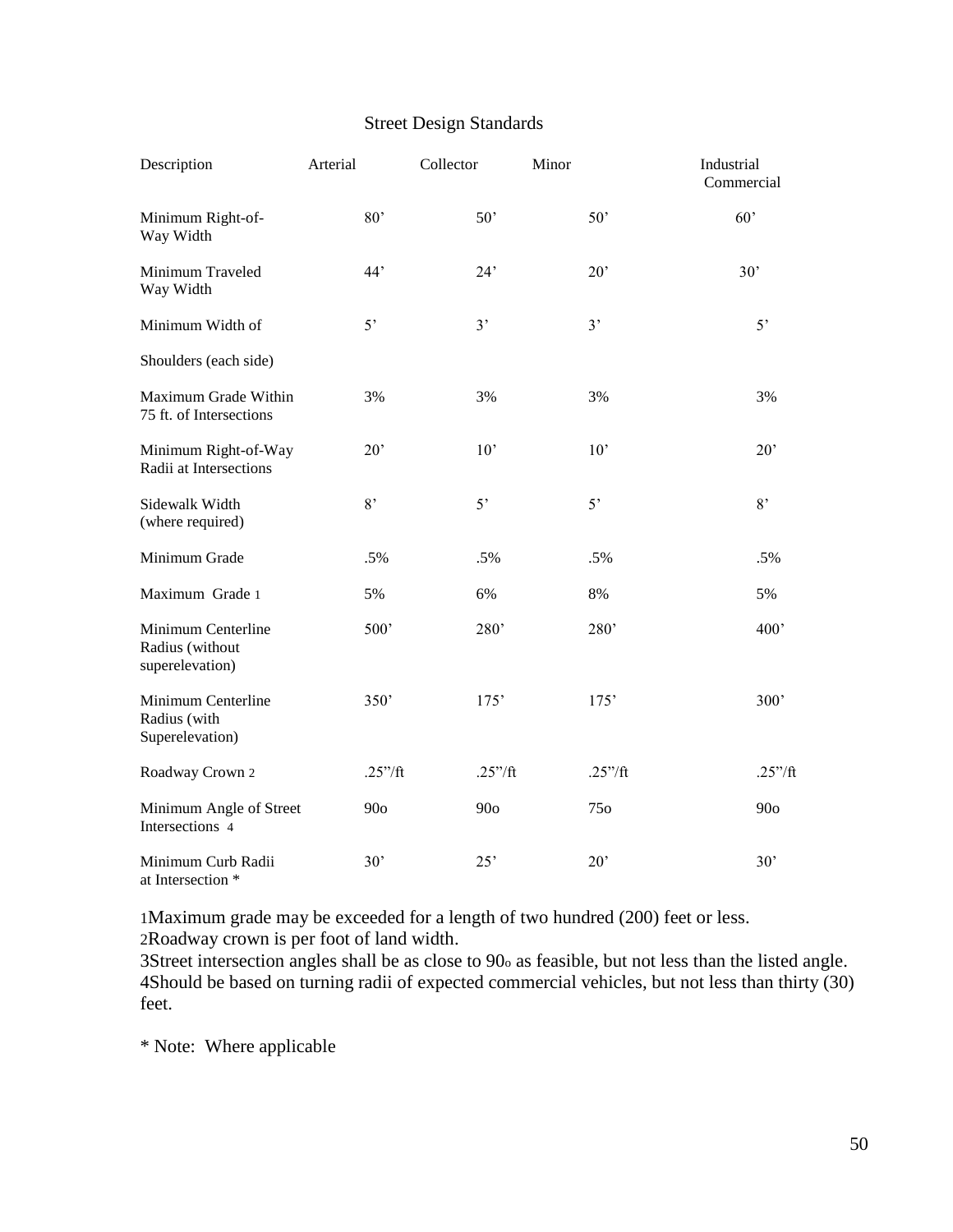## Street Design Standards

| Description | Arterial | Collector | Minor | Industrial Commercial |
|---|---|---|---|---|
| Minimum Right-of-Way Width | 80’ | 50’ | 50’ | 60’ |
| Minimum Traveled Way Width | 44’ | 24’ | 20’ | 30’ |
| Minimum Width of Shoulders (each side) | 5’ | 3’ | 3’ | 5’ |
| Maximum Grade Within 75 ft. of Intersections | 3% | 3% | 3% | 3% |
| Minimum Right-of-Way Radii at Intersections | 20’ | 10’ | 10’ | 20’ |
| Sidewalk Width (where required) | 8’ | 5’ | 5’ | 8’ |
| Minimum Grade | .5% | .5% | .5% | .5% |
| Maximum Grade 1 | 5% | 6% | 8% | 5% |
| Minimum Centerline Radius (without superelevation) | 500’ | 280’ | 280’ | 400’ |
| Minimum Centerline Radius (with Superelevation) | 350’ | 175’ | 175’ | 300’ |
| Roadway Crown 2 | .25”/ft | .25”/ft | .25”/ft | .25”/ft |
| Minimum Angle of Street Intersections 4 | 90o | 90o | 75o | 90o |
| Minimum Curb Radii at Intersection * | 30’ | 25’ | 20’ | 30’ |

1Maximum grade may be exceeded for a length of two hundred (200) feet or less.
2Roadway crown is per foot of land width.
3Street intersection angles shall be as close to 90o as feasible, but not less than the listed angle.
4Should be based on turning radii of expected commercial vehicles, but not less than thirty (30) feet.

* Note: Where applicable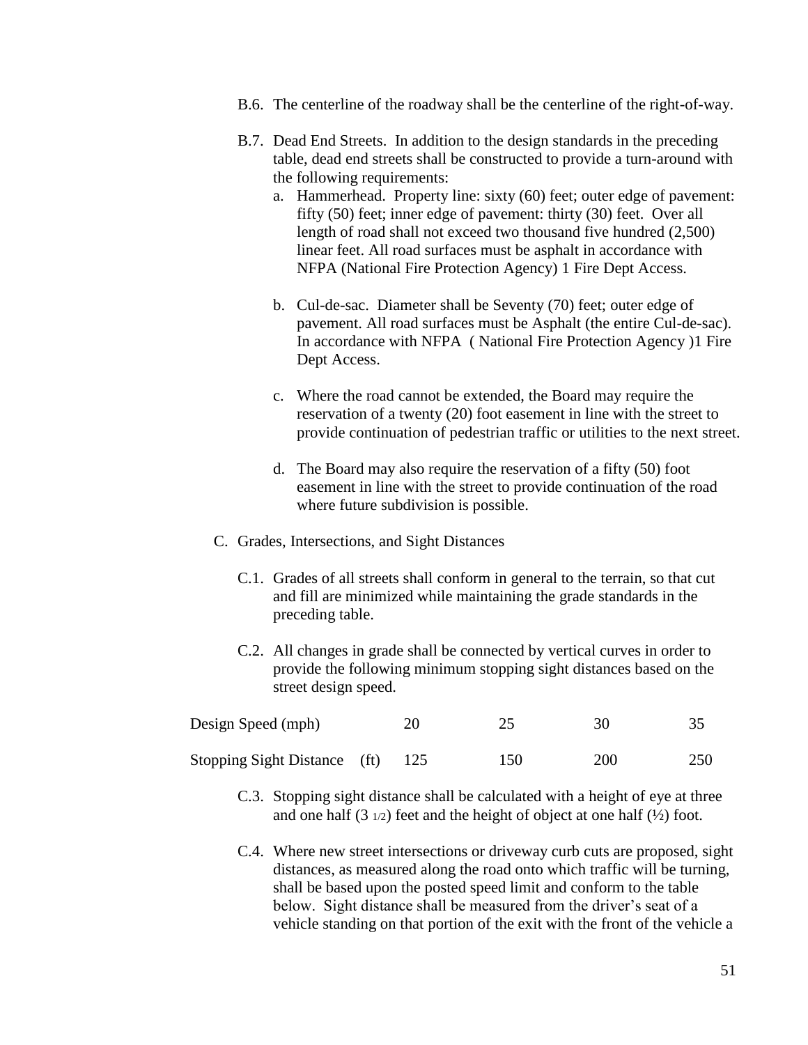B.6. The centerline of the roadway shall be the centerline of the right-of-way.

B.7. Dead End Streets. In addition to the design standards in the preceding table, dead end streets shall be constructed to provide a turn-around with the following requirements:

a. Hammerhead. Property line: sixty (60) feet; outer edge of pavement: fifty (50) feet; inner edge of pavement: thirty (30) feet. Over all length of road shall not exceed two thousand five hundred (2,500) linear feet. All road surfaces must be asphalt in accordance with NFPA (National Fire Protection Agency) 1 Fire Dept Access.

b. Cul-de-sac. Diameter shall be Seventy (70) feet; outer edge of pavement. All road surfaces must be Asphalt (the entire Cul-de-sac). In accordance with NFPA ( National Fire Protection Agency )1 Fire Dept Access.

c. Where the road cannot be extended, the Board may require the reservation of a twenty (20) foot easement in line with the street to provide continuation of pedestrian traffic or utilities to the next street.

d. The Board may also require the reservation of a fifty (50) foot easement in line with the street to provide continuation of the road where future subdivision is possible.

C. Grades, Intersections, and Sight Distances

C.1. Grades of all streets shall conform in general to the terrain, so that cut and fill are minimized while maintaining the grade standards in the preceding table.

C.2. All changes in grade shall be connected by vertical curves in order to provide the following minimum stopping sight distances based on the street design speed.

| Design Speed (mph) | 20 | 25 | 30 | 35 |
|---|---|---|---|---|
| Stopping Sight Distance (ft) | 125 | 150 | 200 | 250 |

C.3. Stopping sight distance shall be calculated with a height of eye at three and one half (3 1/2) feet and the height of object at one half (½) foot.

C.4. Where new street intersections or driveway curb cuts are proposed, sight distances, as measured along the road onto which traffic will be turning, shall be based upon the posted speed limit and conform to the table below. Sight distance shall be measured from the driver's seat of a vehicle standing on that portion of the exit with the front of the vehicle a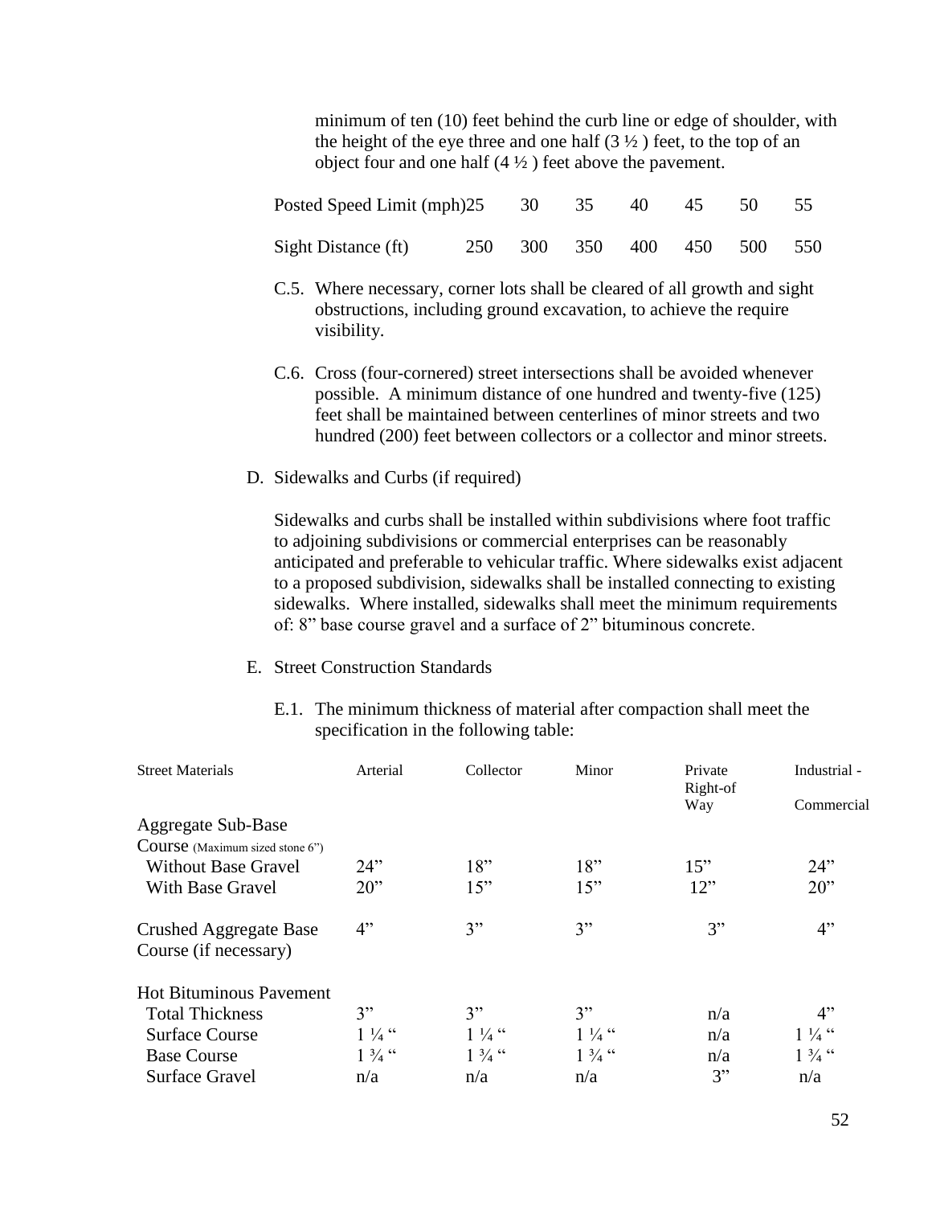minimum of ten (10) feet behind the curb line or edge of shoulder, with the height of the eye three and one half (3 ½ ) feet, to the top of an object four and one half (4 ½ ) feet above the pavement.

| Posted Speed Limit (mph) | 25 | 30 | 35 | 40 | 45 | 50 | 55 |
|---|---|---|---|---|---|---|---|
| Sight Distance (ft) | 250 | 300 | 350 | 400 | 450 | 500 | 550 |

C.5. Where necessary, corner lots shall be cleared of all growth and sight obstructions, including ground excavation, to achieve the require visibility.

C.6. Cross (four-cornered) street intersections shall be avoided whenever possible. A minimum distance of one hundred and twenty-five (125) feet shall be maintained between centerlines of minor streets and two hundred (200) feet between collectors or a collector and minor streets.

D. Sidewalks and Curbs (if required)

Sidewalks and curbs shall be installed within subdivisions where foot traffic to adjoining subdivisions or commercial enterprises can be reasonably anticipated and preferable to vehicular traffic. Where sidewalks exist adjacent to a proposed subdivision, sidewalks shall be installed connecting to existing sidewalks. Where installed, sidewalks shall meet the minimum requirements of: 8" base course gravel and a surface of 2" bituminous concrete.

E. Street Construction Standards

E.1. The minimum thickness of material after compaction shall meet the specification in the following table:

| Street Materials | Arterial | Collector | Minor | Private Right-of Way | Industrial - Commercial |
|---|---|---|---|---|---|
| Aggregate Sub-Base Course (Maximum sized stone 6") | | | | | |
| Without Base Gravel | 24" | 18" | 18" | 15" | 24" |
| With Base Gravel | 20" | 15" | 15" | 12" | 20" |
| Crushed Aggregate Base Course (if necessary) | 4" | 3" | 3" | 3" | 4" |
| Hot Bituminous Pavement | | | | | |
| Total Thickness | 3" | 3" | 3" | n/a | 4" |
| Surface Course | 1 ¼ " | 1 ¼ " | 1 ¼ " | n/a | 1 ¼ " |
| Base Course | 1 ¾ " | 1 ¾ " | 1 ¾ " | n/a | 1 ¾ " |
| Surface Gravel | n/a | n/a | n/a | 3" | n/a |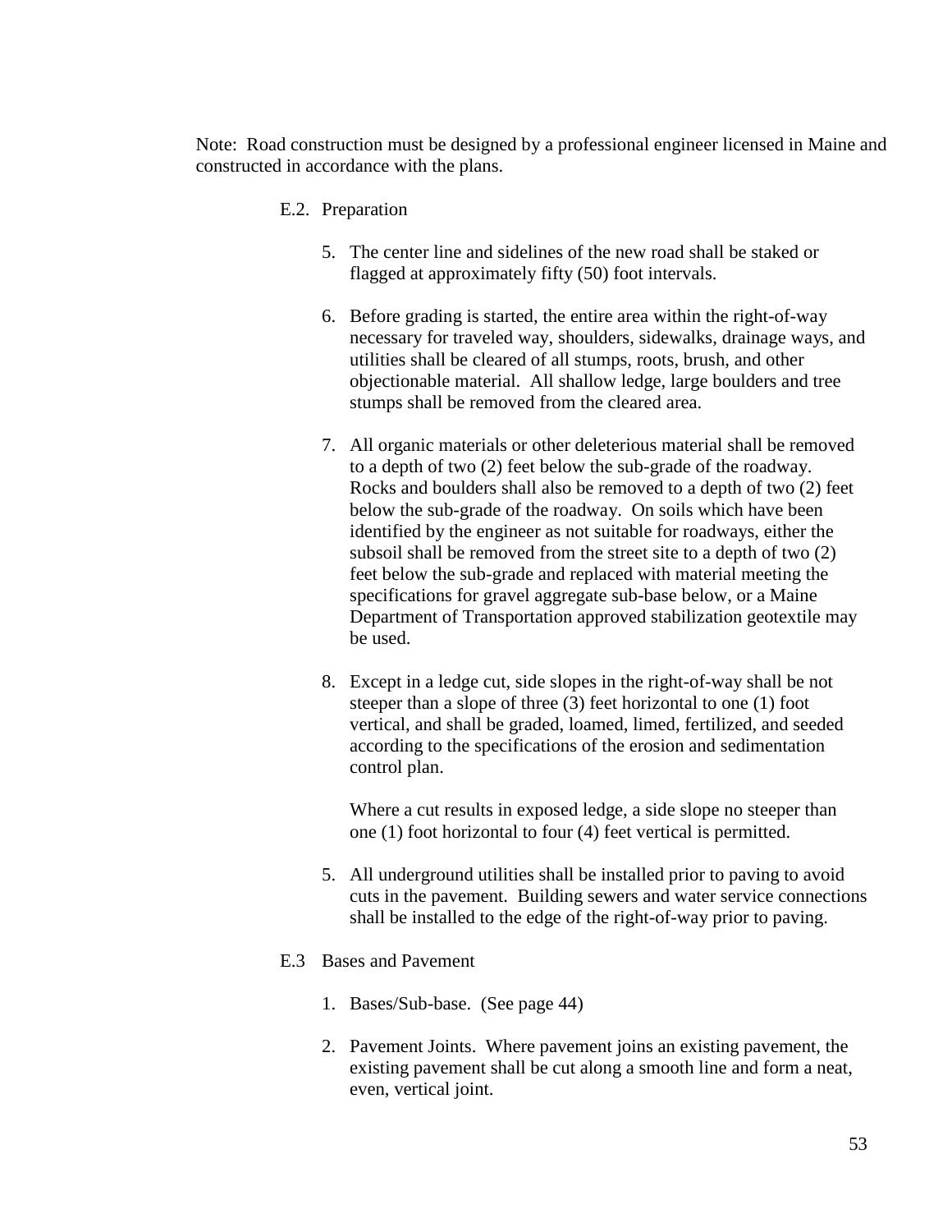Note: Road construction must be designed by a professional engineer licensed in Maine and constructed in accordance with the plans.

E.2. Preparation

5. The center line and sidelines of the new road shall be staked or flagged at approximately fifty (50) foot intervals.

6. Before grading is started, the entire area within the right-of-way necessary for traveled way, shoulders, sidewalks, drainage ways, and utilities shall be cleared of all stumps, roots, brush, and other objectionable material. All shallow ledge, large boulders and tree stumps shall be removed from the cleared area.

7. All organic materials or other deleterious material shall be removed to a depth of two (2) feet below the sub-grade of the roadway. Rocks and boulders shall also be removed to a depth of two (2) feet below the sub-grade of the roadway. On soils which have been identified by the engineer as not suitable for roadways, either the subsoil shall be removed from the street site to a depth of two (2) feet below the sub-grade and replaced with material meeting the specifications for gravel aggregate sub-base below, or a Maine Department of Transportation approved stabilization geotextile may be used.

8. Except in a ledge cut, side slopes in the right-of-way shall be not steeper than a slope of three (3) feet horizontal to one (1) foot vertical, and shall be graded, loamed, limed, fertilized, and seeded according to the specifications of the erosion and sedimentation control plan.

   Where a cut results in exposed ledge, a side slope no steeper than one (1) foot horizontal to four (4) feet vertical is permitted.

5. All underground utilities shall be installed prior to paving to avoid cuts in the pavement. Building sewers and water service connections shall be installed to the edge of the right-of-way prior to paving.

E.3 Bases and Pavement

1. Bases/Sub-base. (See page 44)

2. Pavement Joints. Where pavement joins an existing pavement, the existing pavement shall be cut along a smooth line and form a neat, even, vertical joint.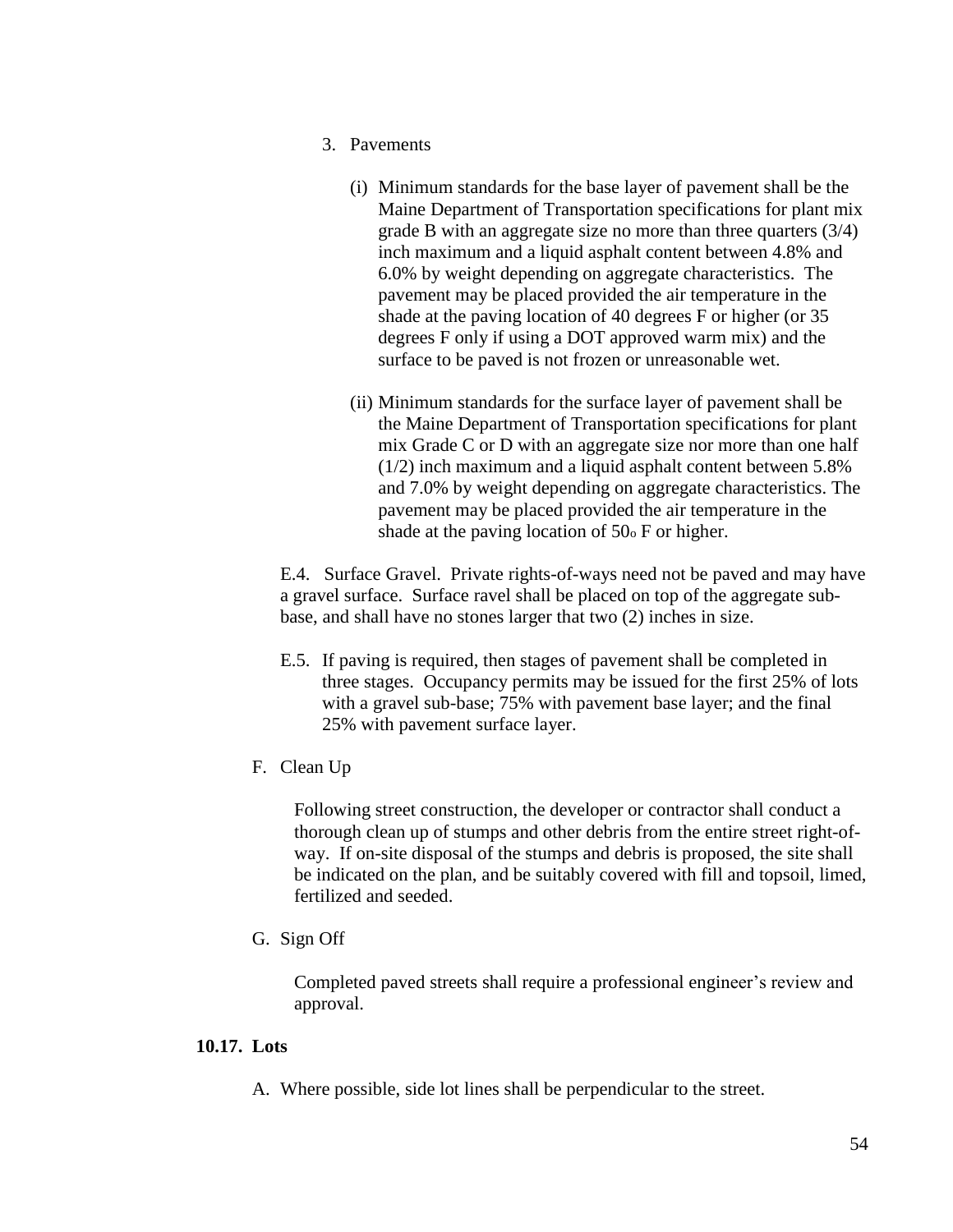3. Pavements

   (i) Minimum standards for the base layer of pavement shall be the Maine Department of Transportation specifications for plant mix grade B with an aggregate size no more than three quarters (3/4) inch maximum and a liquid asphalt content between 4.8% and 6.0% by weight depending on aggregate characteristics. The pavement may be placed provided the air temperature in the shade at the paving location of 40 degrees F or higher (or 35 degrees F only if using a DOT approved warm mix) and the surface to be paved is not frozen or unreasonable wet.

   (ii) Minimum standards for the surface layer of pavement shall be the Maine Department of Transportation specifications for plant mix Grade C or D with an aggregate size nor more than one half (1/2) inch maximum and a liquid asphalt content between 5.8% and 7.0% by weight depending on aggregate characteristics. The pavement may be placed provided the air temperature in the shade at the paving location of $50_o$ F or higher.

E.4. Surface Gravel. Private rights-of-ways need not be paved and may have a gravel surface. Surface ravel shall be placed on top of the aggregate sub-base, and shall have no stones larger that two (2) inches in size.

E.5. If paving is required, then stages of pavement shall be completed in three stages. Occupancy permits may be issued for the first 25% of lots with a gravel sub-base; 75% with pavement base layer; and the final 25% with pavement surface layer.

F. Clean Up

Following street construction, the developer or contractor shall conduct a thorough clean up of stumps and other debris from the entire street right-of-way. If on-site disposal of the stumps and debris is proposed, the site shall be indicated on the plan, and be suitably covered with fill and topsoil, limed, fertilized and seeded.

G. Sign Off

Completed paved streets shall require a professional engineer's review and approval.

**10.17. Lots**

A. Where possible, side lot lines shall be perpendicular to the street.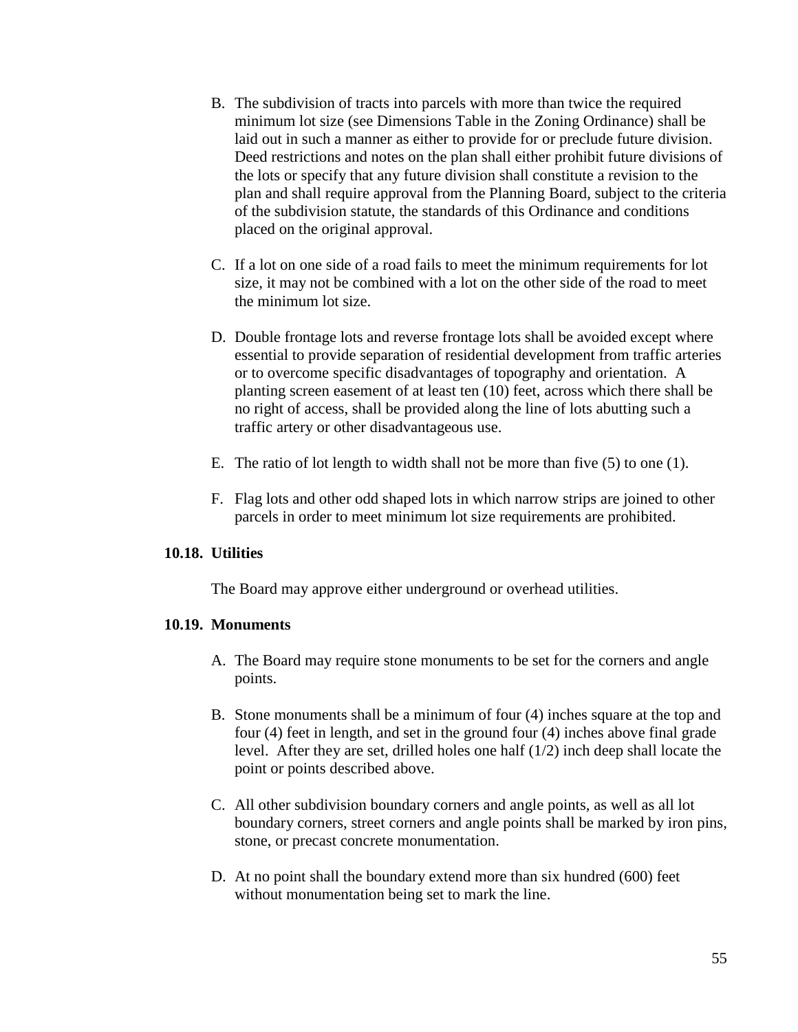B. The subdivision of tracts into parcels with more than twice the required minimum lot size (see Dimensions Table in the Zoning Ordinance) shall be laid out in such a manner as either to provide for or preclude future division. Deed restrictions and notes on the plan shall either prohibit future divisions of the lots or specify that any future division shall constitute a revision to the plan and shall require approval from the Planning Board, subject to the criteria of the subdivision statute, the standards of this Ordinance and conditions placed on the original approval.

C. If a lot on one side of a road fails to meet the minimum requirements for lot size, it may not be combined with a lot on the other side of the road to meet the minimum lot size.

D. Double frontage lots and reverse frontage lots shall be avoided except where essential to provide separation of residential development from traffic arteries or to overcome specific disadvantages of topography and orientation. A planting screen easement of at least ten (10) feet, across which there shall be no right of access, shall be provided along the line of lots abutting such a traffic artery or other disadvantageous use.

E. The ratio of lot length to width shall not be more than five (5) to one (1).

F. Flag lots and other odd shaped lots in which narrow strips are joined to other parcels in order to meet minimum lot size requirements are prohibited.

### 10.18. Utilities

The Board may approve either underground or overhead utilities.

### 10.19. Monuments

A. The Board may require stone monuments to be set for the corners and angle points.

B. Stone monuments shall be a minimum of four (4) inches square at the top and four (4) feet in length, and set in the ground four (4) inches above final grade level. After they are set, drilled holes one half (1/2) inch deep shall locate the point or points described above.

C. All other subdivision boundary corners and angle points, as well as all lot boundary corners, street corners and angle points shall be marked by iron pins, stone, or precast concrete monumentation.

D. At no point shall the boundary extend more than six hundred (600) feet without monumentation being set to mark the line.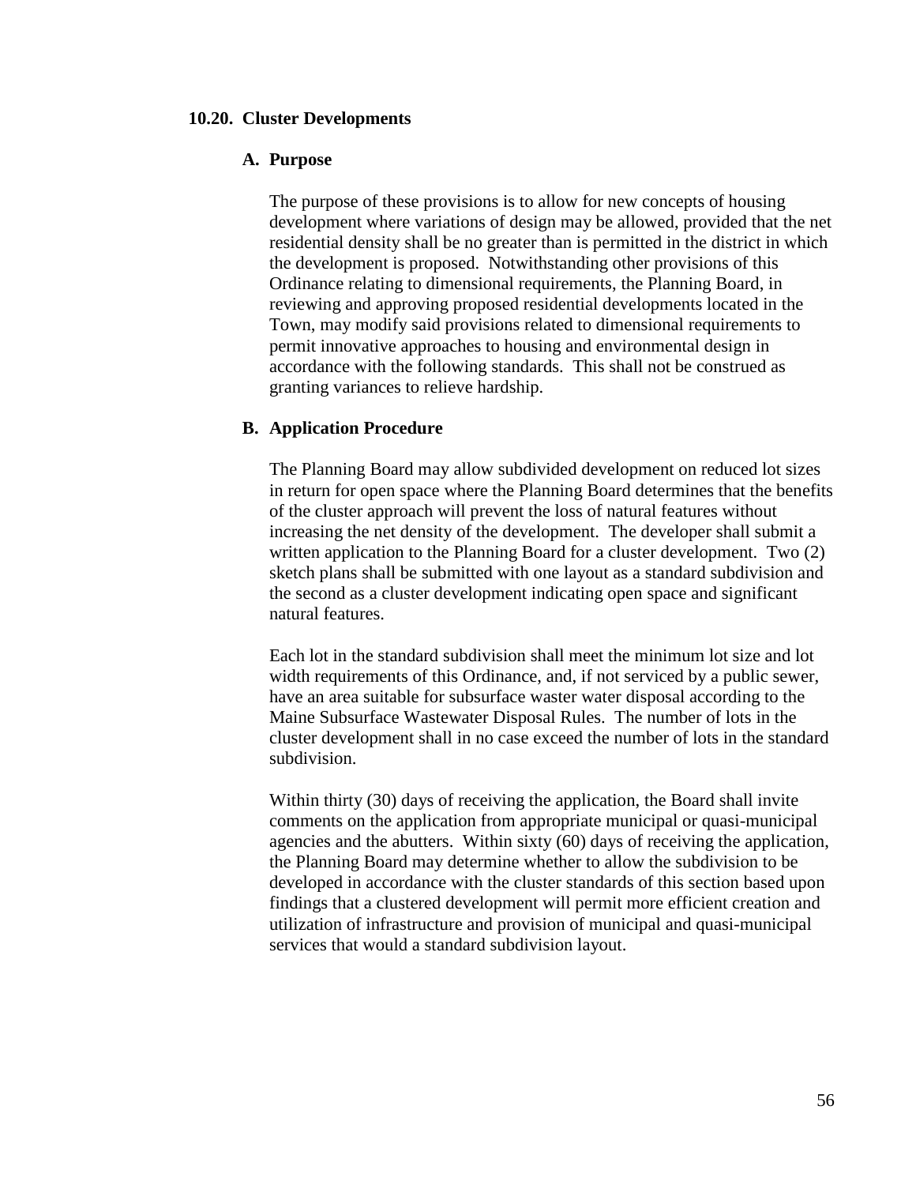## 10.20. Cluster Developments

### A. Purpose

The purpose of these provisions is to allow for new concepts of housing development where variations of design may be allowed, provided that the net residential density shall be no greater than is permitted in the district in which the development is proposed. Notwithstanding other provisions of this Ordinance relating to dimensional requirements, the Planning Board, in reviewing and approving proposed residential developments located in the Town, may modify said provisions related to dimensional requirements to permit innovative approaches to housing and environmental design in accordance with the following standards. This shall not be construed as granting variances to relieve hardship.

### B. Application Procedure

The Planning Board may allow subdivided development on reduced lot sizes in return for open space where the Planning Board determines that the benefits of the cluster approach will prevent the loss of natural features without increasing the net density of the development. The developer shall submit a written application to the Planning Board for a cluster development. Two (2) sketch plans shall be submitted with one layout as a standard subdivision and the second as a cluster development indicating open space and significant natural features.

Each lot in the standard subdivision shall meet the minimum lot size and lot width requirements of this Ordinance, and, if not serviced by a public sewer, have an area suitable for subsurface waster water disposal according to the Maine Subsurface Wastewater Disposal Rules. The number of lots in the cluster development shall in no case exceed the number of lots in the standard subdivision.

Within thirty (30) days of receiving the application, the Board shall invite comments on the application from appropriate municipal or quasi-municipal agencies and the abutters. Within sixty (60) days of receiving the application, the Planning Board may determine whether to allow the subdivision to be developed in accordance with the cluster standards of this section based upon findings that a clustered development will permit more efficient creation and utilization of infrastructure and provision of municipal and quasi-municipal services that would a standard subdivision layout.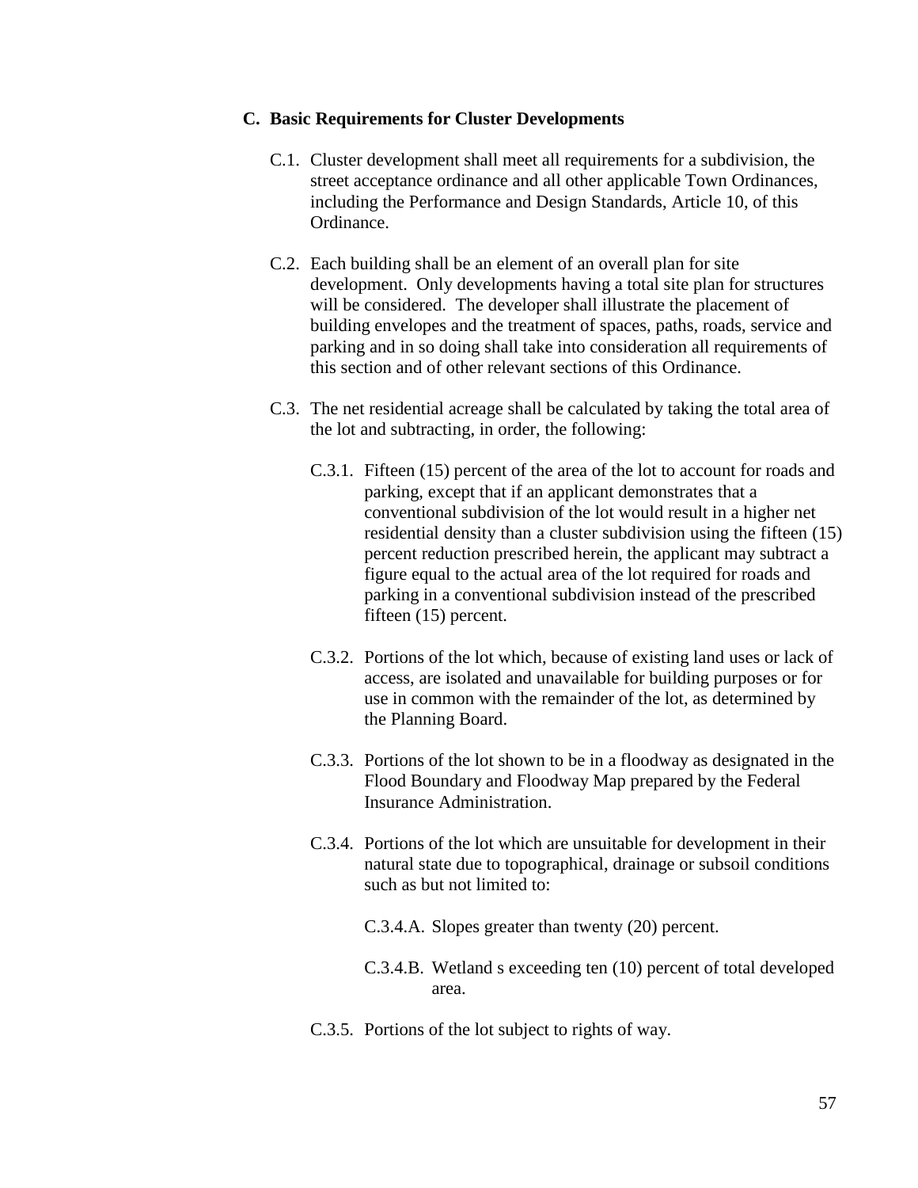### C. Basic Requirements for Cluster Developments

C.1. Cluster development shall meet all requirements for a subdivision, the street acceptance ordinance and all other applicable Town Ordinances, including the Performance and Design Standards, Article 10, of this Ordinance.

C.2. Each building shall be an element of an overall plan for site development. Only developments having a total site plan for structures will be considered. The developer shall illustrate the placement of building envelopes and the treatment of spaces, paths, roads, service and parking and in so doing shall take into consideration all requirements of this section and of other relevant sections of this Ordinance.

C.3. The net residential acreage shall be calculated by taking the total area of the lot and subtracting, in order, the following:

C.3.1. Fifteen (15) percent of the area of the lot to account for roads and parking, except that if an applicant demonstrates that a conventional subdivision of the lot would result in a higher net residential density than a cluster subdivision using the fifteen (15) percent reduction prescribed herein, the applicant may subtract a figure equal to the actual area of the lot required for roads and parking in a conventional subdivision instead of the prescribed fifteen (15) percent.

C.3.2. Portions of the lot which, because of existing land uses or lack of access, are isolated and unavailable for building purposes or for use in common with the remainder of the lot, as determined by the Planning Board.

C.3.3. Portions of the lot shown to be in a floodway as designated in the Flood Boundary and Floodway Map prepared by the Federal Insurance Administration.

C.3.4. Portions of the lot which are unsuitable for development in their natural state due to topographical, drainage or subsoil conditions such as but not limited to:

C.3.4.A. Slopes greater than twenty (20) percent.

C.3.4.B. Wetland s exceeding ten (10) percent of total developed area.

C.3.5. Portions of the lot subject to rights of way.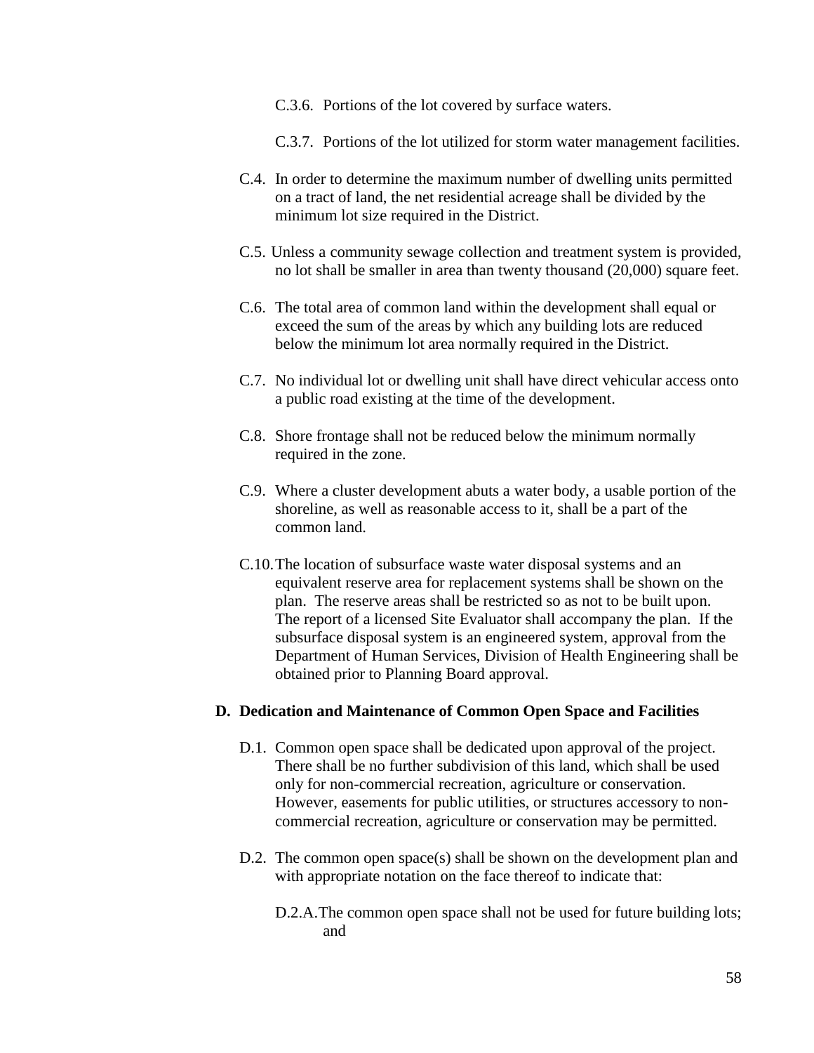C.3.6. Portions of the lot covered by surface waters.

C.3.7. Portions of the lot utilized for storm water management facilities.

C.4. In order to determine the maximum number of dwelling units permitted on a tract of land, the net residential acreage shall be divided by the minimum lot size required in the District.

C.5. Unless a community sewage collection and treatment system is provided, no lot shall be smaller in area than twenty thousand (20,000) square feet.

C.6. The total area of common land within the development shall equal or exceed the sum of the areas by which any building lots are reduced below the minimum lot area normally required in the District.

C.7. No individual lot or dwelling unit shall have direct vehicular access onto a public road existing at the time of the development.

C.8. Shore frontage shall not be reduced below the minimum normally required in the zone.

C.9. Where a cluster development abuts a water body, a usable portion of the shoreline, as well as reasonable access to it, shall be a part of the common land.

C.10. The location of subsurface waste water disposal systems and an equivalent reserve area for replacement systems shall be shown on the plan. The reserve areas shall be restricted so as not to be built upon. The report of a licensed Site Evaluator shall accompany the plan. If the subsurface disposal system is an engineered system, approval from the Department of Human Services, Division of Health Engineering shall be obtained prior to Planning Board approval.

**D. Dedication and Maintenance of Common Open Space and Facilities**

D.1. Common open space shall be dedicated upon approval of the project. There shall be no further subdivision of this land, which shall be used only for non-commercial recreation, agriculture or conservation. However, easements for public utilities, or structures accessory to non-commercial recreation, agriculture or conservation may be permitted.

D.2. The common open space(s) shall be shown on the development plan and with appropriate notation on the face thereof to indicate that:

D.2.A. The common open space shall not be used for future building lots; and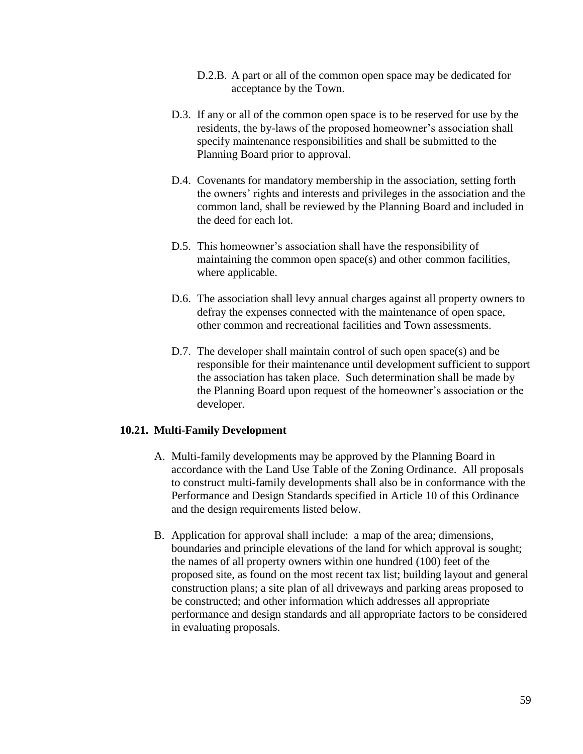D.2.B. A part or all of the common open space may be dedicated for acceptance by the Town.

D.3. If any or all of the common open space is to be reserved for use by the residents, the by-laws of the proposed homeowner's association shall specify maintenance responsibilities and shall be submitted to the Planning Board prior to approval.

D.4. Covenants for mandatory membership in the association, setting forth the owners' rights and interests and privileges in the association and the common land, shall be reviewed by the Planning Board and included in the deed for each lot.

D.5. This homeowner's association shall have the responsibility of maintaining the common open space(s) and other common facilities, where applicable.

D.6. The association shall levy annual charges against all property owners to defray the expenses connected with the maintenance of open space, other common and recreational facilities and Town assessments.

D.7. The developer shall maintain control of such open space(s) and be responsible for their maintenance until development sufficient to support the association has taken place. Such determination shall be made by the Planning Board upon request of the homeowner's association or the developer.

### 10.21. Multi-Family Development

A. Multi-family developments may be approved by the Planning Board in accordance with the Land Use Table of the Zoning Ordinance. All proposals to construct multi-family developments shall also be in conformance with the Performance and Design Standards specified in Article 10 of this Ordinance and the design requirements listed below.

B. Application for approval shall include: a map of the area; dimensions, boundaries and principle elevations of the land for which approval is sought; the names of all property owners within one hundred (100) feet of the proposed site, as found on the most recent tax list; building layout and general construction plans; a site plan of all driveways and parking areas proposed to be constructed; and other information which addresses all appropriate performance and design standards and all appropriate factors to be considered in evaluating proposals.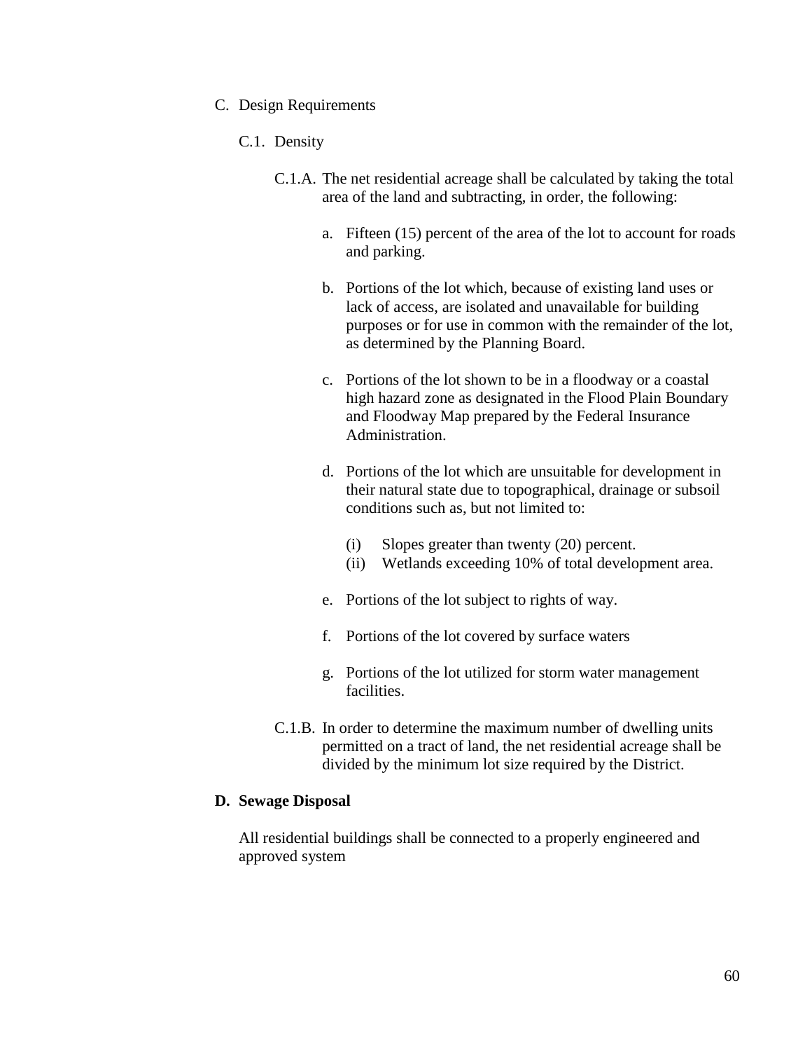C. Design Requirements

C.1. Density

C.1.A. The net residential acreage shall be calculated by taking the total area of the land and subtracting, in order, the following:

a. Fifteen (15) percent of the area of the lot to account for roads and parking.

b. Portions of the lot which, because of existing land uses or lack of access, are isolated and unavailable for building purposes or for use in common with the remainder of the lot, as determined by the Planning Board.

c. Portions of the lot shown to be in a floodway or a coastal high hazard zone as designated in the Flood Plain Boundary and Floodway Map prepared by the Federal Insurance Administration.

d. Portions of the lot which are unsuitable for development in their natural state due to topographical, drainage or subsoil conditions such as, but not limited to:

(i) Slopes greater than twenty (20) percent.
(ii) Wetlands exceeding 10% of total development area.

e. Portions of the lot subject to rights of way.

f. Portions of the lot covered by surface waters

g. Portions of the lot utilized for storm water management facilities.

C.1.B. In order to determine the maximum number of dwelling units permitted on a tract of land, the net residential acreage shall be divided by the minimum lot size required by the District.

**D. Sewage Disposal**

All residential buildings shall be connected to a properly engineered and approved system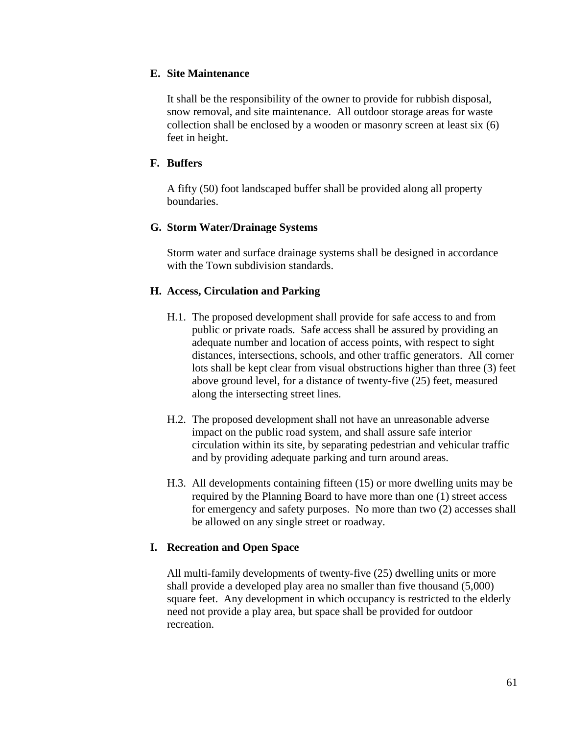### E. Site Maintenance

It shall be the responsibility of the owner to provide for rubbish disposal, snow removal, and site maintenance. All outdoor storage areas for waste collection shall be enclosed by a wooden or masonry screen at least six (6) feet in height.

### F. Buffers

A fifty (50) foot landscaped buffer shall be provided along all property boundaries.

### G. Storm Water/Drainage Systems

Storm water and surface drainage systems shall be designed in accordance with the Town subdivision standards.

### H. Access, Circulation and Parking

H.1. The proposed development shall provide for safe access to and from public or private roads. Safe access shall be assured by providing an adequate number and location of access points, with respect to sight distances, intersections, schools, and other traffic generators. All corner lots shall be kept clear from visual obstructions higher than three (3) feet above ground level, for a distance of twenty-five (25) feet, measured along the intersecting street lines.

H.2. The proposed development shall not have an unreasonable adverse impact on the public road system, and shall assure safe interior circulation within its site, by separating pedestrian and vehicular traffic and by providing adequate parking and turn around areas.

H.3. All developments containing fifteen (15) or more dwelling units may be required by the Planning Board to have more than one (1) street access for emergency and safety purposes. No more than two (2) accesses shall be allowed on any single street or roadway.

### I. Recreation and Open Space

All multi-family developments of twenty-five (25) dwelling units or more shall provide a developed play area no smaller than five thousand (5,000) square feet. Any development in which occupancy is restricted to the elderly need not provide a play area, but space shall be provided for outdoor recreation.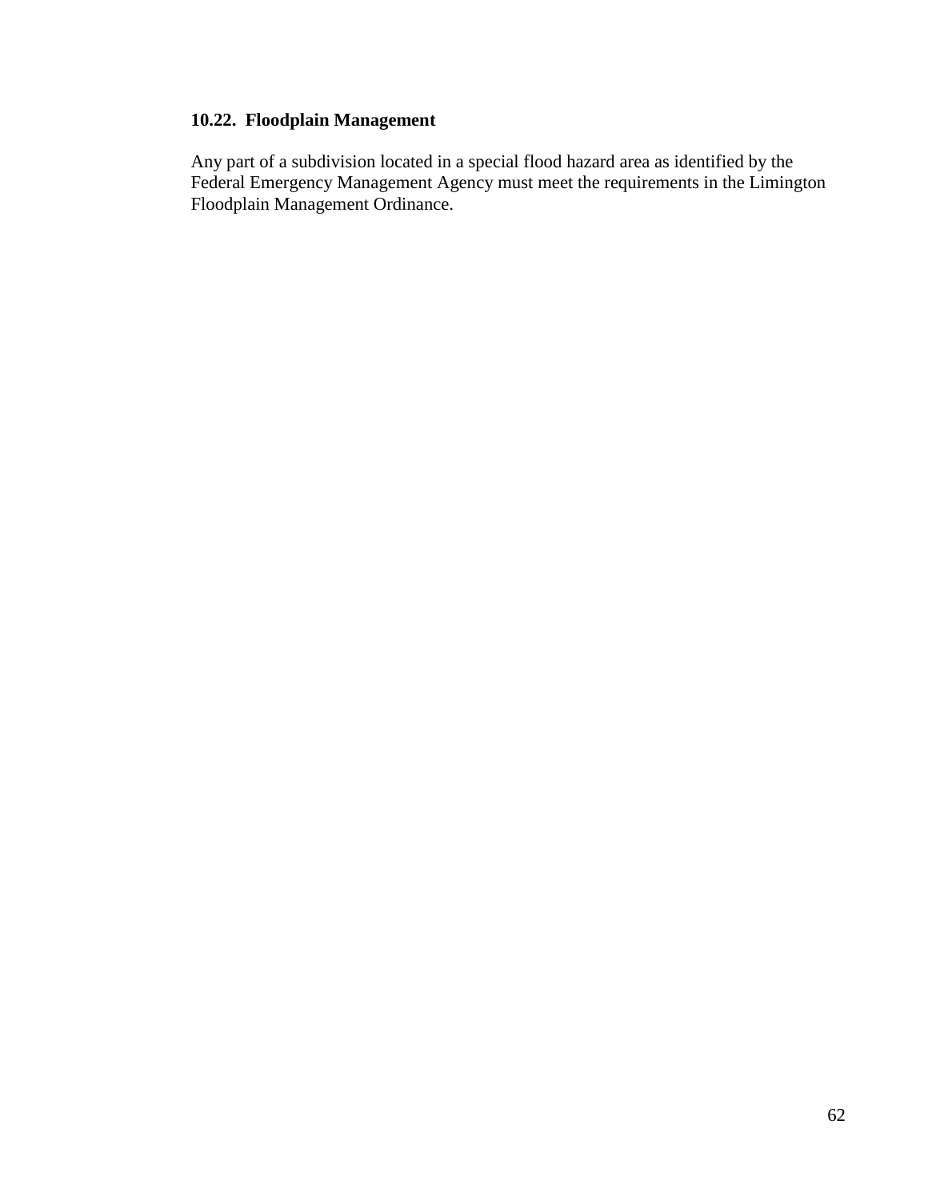### 10.22. Floodplain Management

Any part of a subdivision located in a special flood hazard area as identified by the Federal Emergency Management Agency must meet the requirements in the Limington Floodplain Management Ordinance.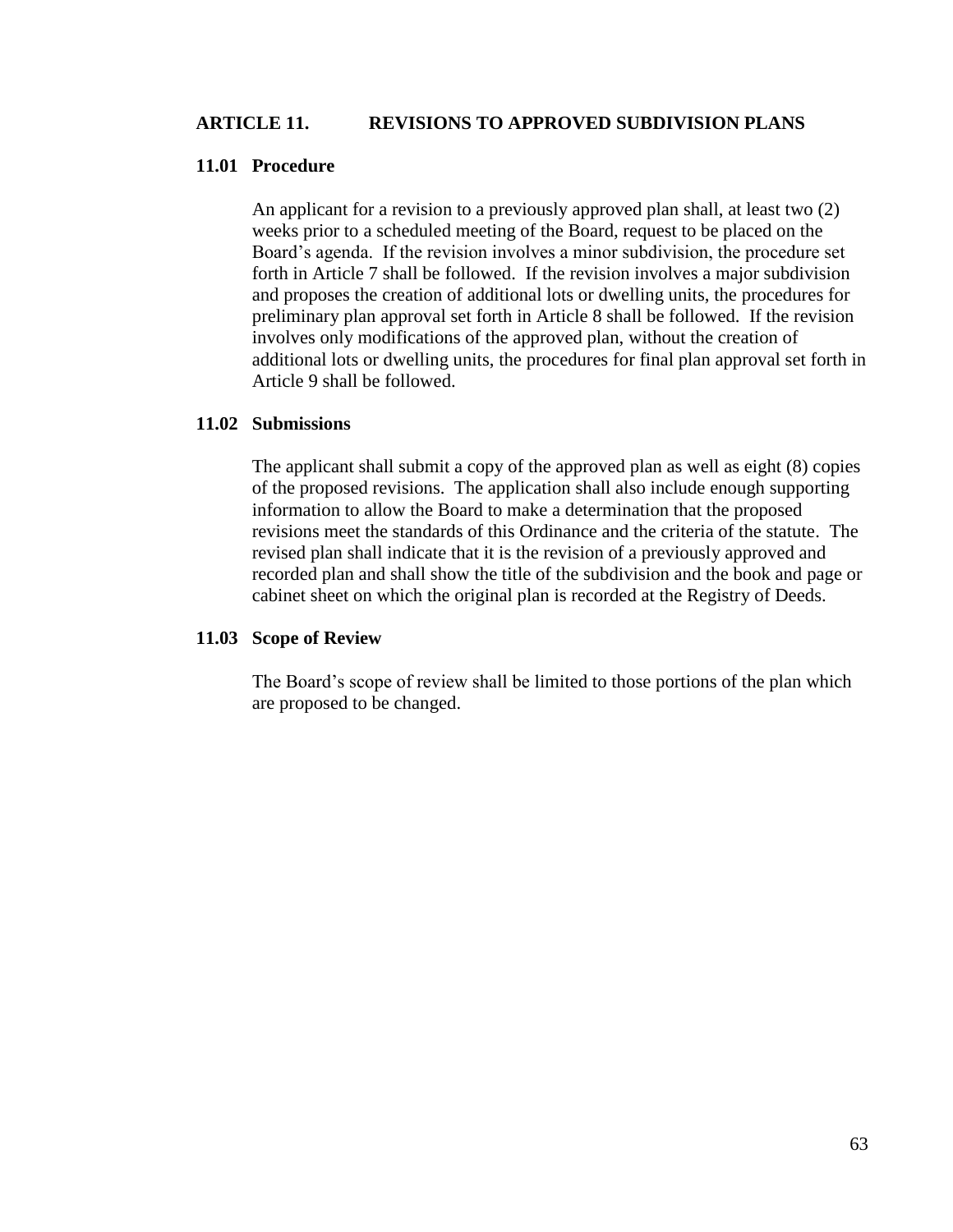# ARTICLE 11. REVISIONS TO APPROVED SUBDIVISION PLANS

## 11.01 Procedure

An applicant for a revision to a previously approved plan shall, at least two (2) weeks prior to a scheduled meeting of the Board, request to be placed on the Board's agenda. If the revision involves a minor subdivision, the procedure set forth in Article 7 shall be followed. If the revision involves a major subdivision and proposes the creation of additional lots or dwelling units, the procedures for preliminary plan approval set forth in Article 8 shall be followed. If the revision involves only modifications of the approved plan, without the creation of additional lots or dwelling units, the procedures for final plan approval set forth in Article 9 shall be followed.

## 11.02 Submissions

The applicant shall submit a copy of the approved plan as well as eight (8) copies of the proposed revisions. The application shall also include enough supporting information to allow the Board to make a determination that the proposed revisions meet the standards of this Ordinance and the criteria of the statute. The revised plan shall indicate that it is the revision of a previously approved and recorded plan and shall show the title of the subdivision and the book and page or cabinet sheet on which the original plan is recorded at the Registry of Deeds.

## 11.03 Scope of Review

The Board's scope of review shall be limited to those portions of the plan which are proposed to be changed.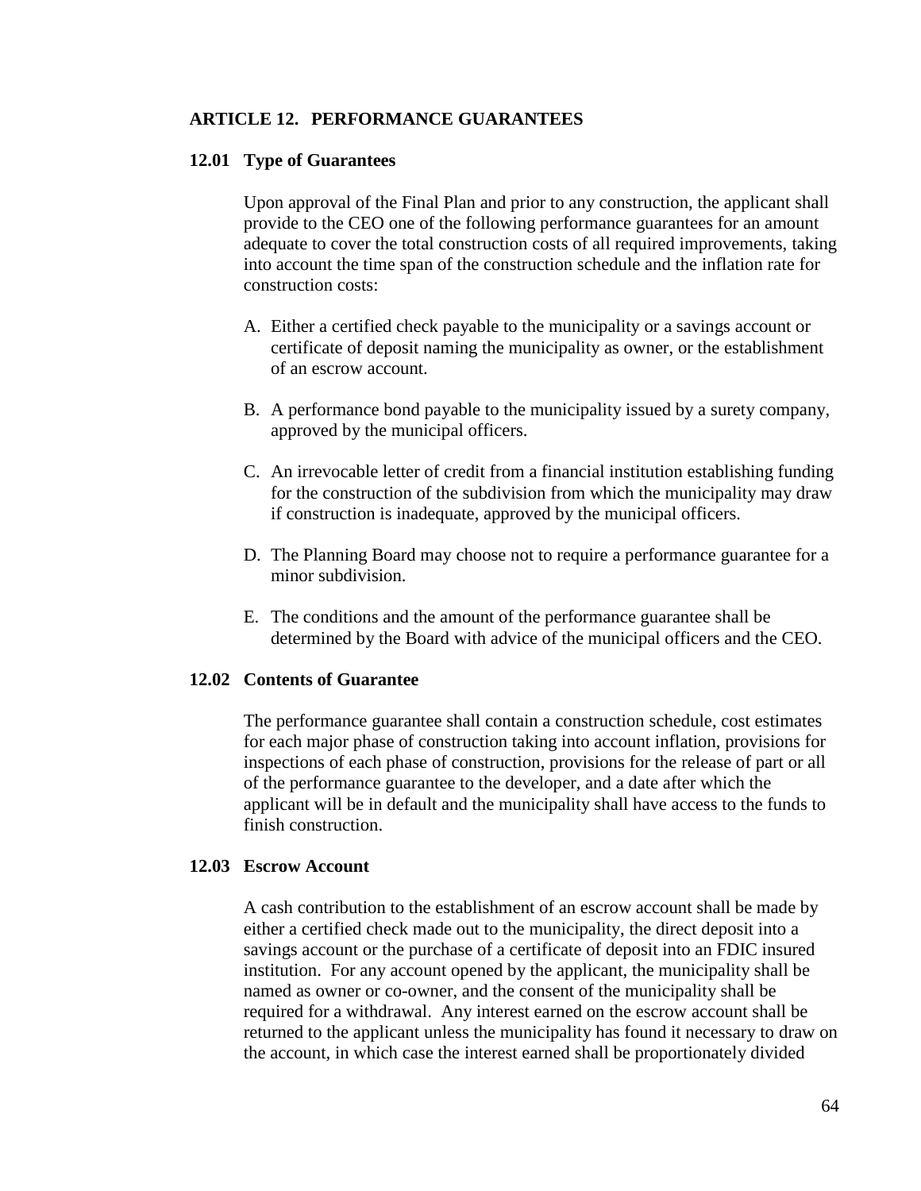## ARTICLE 12. PERFORMANCE GUARANTEES

### 12.01 Type of Guarantees

Upon approval of the Final Plan and prior to any construction, the applicant shall provide to the CEO one of the following performance guarantees for an amount adequate to cover the total construction costs of all required improvements, taking into account the time span of the construction schedule and the inflation rate for construction costs:

A. Either a certified check payable to the municipality or a savings account or certificate of deposit naming the municipality as owner, or the establishment of an escrow account.

B. A performance bond payable to the municipality issued by a surety company, approved by the municipal officers.

C. An irrevocable letter of credit from a financial institution establishing funding for the construction of the subdivision from which the municipality may draw if construction is inadequate, approved by the municipal officers.

D. The Planning Board may choose not to require a performance guarantee for a minor subdivision.

E. The conditions and the amount of the performance guarantee shall be determined by the Board with advice of the municipal officers and the CEO.

### 12.02 Contents of Guarantee

The performance guarantee shall contain a construction schedule, cost estimates for each major phase of construction taking into account inflation, provisions for inspections of each phase of construction, provisions for the release of part or all of the performance guarantee to the developer, and a date after which the applicant will be in default and the municipality shall have access to the funds to finish construction.

### 12.03 Escrow Account

A cash contribution to the establishment of an escrow account shall be made by either a certified check made out to the municipality, the direct deposit into a savings account or the purchase of a certificate of deposit into an FDIC insured institution. For any account opened by the applicant, the municipality shall be named as owner or co-owner, and the consent of the municipality shall be required for a withdrawal. Any interest earned on the escrow account shall be returned to the applicant unless the municipality has found it necessary to draw on the account, in which case the interest earned shall be proportionately divided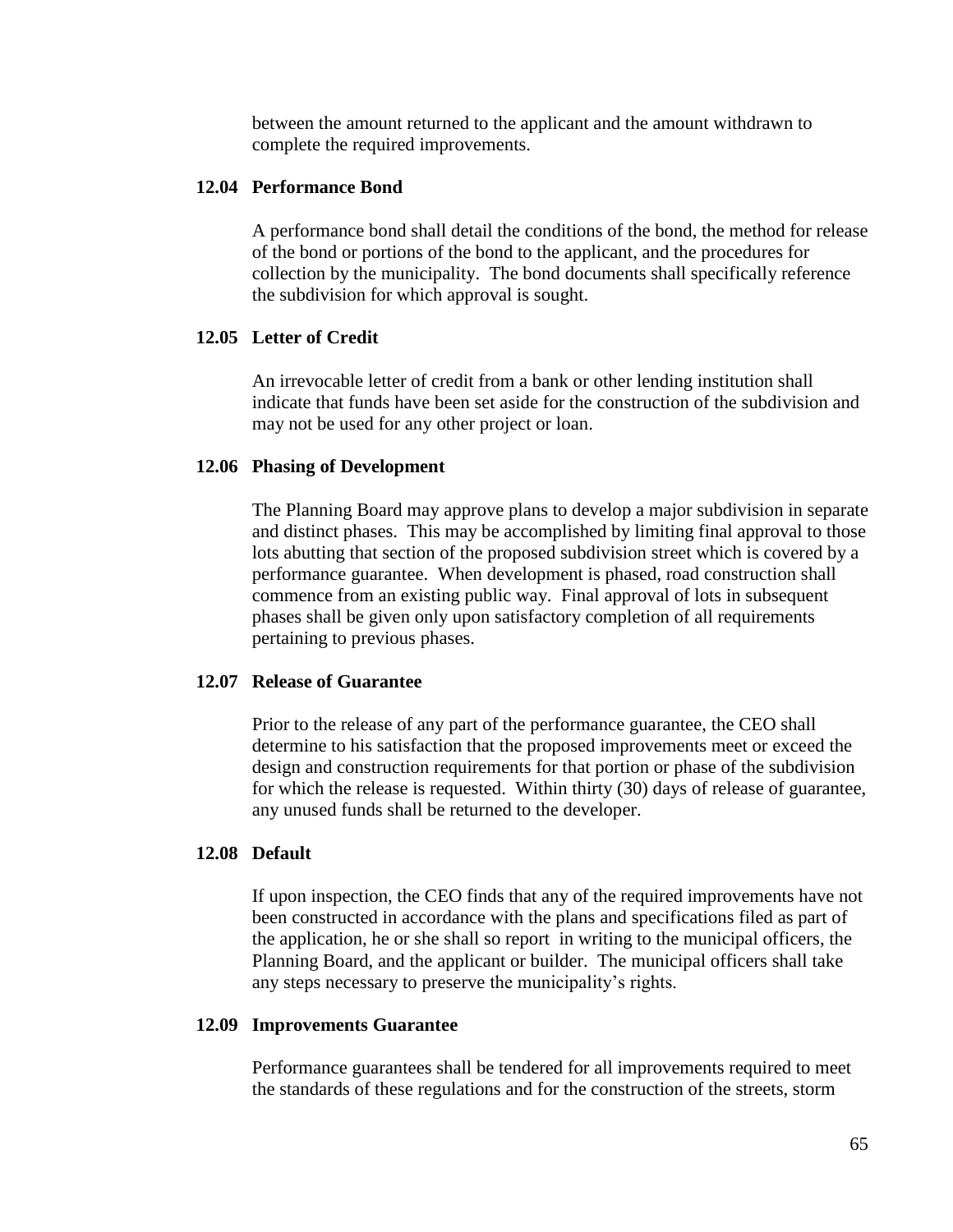between the amount returned to the applicant and the amount withdrawn to complete the required improvements.

### 12.04 Performance Bond

A performance bond shall detail the conditions of the bond, the method for release of the bond or portions of the bond to the applicant, and the procedures for collection by the municipality. The bond documents shall specifically reference the subdivision for which approval is sought.

### 12.05 Letter of Credit

An irrevocable letter of credit from a bank or other lending institution shall indicate that funds have been set aside for the construction of the subdivision and may not be used for any other project or loan.

### 12.06 Phasing of Development

The Planning Board may approve plans to develop a major subdivision in separate and distinct phases. This may be accomplished by limiting final approval to those lots abutting that section of the proposed subdivision street which is covered by a performance guarantee. When development is phased, road construction shall commence from an existing public way. Final approval of lots in subsequent phases shall be given only upon satisfactory completion of all requirements pertaining to previous phases.

### 12.07 Release of Guarantee

Prior to the release of any part of the performance guarantee, the CEO shall determine to his satisfaction that the proposed improvements meet or exceed the design and construction requirements for that portion or phase of the subdivision for which the release is requested. Within thirty (30) days of release of guarantee, any unused funds shall be returned to the developer.

### 12.08 Default

If upon inspection, the CEO finds that any of the required improvements have not been constructed in accordance with the plans and specifications filed as part of the application, he or she shall so report in writing to the municipal officers, the Planning Board, and the applicant or builder. The municipal officers shall take any steps necessary to preserve the municipality's rights.

### 12.09 Improvements Guarantee

Performance guarantees shall be tendered for all improvements required to meet the standards of these regulations and for the construction of the streets, storm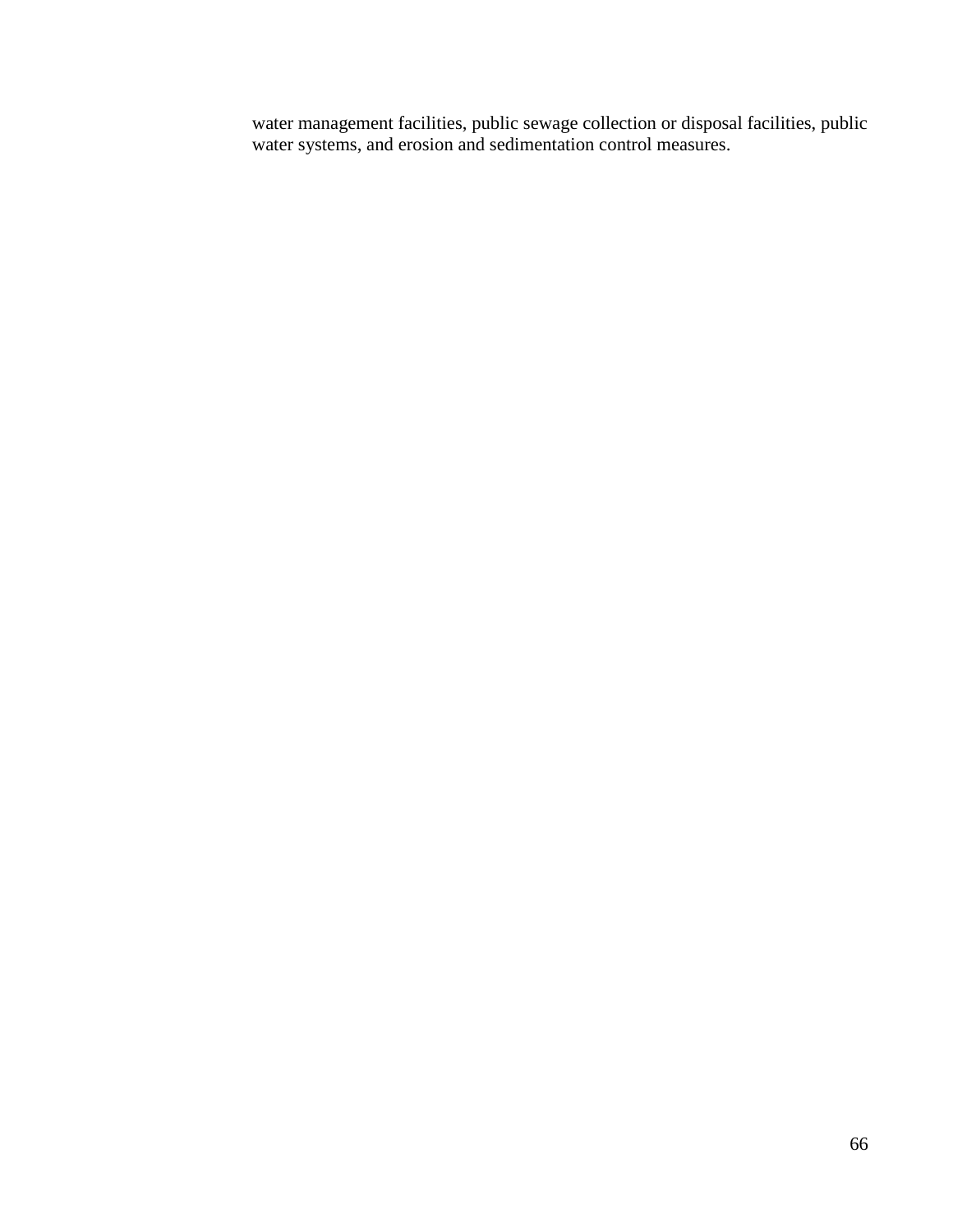water management facilities, public sewage collection or disposal facilities, public water systems, and erosion and sedimentation control measures.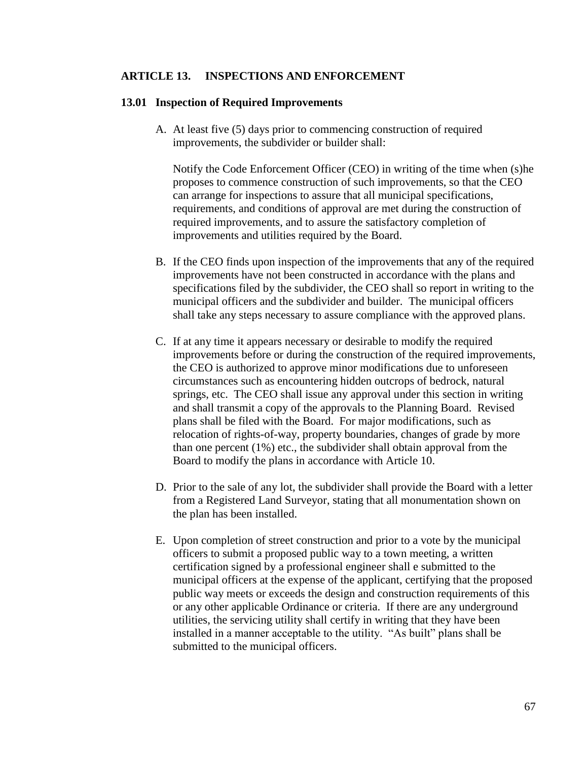# ARTICLE 13. INSPECTIONS AND ENFORCEMENT

## 13.01 Inspection of Required Improvements

A. At least five (5) days prior to commencing construction of required improvements, the subdivider or builder shall:

   Notify the Code Enforcement Officer (CEO) in writing of the time when (s)he proposes to commence construction of such improvements, so that the CEO can arrange for inspections to assure that all municipal specifications, requirements, and conditions of approval are met during the construction of required improvements, and to assure the satisfactory completion of improvements and utilities required by the Board.

B. If the CEO finds upon inspection of the improvements that any of the required improvements have not been constructed in accordance with the plans and specifications filed by the subdivider, the CEO shall so report in writing to the municipal officers and the subdivider and builder. The municipal officers shall take any steps necessary to assure compliance with the approved plans.

C. If at any time it appears necessary or desirable to modify the required improvements before or during the construction of the required improvements, the CEO is authorized to approve minor modifications due to unforeseen circumstances such as encountering hidden outcrops of bedrock, natural springs, etc. The CEO shall issue any approval under this section in writing and shall transmit a copy of the approvals to the Planning Board. Revised plans shall be filed with the Board. For major modifications, such as relocation of rights-of-way, property boundaries, changes of grade by more than one percent (1%) etc., the subdivider shall obtain approval from the Board to modify the plans in accordance with Article 10.

D. Prior to the sale of any lot, the subdivider shall provide the Board with a letter from a Registered Land Surveyor, stating that all monumentation shown on the plan has been installed.

E. Upon completion of street construction and prior to a vote by the municipal officers to submit a proposed public way to a town meeting, a written certification signed by a professional engineer shall e submitted to the municipal officers at the expense of the applicant, certifying that the proposed public way meets or exceeds the design and construction requirements of this or any other applicable Ordinance or criteria. If there are any underground utilities, the servicing utility shall certify in writing that they have been installed in a manner acceptable to the utility. "As built" plans shall be submitted to the municipal officers.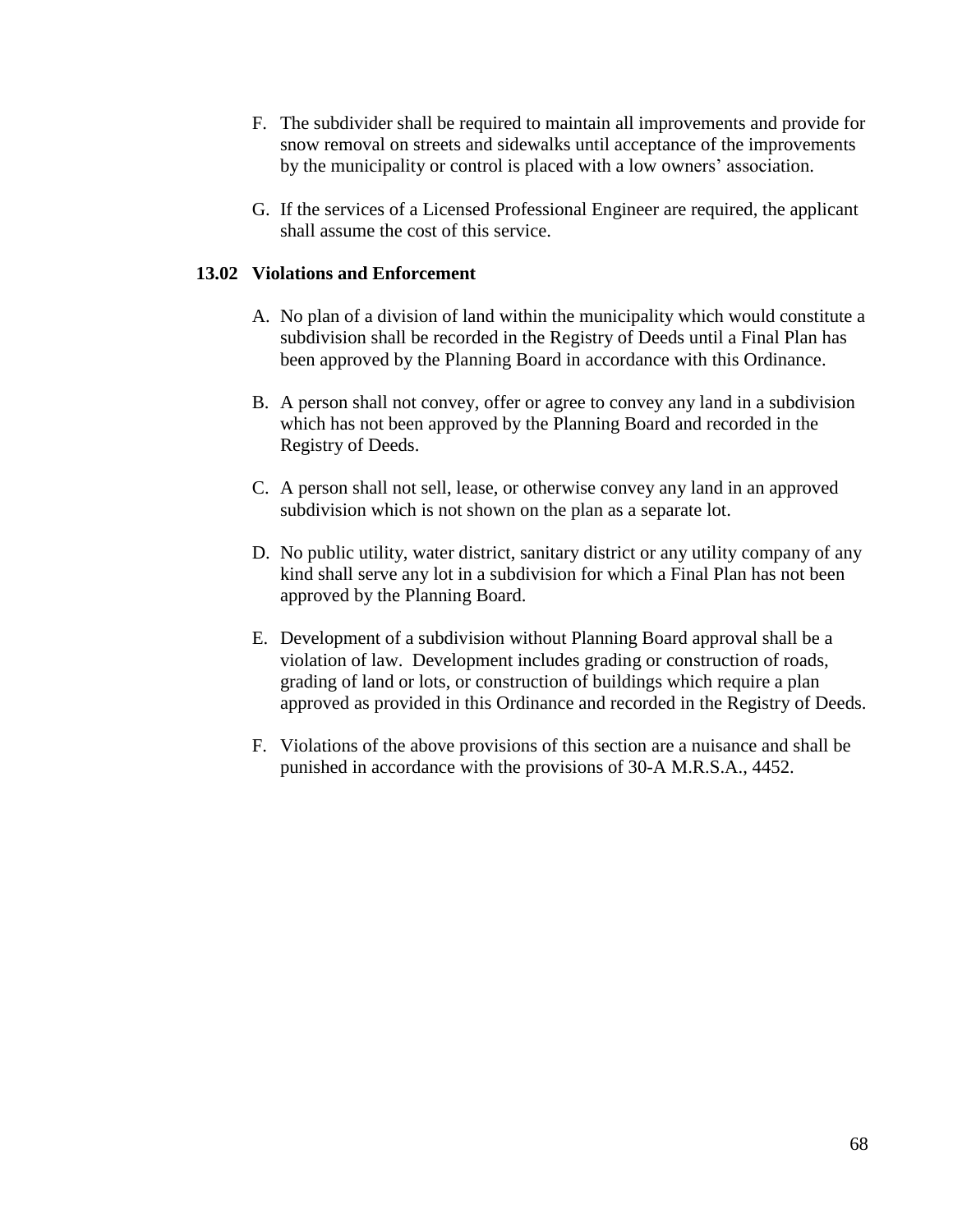F. The subdivider shall be required to maintain all improvements and provide for snow removal on streets and sidewalks until acceptance of the improvements by the municipality or control is placed with a low owners' association.

G. If the services of a Licensed Professional Engineer are required, the applicant shall assume the cost of this service.

### 13.02 Violations and Enforcement

A. No plan of a division of land within the municipality which would constitute a subdivision shall be recorded in the Registry of Deeds until a Final Plan has been approved by the Planning Board in accordance with this Ordinance.

B. A person shall not convey, offer or agree to convey any land in a subdivision which has not been approved by the Planning Board and recorded in the Registry of Deeds.

C. A person shall not sell, lease, or otherwise convey any land in an approved subdivision which is not shown on the plan as a separate lot.

D. No public utility, water district, sanitary district or any utility company of any kind shall serve any lot in a subdivision for which a Final Plan has not been approved by the Planning Board.

E. Development of a subdivision without Planning Board approval shall be a violation of law. Development includes grading or construction of roads, grading of land or lots, or construction of buildings which require a plan approved as provided in this Ordinance and recorded in the Registry of Deeds.

F. Violations of the above provisions of this section are a nuisance and shall be punished in accordance with the provisions of 30-A M.R.S.A., 4452.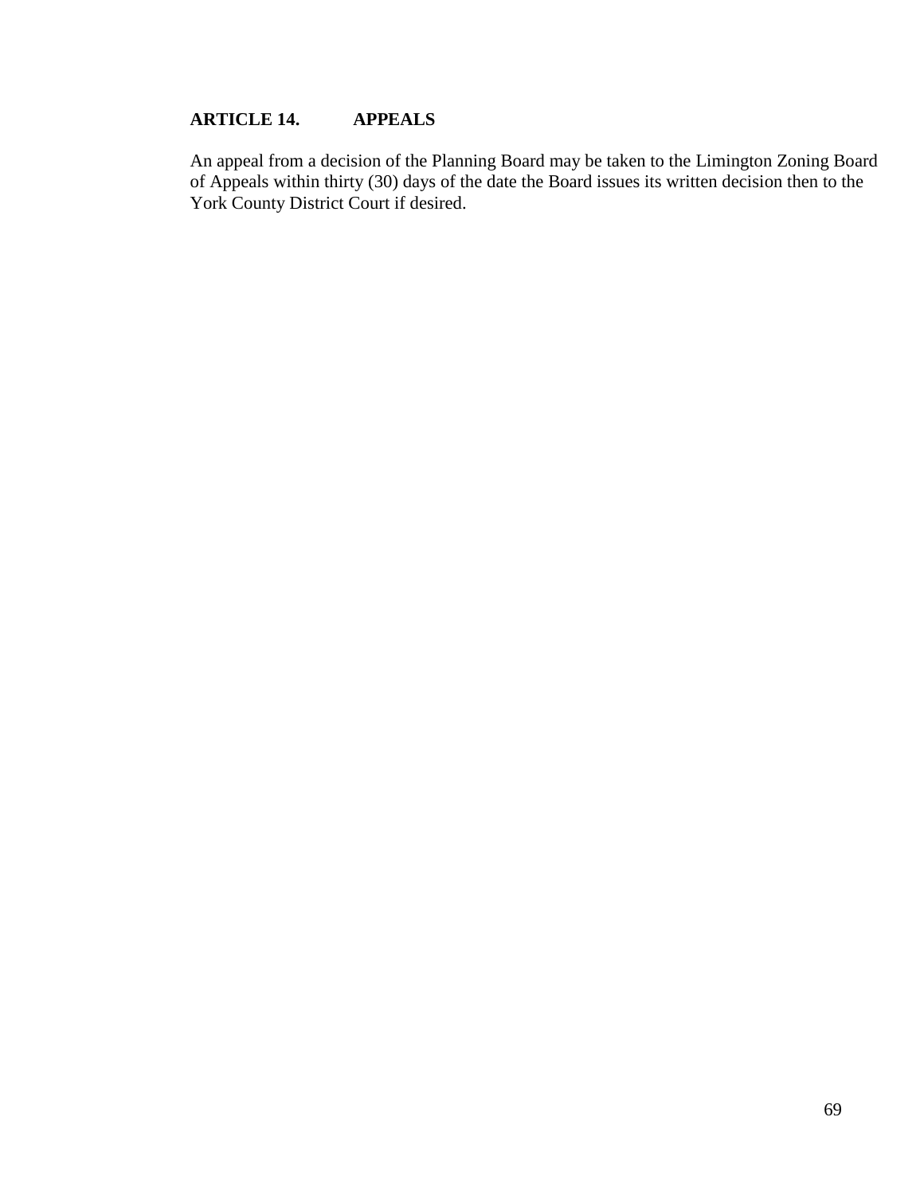## ARTICLE 14. APPEALS

An appeal from a decision of the Planning Board may be taken to the Limington Zoning Board of Appeals within thirty (30) days of the date the Board issues its written decision then to the York County District Court if desired.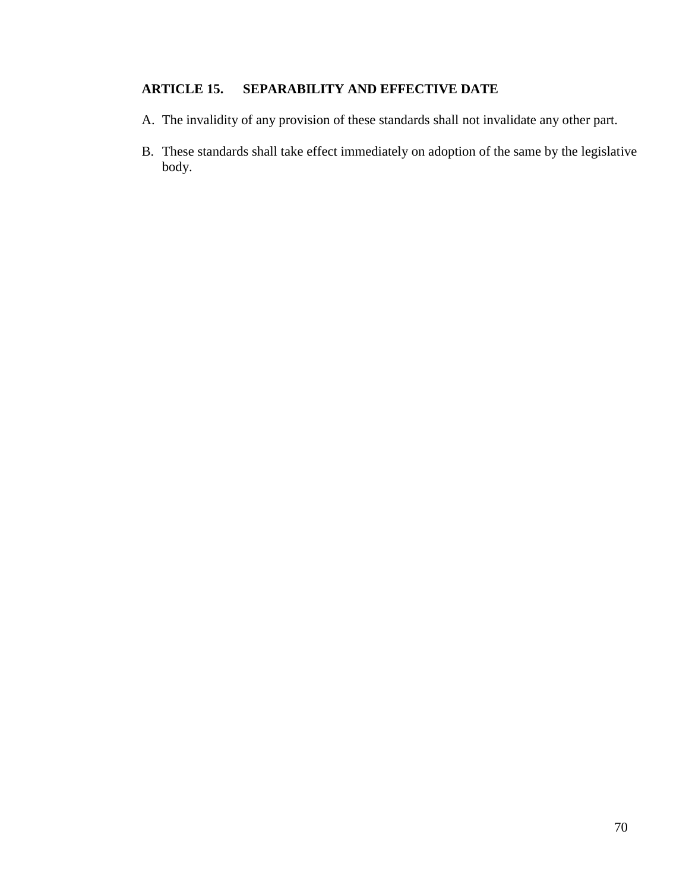## ARTICLE 15. SEPARABILITY AND EFFECTIVE DATE

A. The invalidity of any provision of these standards shall not invalidate any other part.

B. These standards shall take effect immediately on adoption of the same by the legislative body.